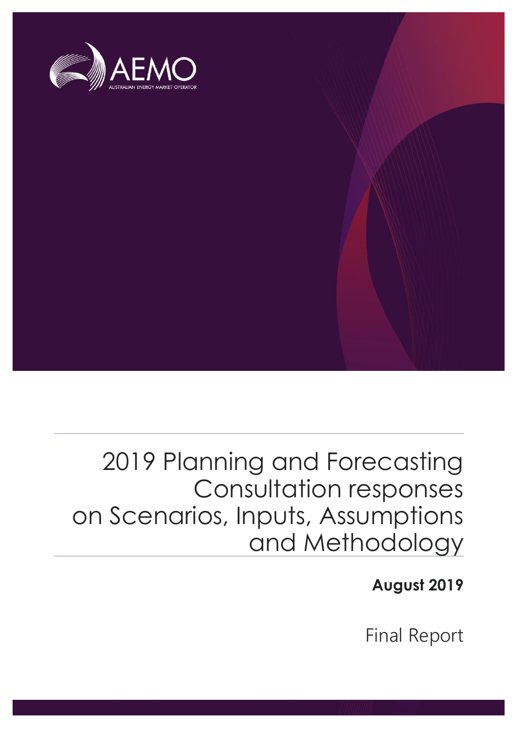AEMO

AUSTRALIAN ENERGY MARKET OPERATOR

# 2019 Planning and Forecasting Consultation responses on Scenarios, Inputs, Assumptions and Methodology

**August 2019**

Final Report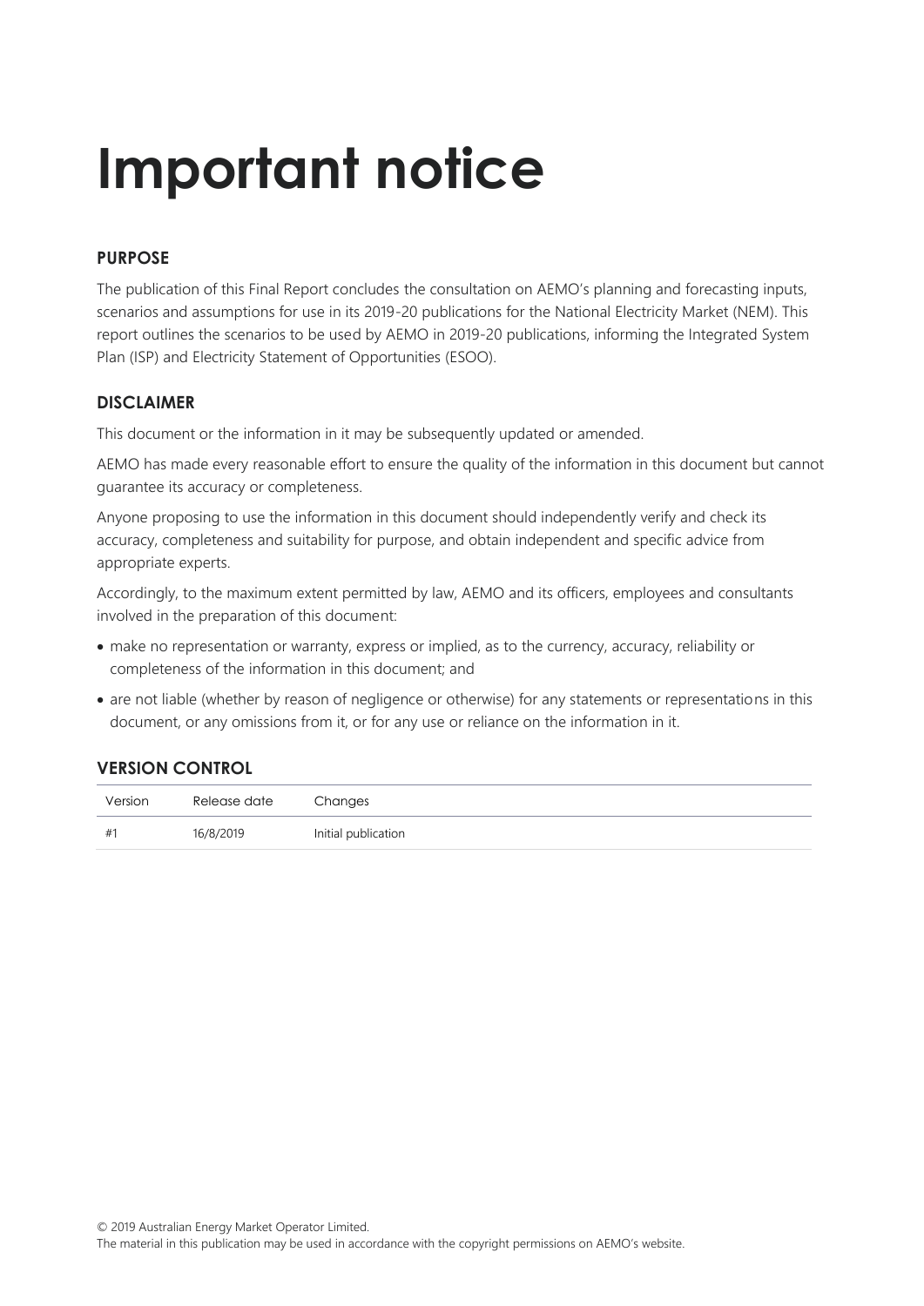# Important notice

## PURPOSE

The publication of this Final Report concludes the consultation on AEMO's planning and forecasting inputs, scenarios and assumptions for use in its 2019-20 publications for the National Electricity Market (NEM). This report outlines the scenarios to be used by AEMO in 2019-20 publications, informing the Integrated System Plan (ISP) and Electricity Statement of Opportunities (ESOO).

## DISCLAIMER

This document or the information in it may be subsequently updated or amended.

AEMO has made every reasonable effort to ensure the quality of the information in this document but cannot guarantee its accuracy or completeness.

Anyone proposing to use the information in this document should independently verify and check its accuracy, completeness and suitability for purpose, and obtain independent and specific advice from appropriate experts.

Accordingly, to the maximum extent permitted by law, AEMO and its officers, employees and consultants involved in the preparation of this document:

- make no representation or warranty, express or implied, as to the currency, accuracy, reliability or completeness of the information in this document; and
- are not liable (whether by reason of negligence or otherwise) for any statements or representations in this document, or any omissions from it, or for any use or reliance on the information in it.

## VERSION CONTROL

| Version | Release date | Changes |
| --- | --- | --- |
| #1 | 16/8/2019 | Initial publication |

© 2019 Australian Energy Market Operator Limited.
The material in this publication may be used in accordance with the copyright permissions on AEMO's website.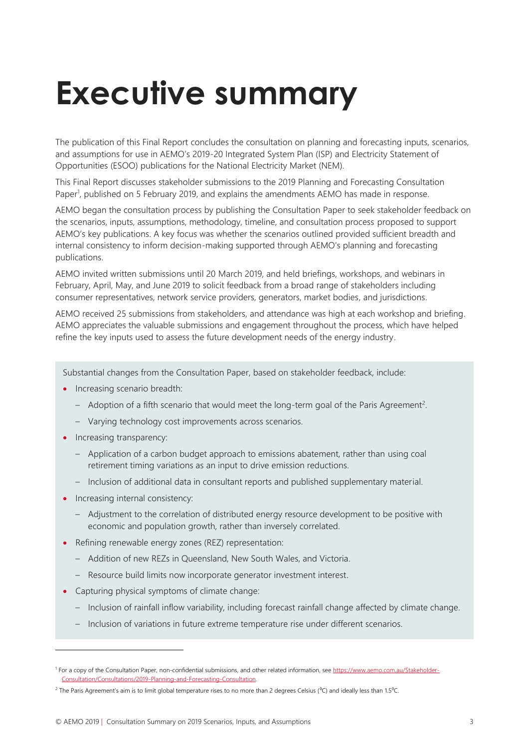# Executive summary

The publication of this Final Report concludes the consultation on planning and forecasting inputs, scenarios, and assumptions for use in AEMO's 2019-20 Integrated System Plan (ISP) and Electricity Statement of Opportunities (ESOO) publications for the National Electricity Market (NEM).

This Final Report discusses stakeholder submissions to the 2019 Planning and Forecasting Consultation Paper[1], published on 5 February 2019, and explains the amendments AEMO has made in response.

AEMO began the consultation process by publishing the Consultation Paper to seek stakeholder feedback on the scenarios, inputs, assumptions, methodology, timeline, and consultation process proposed to support AEMO's key publications. A key focus was whether the scenarios outlined provided sufficient breadth and internal consistency to inform decision-making supported through AEMO's planning and forecasting publications.

AEMO invited written submissions until 20 March 2019, and held briefings, workshops, and webinars in February, April, May, and June 2019 to solicit feedback from a broad range of stakeholders including consumer representatives, network service providers, generators, market bodies, and jurisdictions.

AEMO received 25 submissions from stakeholders, and attendance was high at each workshop and briefing. AEMO appreciates the valuable submissions and engagement throughout the process, which have helped refine the key inputs used to assess the future development needs of the energy industry.

Substantial changes from the Consultation Paper, based on stakeholder feedback, include:

- Increasing scenario breadth:
  - Adoption of a fifth scenario that would meet the long-term goal of the Paris Agreement[2].
  - Varying technology cost improvements across scenarios.
- Increasing transparency:
  - Application of a carbon budget approach to emissions abatement, rather than using coal retirement timing variations as an input to drive emission reductions.
  - Inclusion of additional data in consultant reports and published supplementary material.
- Increasing internal consistency:
  - Adjustment to the correlation of distributed energy resource development to be positive with economic and population growth, rather than inversely correlated.
- Refining renewable energy zones (REZ) representation:
  - Addition of new REZs in Queensland, New South Wales, and Victoria.
  - Resource build limits now incorporate generator investment interest.
- Capturing physical symptoms of climate change:
  - Inclusion of rainfall inflow variability, including forecast rainfall change affected by climate change.
  - Inclusion of variations in future extreme temperature rise under different scenarios.

---

[1] For a copy of the Consultation Paper, non-confidential submissions, and other related information, see https://www.aemo.com.au/Stakeholder-Consultation/Consultations/2019-Planning-and-Forecasting-Consultation.

[2] The Paris Agreement's aim is to limit global temperature rises to no more than 2 degrees Celsius (°C) and ideally less than 1.5°C.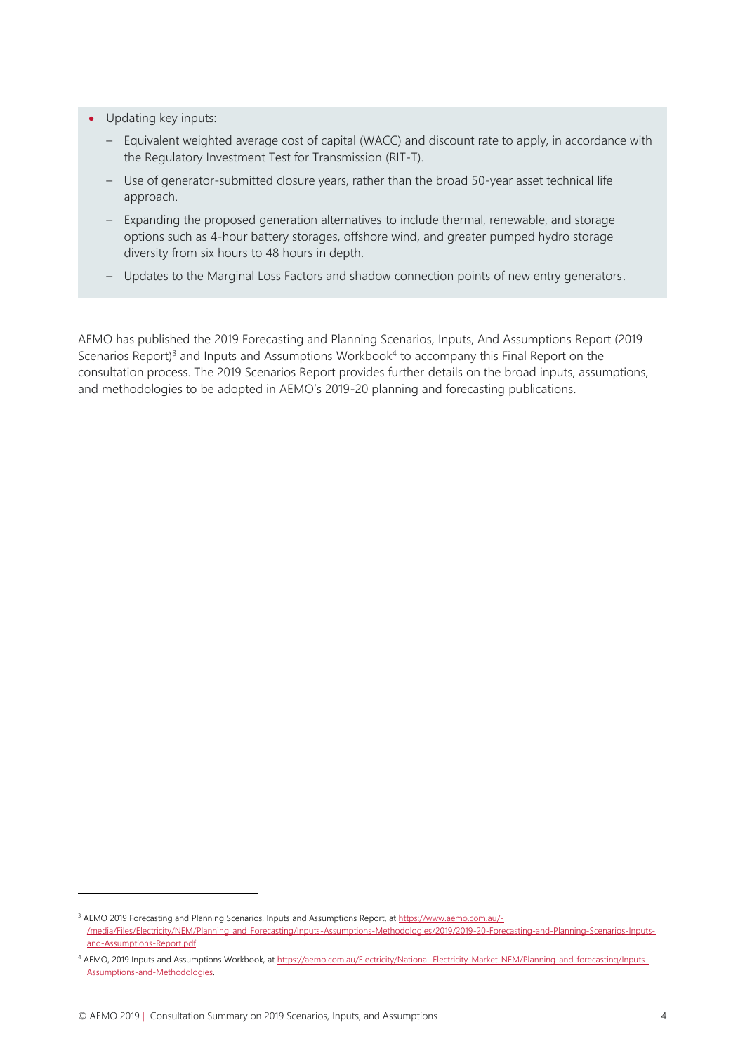- Updating key inputs:
  - Equivalent weighted average cost of capital (WACC) and discount rate to apply, in accordance with the Regulatory Investment Test for Transmission (RIT-T).
  - Use of generator-submitted closure years, rather than the broad 50-year asset technical life approach.
  - Expanding the proposed generation alternatives to include thermal, renewable, and storage options such as 4-hour battery storages, offshore wind, and greater pumped hydro storage diversity from six hours to 48 hours in depth.
  - Updates to the Marginal Loss Factors and shadow connection points of new entry generators.

AEMO has published the 2019 Forecasting and Planning Scenarios, Inputs, And Assumptions Report (2019 Scenarios Report)[3] and Inputs and Assumptions Workbook[4] to accompany this Final Report on the consultation process. The 2019 Scenarios Report provides further details on the broad inputs, assumptions, and methodologies to be adopted in AEMO's 2019-20 planning and forecasting publications.

---

[3] AEMO 2019 Forecasting and Planning Scenarios, Inputs and Assumptions Report, at https://www.aemo.com.au/-/media/Files/Electricity/NEM/Planning_and_Forecasting/Inputs-Assumptions-Methodologies/2019/2019-20-Forecasting-and-Planning-Scenarios-Inputs-and-Assumptions-Report.pdf

[4] AEMO, 2019 Inputs and Assumptions Workbook, at https://aemo.com.au/Electricity/National-Electricity-Market-NEM/Planning-and-forecasting/Inputs-Assumptions-and-Methodologies.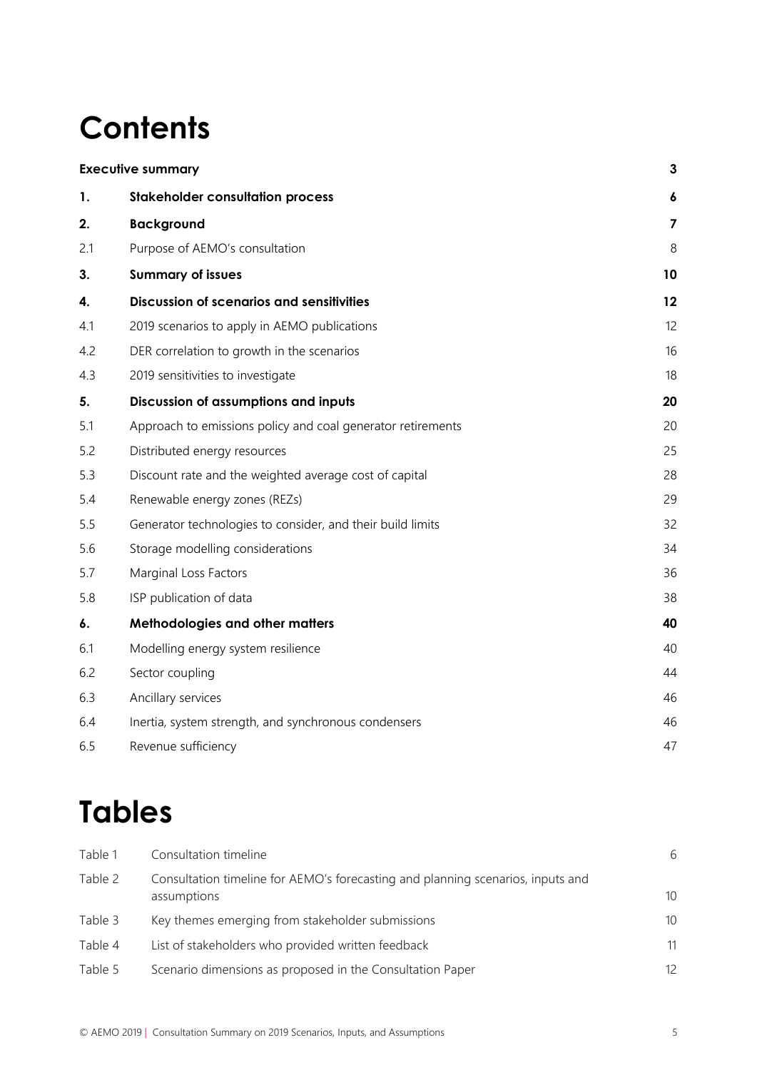# Contents

| | | |
|---|---|---|
| **Executive summary** | | **3** |
| **1.** | **Stakeholder consultation process** | **6** |
| **2.** | **Background** | **7** |
| 2.1 | Purpose of AEMO's consultation | 8 |
| **3.** | **Summary of issues** | **10** |
| **4.** | **Discussion of scenarios and sensitivities** | **12** |
| 4.1 | 2019 scenarios to apply in AEMO publications | 12 |
| 4.2 | DER correlation to growth in the scenarios | 16 |
| 4.3 | 2019 sensitivities to investigate | 18 |
| **5.** | **Discussion of assumptions and inputs** | **20** |
| 5.1 | Approach to emissions policy and coal generator retirements | 20 |
| 5.2 | Distributed energy resources | 25 |
| 5.3 | Discount rate and the weighted average cost of capital | 28 |
| 5.4 | Renewable energy zones (REZs) | 29 |
| 5.5 | Generator technologies to consider, and their build limits | 32 |
| 5.6 | Storage modelling considerations | 34 |
| 5.7 | Marginal Loss Factors | 36 |
| 5.8 | ISP publication of data | 38 |
| **6.** | **Methodologies and other matters** | **40** |
| 6.1 | Modelling energy system resilience | 40 |
| 6.2 | Sector coupling | 44 |
| 6.3 | Ancillary services | 46 |
| 6.4 | Inertia, system strength, and synchronous condensers | 46 |
| 6.5 | Revenue sufficiency | 47 |

# Tables

| | | |
|---|---|---|
| Table 1 | Consultation timeline | 6 |
| Table 2 | Consultation timeline for AEMO's forecasting and planning scenarios, inputs and assumptions | 10 |
| Table 3 | Key themes emerging from stakeholder submissions | 10 |
| Table 4 | List of stakeholders who provided written feedback | 11 |
| Table 5 | Scenario dimensions as proposed in the Consultation Paper | 12 |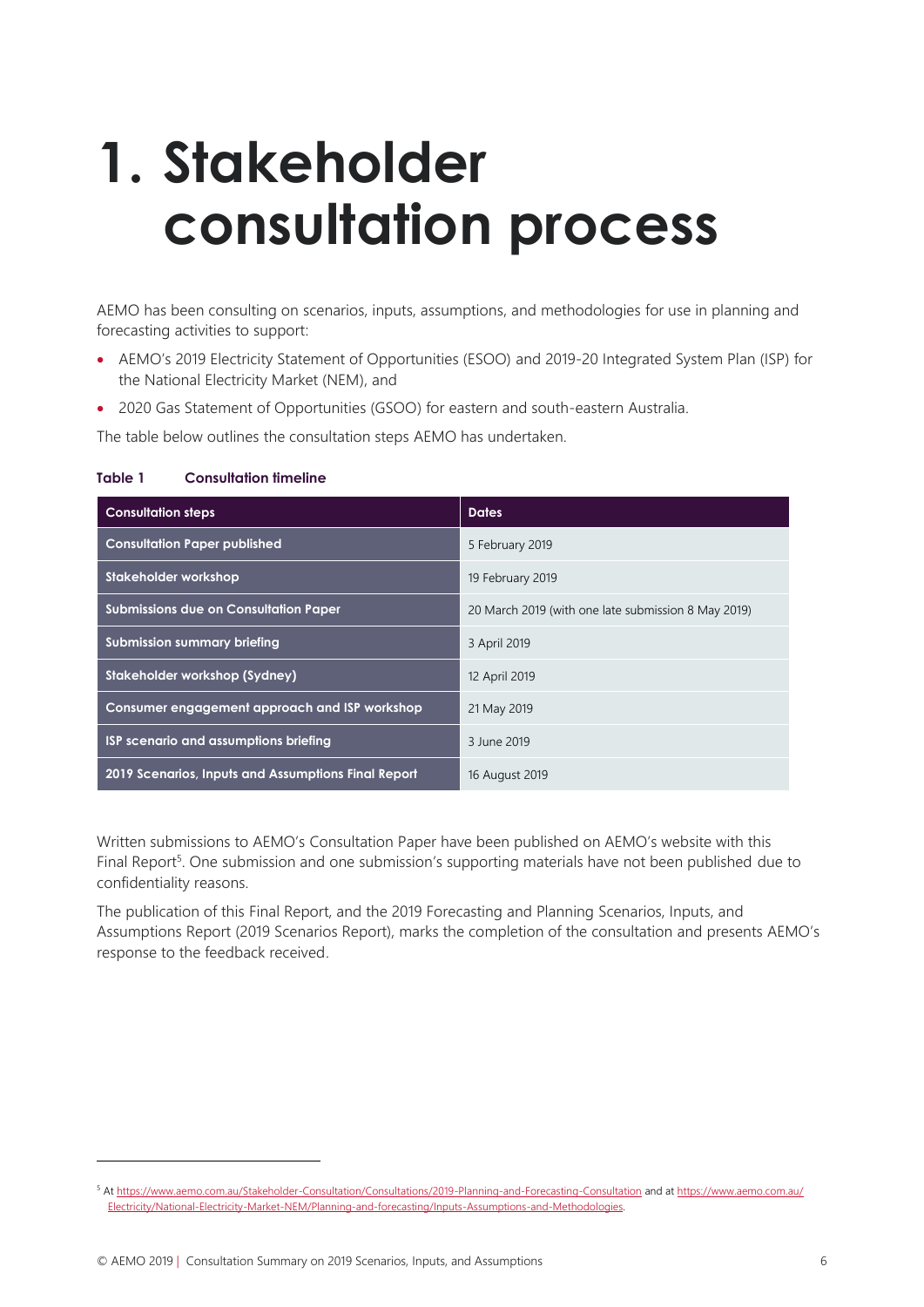# 1. Stakeholder consultation process

AEMO has been consulting on scenarios, inputs, assumptions, and methodologies for use in planning and forecasting activities to support:

- AEMO's 2019 Electricity Statement of Opportunities (ESOO) and 2019-20 Integrated System Plan (ISP) for the National Electricity Market (NEM), and
- 2020 Gas Statement of Opportunities (GSOO) for eastern and south-eastern Australia.

The table below outlines the consultation steps AEMO has undertaken.

**Table 1 Consultation timeline**

| Consultation steps | Dates |
|---|---|
| **Consultation Paper published** | 5 February 2019 |
| **Stakeholder workshop** | 19 February 2019 |
| **Submissions due on Consultation Paper** | 20 March 2019 (with one late submission 8 May 2019) |
| **Submission summary briefing** | 3 April 2019 |
| **Stakeholder workshop (Sydney)** | 12 April 2019 |
| **Consumer engagement approach and ISP workshop** | 21 May 2019 |
| **ISP scenario and assumptions briefing** | 3 June 2019 |
| **2019 Scenarios, Inputs and Assumptions Final Report** | 16 August 2019 |

Written submissions to AEMO's Consultation Paper have been published on AEMO's website with this Final Report[5]. One submission and one submission's supporting materials have not been published due to confidentiality reasons.

The publication of this Final Report, and the 2019 Forecasting and Planning Scenarios, Inputs, and Assumptions Report (2019 Scenarios Report), marks the completion of the consultation and presents AEMO's response to the feedback received.

[5] At https://www.aemo.com.au/Stakeholder-Consultation/Consultations/2019-Planning-and-Forecasting-Consultation and at https://www.aemo.com.au/Electricity/National-Electricity-Market-NEM/Planning-and-forecasting/Inputs-Assumptions-and-Methodologies.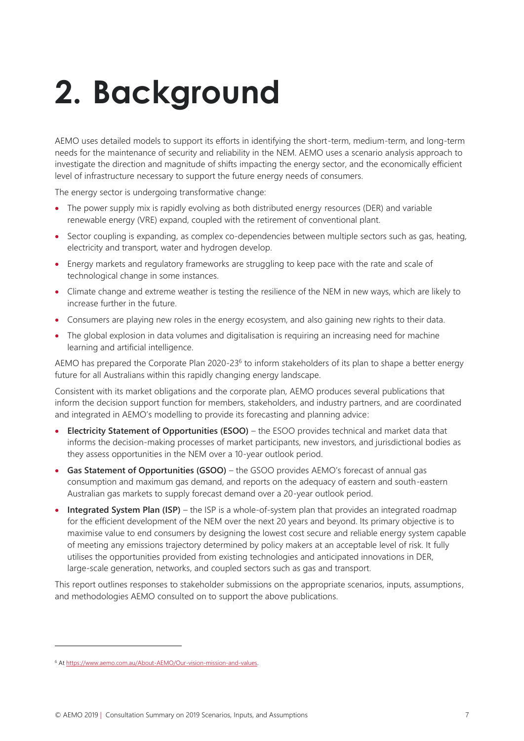# 2. Background

AEMO uses detailed models to support its efforts in identifying the short-term, medium-term, and long-term needs for the maintenance of security and reliability in the NEM. AEMO uses a scenario analysis approach to investigate the direction and magnitude of shifts impacting the energy sector, and the economically efficient level of infrastructure necessary to support the future energy needs of consumers.

The energy sector is undergoing transformative change:

- The power supply mix is rapidly evolving as both distributed energy resources (DER) and variable renewable energy (VRE) expand, coupled with the retirement of conventional plant.
- Sector coupling is expanding, as complex co-dependencies between multiple sectors such as gas, heating, electricity and transport, water and hydrogen develop.
- Energy markets and regulatory frameworks are struggling to keep pace with the rate and scale of technological change in some instances.
- Climate change and extreme weather is testing the resilience of the NEM in new ways, which are likely to increase further in the future.
- Consumers are playing new roles in the energy ecosystem, and also gaining new rights to their data.
- The global explosion in data volumes and digitalisation is requiring an increasing need for machine learning and artificial intelligence.

AEMO has prepared the Corporate Plan 2020-23[6] to inform stakeholders of its plan to shape a better energy future for all Australians within this rapidly changing energy landscape.

Consistent with its market obligations and the corporate plan, AEMO produces several publications that inform the decision support function for members, stakeholders, and industry partners, and are coordinated and integrated in AEMO's modelling to provide its forecasting and planning advice:

- **Electricity Statement of Opportunities (ESOO)** – the ESOO provides technical and market data that informs the decision-making processes of market participants, new investors, and jurisdictional bodies as they assess opportunities in the NEM over a 10-year outlook period.
- **Gas Statement of Opportunities (GSOO)** – the GSOO provides AEMO's forecast of annual gas consumption and maximum gas demand, and reports on the adequacy of eastern and south-eastern Australian gas markets to supply forecast demand over a 20-year outlook period.
- **Integrated System Plan (ISP)** – the ISP is a whole-of-system plan that provides an integrated roadmap for the efficient development of the NEM over the next 20 years and beyond. Its primary objective is to maximise value to end consumers by designing the lowest cost secure and reliable energy system capable of meeting any emissions trajectory determined by policy makers at an acceptable level of risk. It fully utilises the opportunities provided from existing technologies and anticipated innovations in DER, large-scale generation, networks, and coupled sectors such as gas and transport.

This report outlines responses to stakeholder submissions on the appropriate scenarios, inputs, assumptions, and methodologies AEMO consulted on to support the above publications.

[6] At https://www.aemo.com.au/About-AEMO/Our-vision-mission-and-values.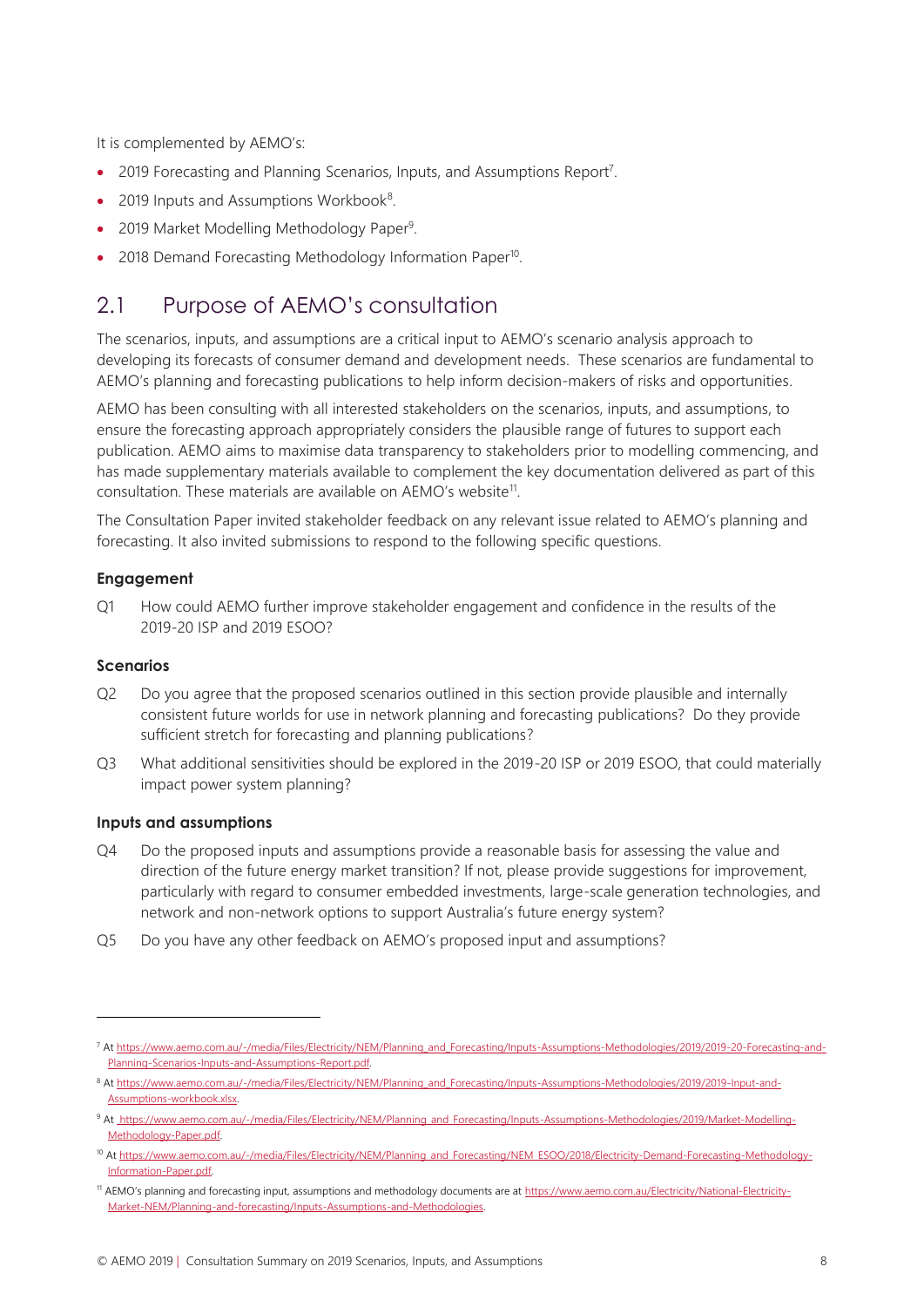It is complemented by AEMO's:

- 2019 Forecasting and Planning Scenarios, Inputs, and Assumptions Report[7].
- 2019 Inputs and Assumptions Workbook[8].
- 2019 Market Modelling Methodology Paper[9].
- 2018 Demand Forecasting Methodology Information Paper[10].

## 2.1 Purpose of AEMO's consultation

The scenarios, inputs, and assumptions are a critical input to AEMO's scenario analysis approach to developing its forecasts of consumer demand and development needs. These scenarios are fundamental to AEMO's planning and forecasting publications to help inform decision-makers of risks and opportunities.

AEMO has been consulting with all interested stakeholders on the scenarios, inputs, and assumptions, to ensure the forecasting approach appropriately considers the plausible range of futures to support each publication. AEMO aims to maximise data transparency to stakeholders prior to modelling commencing, and has made supplementary materials available to complement the key documentation delivered as part of this consultation. These materials are available on AEMO's website[11].

The Consultation Paper invited stakeholder feedback on any relevant issue related to AEMO's planning and forecasting. It also invited submissions to respond to the following specific questions.

**Engagement**

Q1 How could AEMO further improve stakeholder engagement and confidence in the results of the 2019-20 ISP and 2019 ESOO?

**Scenarios**

Q2 Do you agree that the proposed scenarios outlined in this section provide plausible and internally consistent future worlds for use in network planning and forecasting publications? Do they provide sufficient stretch for forecasting and planning publications?

Q3 What additional sensitivities should be explored in the 2019-20 ISP or 2019 ESOO, that could materially impact power system planning?

**Inputs and assumptions**

Q4 Do the proposed inputs and assumptions provide a reasonable basis for assessing the value and direction of the future energy market transition? If not, please provide suggestions for improvement, particularly with regard to consumer embedded investments, large-scale generation technologies, and network and non-network options to support Australia's future energy system?

Q5 Do you have any other feedback on AEMO's proposed input and assumptions?

---

[7] At https://www.aemo.com.au/-/media/Files/Electricity/NEM/Planning_and_Forecasting/Inputs-Assumptions-Methodologies/2019/2019-20-Forecasting-and-Planning-Scenarios-Inputs-and-Assumptions-Report.pdf.

[8] At https://www.aemo.com.au/-/media/Files/Electricity/NEM/Planning_and_Forecasting/Inputs-Assumptions-Methodologies/2019/2019-Input-and-Assumptions-workbook.xlsx.

[9] At https://www.aemo.com.au/-/media/Files/Electricity/NEM/Planning_and_Forecasting/Inputs-Assumptions-Methodologies/2019/Market-Modelling-Methodology-Paper.pdf.

[10] At https://www.aemo.com.au/-/media/Files/Electricity/NEM/Planning_and_Forecasting/NEM_ESOO/2018/Electricity-Demand-Forecasting-Methodology-Information-Paper.pdf.

[11] AEMO's planning and forecasting input, assumptions and methodology documents are at https://www.aemo.com.au/Electricity/National-Electricity-Market-NEM/Planning-and-forecasting/Inputs-Assumptions-and-Methodologies.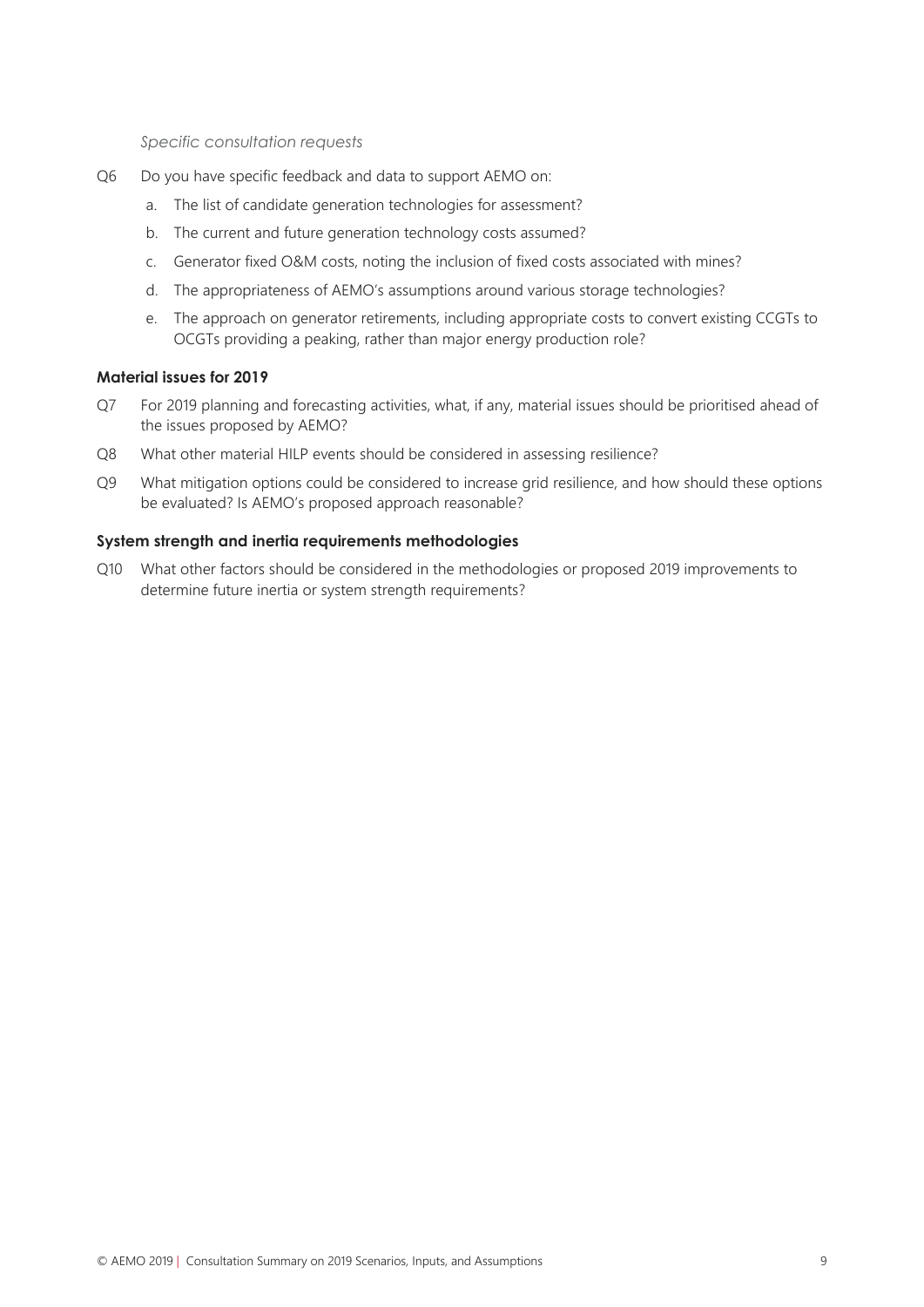*Specific consultation requests*

Q6 Do you have specific feedback and data to support AEMO on:

a. The list of candidate generation technologies for assessment?

b. The current and future generation technology costs assumed?

c. Generator fixed O&M costs, noting the inclusion of fixed costs associated with mines?

d. The appropriateness of AEMO's assumptions around various storage technologies?

e. The approach on generator retirements, including appropriate costs to convert existing CCGTs to OCGTs providing a peaking, rather than major energy production role?

### Material issues for 2019

Q7 For 2019 planning and forecasting activities, what, if any, material issues should be prioritised ahead of the issues proposed by AEMO?

Q8 What other material HILP events should be considered in assessing resilience?

Q9 What mitigation options could be considered to increase grid resilience, and how should these options be evaluated? Is AEMO's proposed approach reasonable?

### System strength and inertia requirements methodologies

Q10 What other factors should be considered in the methodologies or proposed 2019 improvements to determine future inertia or system strength requirements?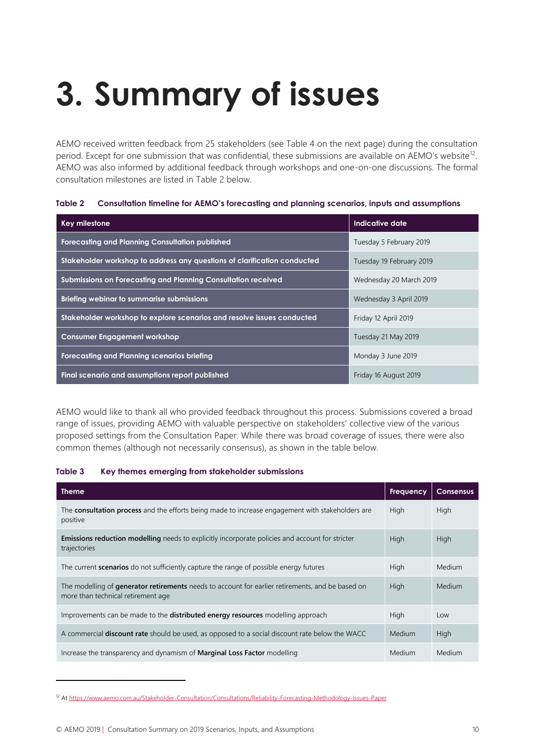# 3. Summary of issues

AEMO received written feedback from 25 stakeholders (see Table 4 on the next page) during the consultation period. Except for one submission that was confidential, these submissions are available on AEMO's website[12]. AEMO was also informed by additional feedback through workshops and one-on-one discussions. The formal consultation milestones are listed in Table 2 below.

**Table 2 Consultation timeline for AEMO's forecasting and planning scenarios, inputs and assumptions**

| Key milestone | Indicative date |
| --- | --- |
| **Forecasting and Planning Consultation published** | Tuesday 5 February 2019 |
| **Stakeholder workshop to address any questions of clarification conducted** | Tuesday 19 February 2019 |
| **Submissions on Forecasting and Planning Consultation received** | Wednesday 20 March 2019 |
| **Briefing webinar to summarise submissions** | Wednesday 3 April 2019 |
| **Stakeholder workshop to explore scenarios and resolve issues conducted** | Friday 12 April 2019 |
| **Consumer Engagement workshop** | Tuesday 21 May 2019 |
| **Forecasting and Planning scenarios briefing** | Monday 3 June 2019 |
| **Final scenario and assumptions report published** | Friday 16 August 2019 |

AEMO would like to thank all who provided feedback throughout this process. Submissions covered a broad range of issues, providing AEMO with valuable perspective on stakeholders' collective view of the various proposed settings from the Consultation Paper. While there was broad coverage of issues, there were also common themes (although not necessarily consensus), as shown in the table below.

**Table 3 Key themes emerging from stakeholder submissions**

| Theme | Frequency | Consensus |
| --- | --- | --- |
| The **consultation process** and the efforts being made to increase engagement with stakeholders are positive | High | High |
| **Emissions reduction modelling** needs to explicitly incorporate policies and account for stricter trajectories | High | High |
| The current **scenarios** do not sufficiently capture the range of possible energy futures | High | Medium |
| The modelling of **generator retirements** needs to account for earlier retirements, and be based on more than technical retirement age | High | Medium |
| Improvements can be made to the **distributed energy resources** modelling approach | High | Low |
| A commercial **discount rate** should be used, as opposed to a social discount rate below the WACC | Medium | High |
| Increase the transparency and dynamism of **Marginal Loss Factor** modelling | Medium | Medium |

[12] At https://www.aemo.com.au/Stakeholder-Consultation/Consultations/Reliability-Forecasting-Methodology-Issues-Paper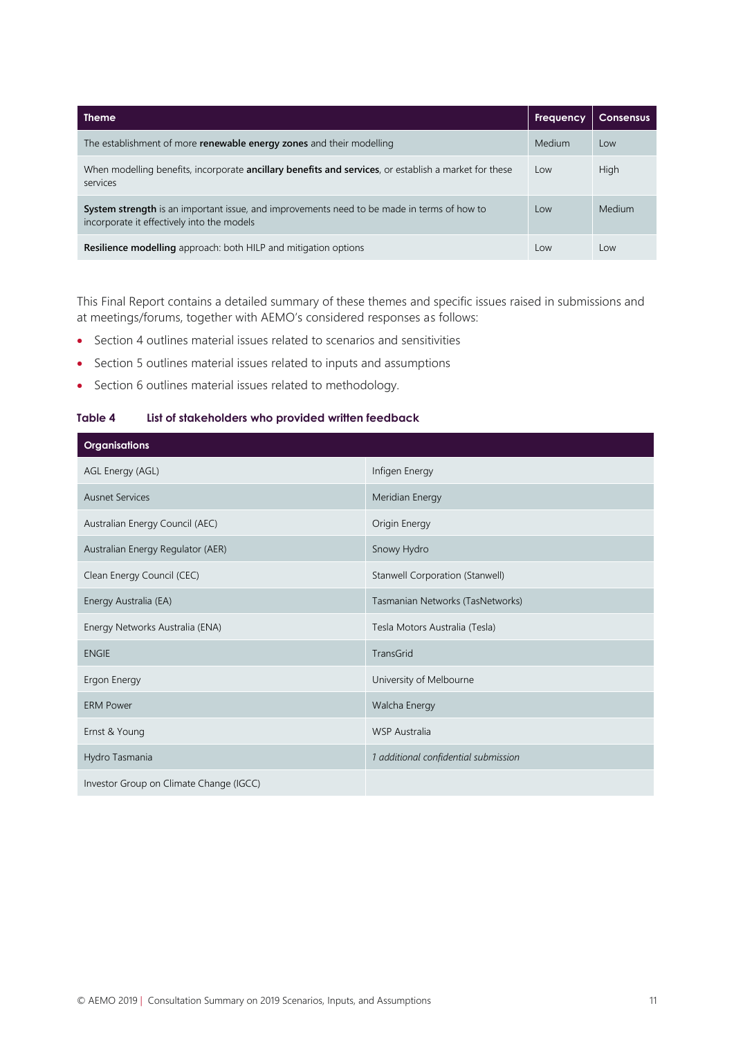| Theme | Frequency | Consensus |
|---|---|---|
| The establishment of more **renewable energy zones** and their modelling | Medium | Low |
| When modelling benefits, incorporate **ancillary benefits and services**, or establish a market for these services | Low | High |
| **System strength** is an important issue, and improvements need to be made in terms of how to incorporate it effectively into the models | Low | Medium |
| **Resilience modelling** approach: both HILP and mitigation options | Low | Low |

This Final Report contains a detailed summary of these themes and specific issues raised in submissions and at meetings/forums, together with AEMO's considered responses as follows:

- Section 4 outlines material issues related to scenarios and sensitivities
- Section 5 outlines material issues related to inputs and assumptions
- Section 6 outlines material issues related to methodology.

**Table 4 List of stakeholders who provided written feedback**

| Organisations | |
|---|---|
| AGL Energy (AGL) | Infigen Energy |
| Ausnet Services | Meridian Energy |
| Australian Energy Council (AEC) | Origin Energy |
| Australian Energy Regulator (AER) | Snowy Hydro |
| Clean Energy Council (CEC) | Stanwell Corporation (Stanwell) |
| Energy Australia (EA) | Tasmanian Networks (TasNetworks) |
| Energy Networks Australia (ENA) | Tesla Motors Australia (Tesla) |
| ENGIE | TransGrid |
| Ergon Energy | University of Melbourne |
| ERM Power | Walcha Energy |
| Ernst & Young | WSP Australia |
| Hydro Tasmania | *1 additional confidential submission* |
| Investor Group on Climate Change (IGCC) | |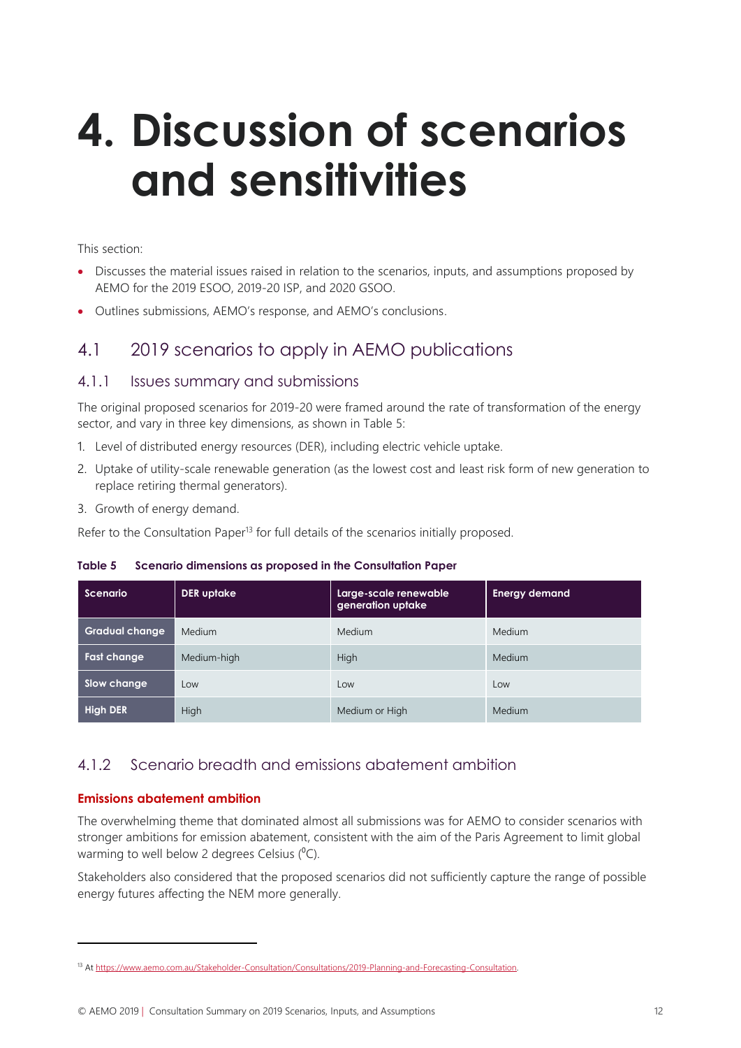# 4. Discussion of scenarios and sensitivities

This section:

- Discusses the material issues raised in relation to the scenarios, inputs, and assumptions proposed by AEMO for the 2019 ESOO, 2019-20 ISP, and 2020 GSOO.
- Outlines submissions, AEMO's response, and AEMO's conclusions.

## 4.1 2019 scenarios to apply in AEMO publications

### 4.1.1 Issues summary and submissions

The original proposed scenarios for 2019-20 were framed around the rate of transformation of the energy sector, and vary in three key dimensions, as shown in Table 5:

1. Level of distributed energy resources (DER), including electric vehicle uptake.
2. Uptake of utility-scale renewable generation (as the lowest cost and least risk form of new generation to replace retiring thermal generators).
3. Growth of energy demand.

Refer to the Consultation Paper[13] for full details of the scenarios initially proposed.

**Table 5 Scenario dimensions as proposed in the Consultation Paper**

| Scenario | DER uptake | Large-scale renewable generation uptake | Energy demand |
|---|---|---|---|
| Gradual change | Medium | Medium | Medium |
| Fast change | Medium-high | High | Medium |
| Slow change | Low | Low | Low |
| High DER | High | Medium or High | Medium |

### 4.1.2 Scenario breadth and emissions abatement ambition

**Emissions abatement ambition**

The overwhelming theme that dominated almost all submissions was for AEMO to consider scenarios with stronger ambitions for emission abatement, consistent with the aim of the Paris Agreement to limit global warming to well below 2 degrees Celsius ($^0$C).

Stakeholders also considered that the proposed scenarios did not sufficiently capture the range of possible energy futures affecting the NEM more generally.

[13] At https://www.aemo.com.au/Stakeholder-Consultation/Consultations/2019-Planning-and-Forecasting-Consultation.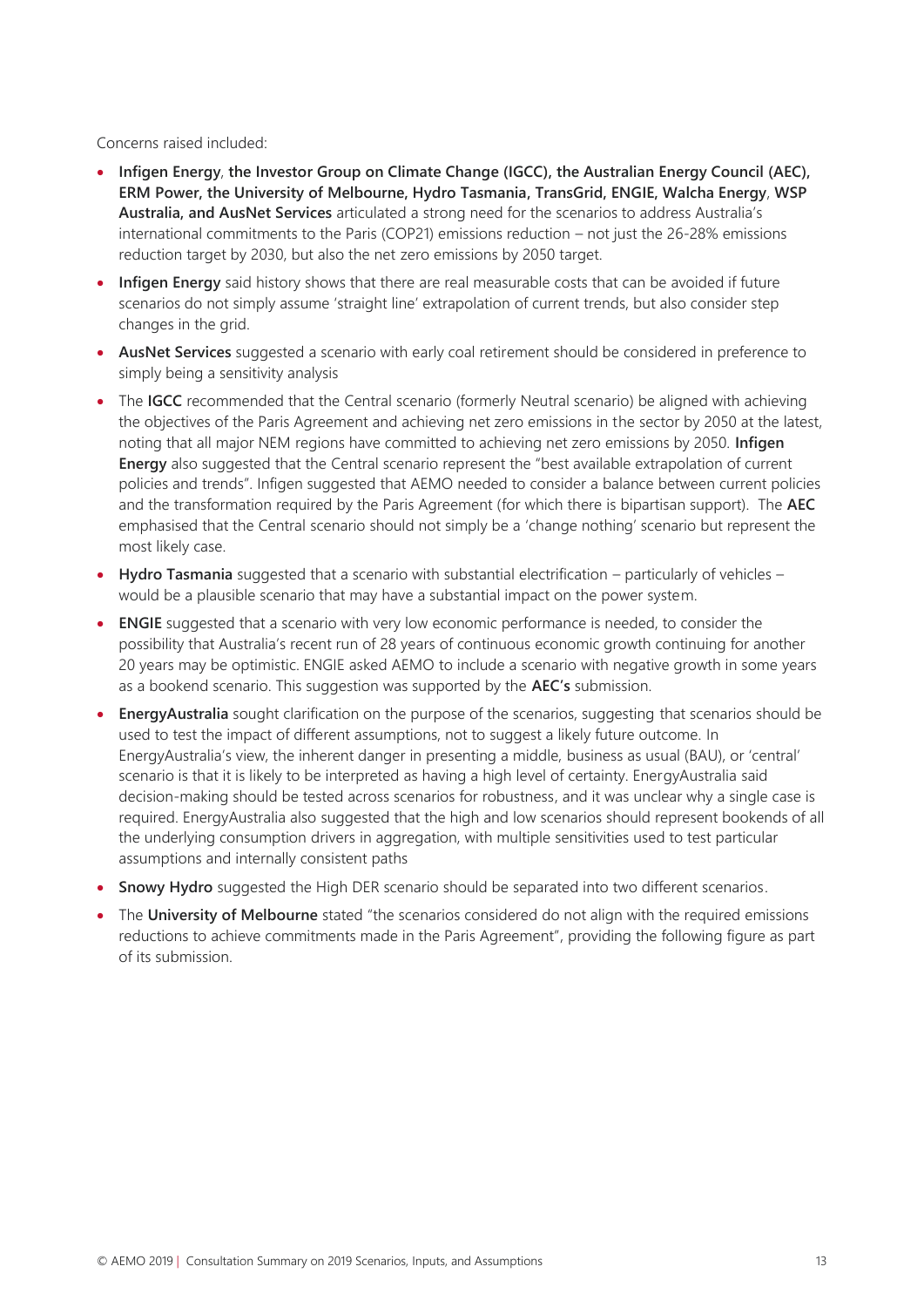Concerns raised included:

- **Infigen Energy**, **the Investor Group on Climate Change (IGCC), the Australian Energy Council (AEC), ERM Power, the University of Melbourne, Hydro Tasmania, TransGrid, ENGIE, Walcha Energy**, **WSP Australia, and AusNet Services** articulated a strong need for the scenarios to address Australia's international commitments to the Paris (COP21) emissions reduction – not just the 26-28% emissions reduction target by 2030, but also the net zero emissions by 2050 target.
- **Infigen Energy** said history shows that there are real measurable costs that can be avoided if future scenarios do not simply assume 'straight line' extrapolation of current trends, but also consider step changes in the grid.
- **AusNet Services** suggested a scenario with early coal retirement should be considered in preference to simply being a sensitivity analysis
- The **IGCC** recommended that the Central scenario (formerly Neutral scenario) be aligned with achieving the objectives of the Paris Agreement and achieving net zero emissions in the sector by 2050 at the latest, noting that all major NEM regions have committed to achieving net zero emissions by 2050. **Infigen Energy** also suggested that the Central scenario represent the "best available extrapolation of current policies and trends". Infigen suggested that AEMO needed to consider a balance between current policies and the transformation required by the Paris Agreement (for which there is bipartisan support). The **AEC** emphasised that the Central scenario should not simply be a 'change nothing' scenario but represent the most likely case.
- **Hydro Tasmania** suggested that a scenario with substantial electrification – particularly of vehicles – would be a plausible scenario that may have a substantial impact on the power system.
- **ENGIE** suggested that a scenario with very low economic performance is needed, to consider the possibility that Australia's recent run of 28 years of continuous economic growth continuing for another 20 years may be optimistic. ENGIE asked AEMO to include a scenario with negative growth in some years as a bookend scenario. This suggestion was supported by the **AEC's** submission.
- **EnergyAustralia** sought clarification on the purpose of the scenarios, suggesting that scenarios should be used to test the impact of different assumptions, not to suggest a likely future outcome. In EnergyAustralia's view, the inherent danger in presenting a middle, business as usual (BAU), or 'central' scenario is that it is likely to be interpreted as having a high level of certainty. EnergyAustralia said decision-making should be tested across scenarios for robustness, and it was unclear why a single case is required. EnergyAustralia also suggested that the high and low scenarios should represent bookends of all the underlying consumption drivers in aggregation, with multiple sensitivities used to test particular assumptions and internally consistent paths
- **Snowy Hydro** suggested the High DER scenario should be separated into two different scenarios.
- The **University of Melbourne** stated "the scenarios considered do not align with the required emissions reductions to achieve commitments made in the Paris Agreement", providing the following figure as part of its submission.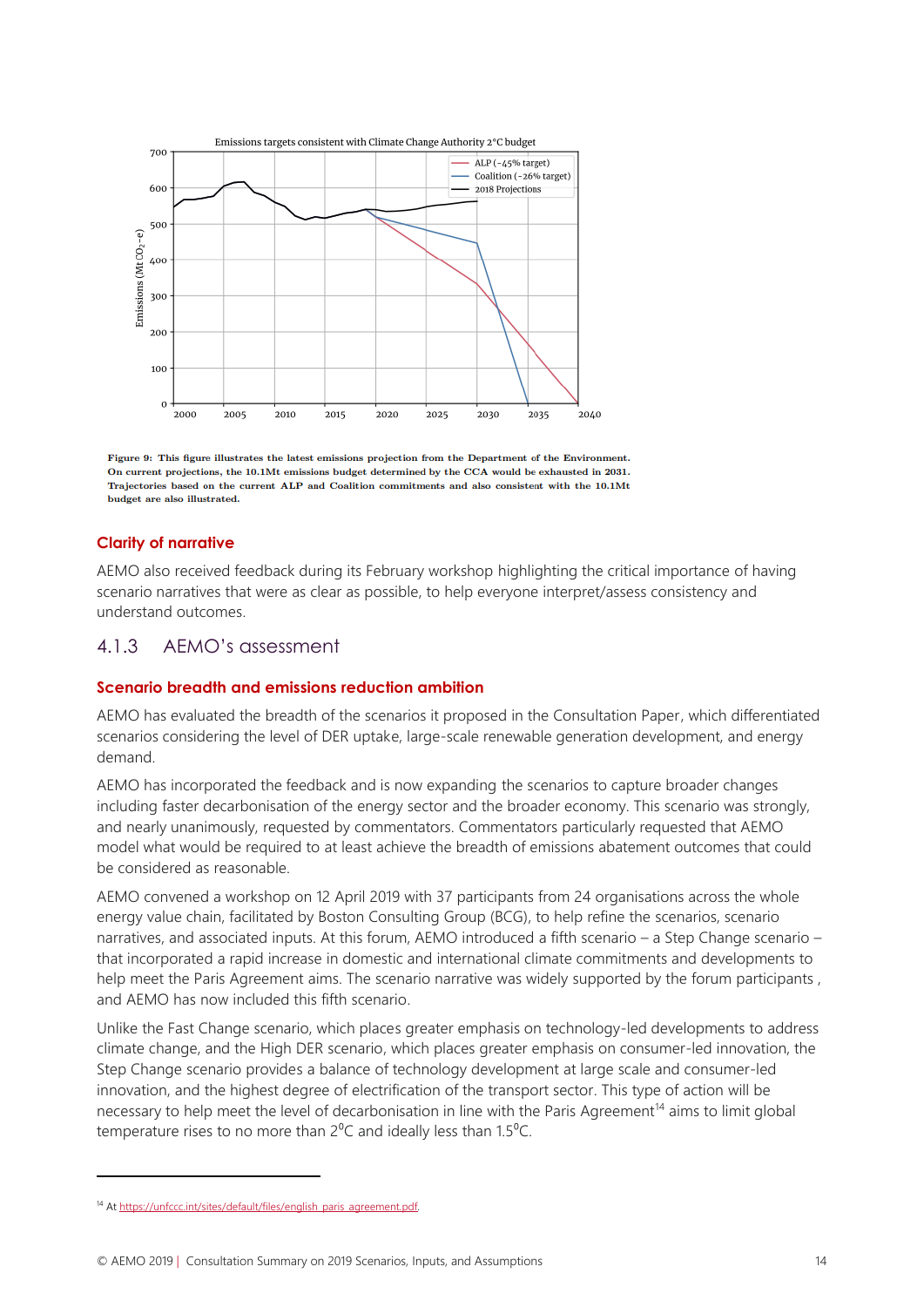Emissions targets consistent with Climate Change Authority 2°C budget

Figure 9: This figure illustrates the latest emissions projection from the Department of the Environment. On current projections, the 10.1Mt emissions budget determined by the CCA would be exhausted in 2031. Trajectories based on the current ALP and Coalition commitments and also consistent with the 10.1Mt budget are also illustrated.

### Clarity of narrative

AEMO also received feedback during its February workshop highlighting the critical importance of having scenario narratives that were as clear as possible, to help everyone interpret/assess consistency and understand outcomes.

## 4.1.3 AEMO's assessment

### Scenario breadth and emissions reduction ambition

AEMO has evaluated the breadth of the scenarios it proposed in the Consultation Paper, which differentiated scenarios considering the level of DER uptake, large-scale renewable generation development, and energy demand.

AEMO has incorporated the feedback and is now expanding the scenarios to capture broader changes including faster decarbonisation of the energy sector and the broader economy. This scenario was strongly, and nearly unanimously, requested by commentators. Commentators particularly requested that AEMO model what would be required to at least achieve the breadth of emissions abatement outcomes that could be considered as reasonable.

AEMO convened a workshop on 12 April 2019 with 37 participants from 24 organisations across the whole energy value chain, facilitated by Boston Consulting Group (BCG), to help refine the scenarios, scenario narratives, and associated inputs. At this forum, AEMO introduced a fifth scenario – a Step Change scenario – that incorporated a rapid increase in domestic and international climate commitments and developments to help meet the Paris Agreement aims. The scenario narrative was widely supported by the forum participants , and AEMO has now included this fifth scenario.

Unlike the Fast Change scenario, which places greater emphasis on technology-led developments to address climate change, and the High DER scenario, which places greater emphasis on consumer-led innovation, the Step Change scenario provides a balance of technology development at large scale and consumer-led innovation, and the highest degree of electrification of the transport sector. This type of action will be necessary to help meet the level of decarbonisation in line with the Paris Agreement[14] aims to limit global temperature rises to no more than 2$^{0}$C and ideally less than 1.5$^{0}$C.

[14] At https://unfccc.int/sites/default/files/english_paris_agreement.pdf.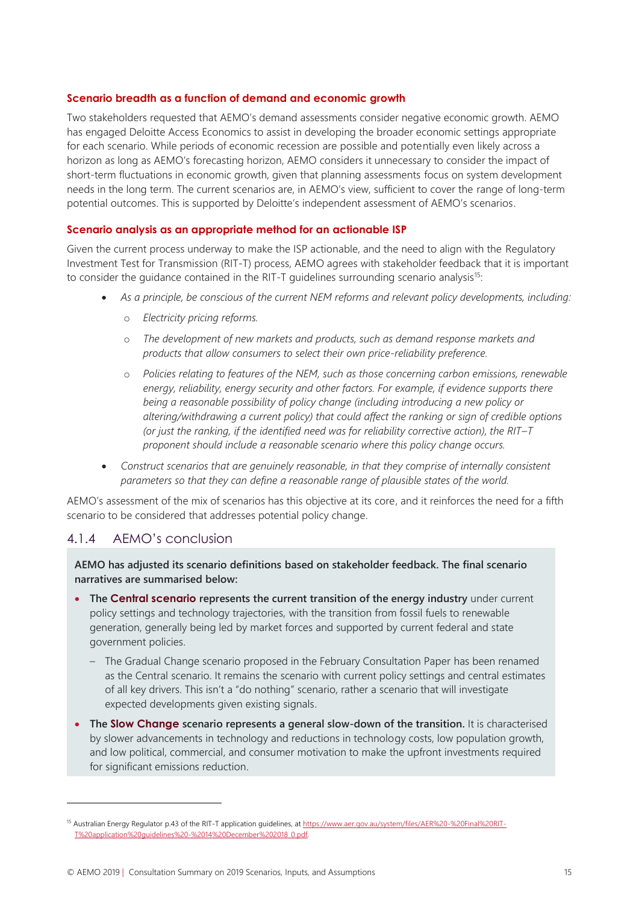#### Scenario breadth as a function of demand and economic growth

Two stakeholders requested that AEMO's demand assessments consider negative economic growth. AEMO has engaged Deloitte Access Economics to assist in developing the broader economic settings appropriate for each scenario. While periods of economic recession are possible and potentially even likely across a horizon as long as AEMO's forecasting horizon, AEMO considers it unnecessary to consider the impact of short-term fluctuations in economic growth, given that planning assessments focus on system development needs in the long term. The current scenarios are, in AEMO's view, sufficient to cover the range of long-term potential outcomes. This is supported by Deloitte's independent assessment of AEMO's scenarios.

#### Scenario analysis as an appropriate method for an actionable ISP

Given the current process underway to make the ISP actionable, and the need to align with the Regulatory Investment Test for Transmission (RIT-T) process, AEMO agrees with stakeholder feedback that it is important to consider the guidance contained in the RIT-T guidelines surrounding scenario analysis[15]:

- *As a principle, be conscious of the current NEM reforms and relevant policy developments, including:*
  - *Electricity pricing reforms.*
  - *The development of new markets and products, such as demand response markets and products that allow consumers to select their own price-reliability preference.*
  - *Policies relating to features of the NEM, such as those concerning carbon emissions, renewable energy, reliability, energy security and other factors. For example, if evidence supports there being a reasonable possibility of policy change (including introducing a new policy or altering/withdrawing a current policy) that could affect the ranking or sign of credible options (or just the ranking, if the identified need was for reliability corrective action), the RIT–T proponent should include a reasonable scenario where this policy change occurs.*
- *Construct scenarios that are genuinely reasonable, in that they comprise of internally consistent parameters so that they can define a reasonable range of plausible states of the world.*

AEMO's assessment of the mix of scenarios has this objective at its core, and it reinforces the need for a fifth scenario to be considered that addresses potential policy change.

### 4.1.4 AEMO's conclusion

**AEMO has adjusted its scenario definitions based on stakeholder feedback. The final scenario narratives are summarised below:**

- **The Central scenario represents the current transition of the energy industry** under current policy settings and technology trajectories, with the transition from fossil fuels to renewable generation, generally being led by market forces and supported by current federal and state government policies.
  - The Gradual Change scenario proposed in the February Consultation Paper has been renamed as the Central scenario. It remains the scenario with current policy settings and central estimates of all key drivers. This isn't a "do nothing" scenario, rather a scenario that will investigate expected developments given existing signals.
- **The Slow Change scenario represents a general slow-down of the transition.** It is characterised by slower advancements in technology and reductions in technology costs, low population growth, and low political, commercial, and consumer motivation to make the upfront investments required for significant emissions reduction.

[15] Australian Energy Regulator p.43 of the RIT-T application guidelines, at https://www.aer.gov.au/system/files/AER%20-%20Final%20RIT-T%20application%20guidelines%20-%2014%20December%202018_0.pdf.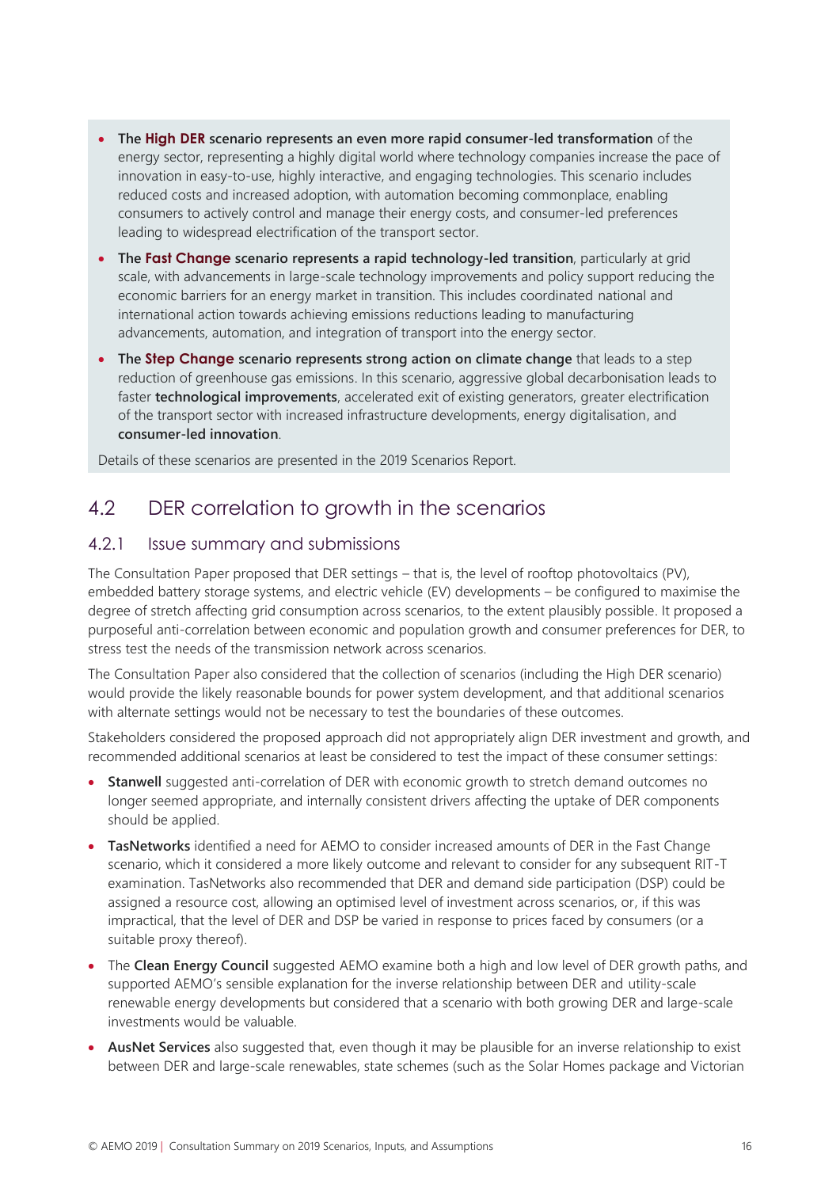- **The High DER scenario represents an even more rapid consumer-led transformation** of the energy sector, representing a highly digital world where technology companies increase the pace of innovation in easy-to-use, highly interactive, and engaging technologies. This scenario includes reduced costs and increased adoption, with automation becoming commonplace, enabling consumers to actively control and manage their energy costs, and consumer-led preferences leading to widespread electrification of the transport sector.
- **The Fast Change scenario represents a rapid technology-led transition**, particularly at grid scale, with advancements in large-scale technology improvements and policy support reducing the economic barriers for an energy market in transition. This includes coordinated national and international action towards achieving emissions reductions leading to manufacturing advancements, automation, and integration of transport into the energy sector.
- **The Step Change scenario represents strong action on climate change** that leads to a step reduction of greenhouse gas emissions. In this scenario, aggressive global decarbonisation leads to faster **technological improvements**, accelerated exit of existing generators, greater electrification of the transport sector with increased infrastructure developments, energy digitalisation, and **consumer-led innovation**.

Details of these scenarios are presented in the 2019 Scenarios Report.

## 4.2 DER correlation to growth in the scenarios

### 4.2.1 Issue summary and submissions

The Consultation Paper proposed that DER settings – that is, the level of rooftop photovoltaics (PV), embedded battery storage systems, and electric vehicle (EV) developments – be configured to maximise the degree of stretch affecting grid consumption across scenarios, to the extent plausibly possible. It proposed a purposeful anti-correlation between economic and population growth and consumer preferences for DER, to stress test the needs of the transmission network across scenarios.

The Consultation Paper also considered that the collection of scenarios (including the High DER scenario) would provide the likely reasonable bounds for power system development, and that additional scenarios with alternate settings would not be necessary to test the boundaries of these outcomes.

Stakeholders considered the proposed approach did not appropriately align DER investment and growth, and recommended additional scenarios at least be considered to test the impact of these consumer settings:

- **Stanwell** suggested anti-correlation of DER with economic growth to stretch demand outcomes no longer seemed appropriate, and internally consistent drivers affecting the uptake of DER components should be applied.
- **TasNetworks** identified a need for AEMO to consider increased amounts of DER in the Fast Change scenario, which it considered a more likely outcome and relevant to consider for any subsequent RIT-T examination. TasNetworks also recommended that DER and demand side participation (DSP) could be assigned a resource cost, allowing an optimised level of investment across scenarios, or, if this was impractical, that the level of DER and DSP be varied in response to prices faced by consumers (or a suitable proxy thereof).
- The **Clean Energy Council** suggested AEMO examine both a high and low level of DER growth paths, and supported AEMO's sensible explanation for the inverse relationship between DER and utility-scale renewable energy developments but considered that a scenario with both growing DER and large-scale investments would be valuable.
- **AusNet Services** also suggested that, even though it may be plausible for an inverse relationship to exist between DER and large-scale renewables, state schemes (such as the Solar Homes package and Victorian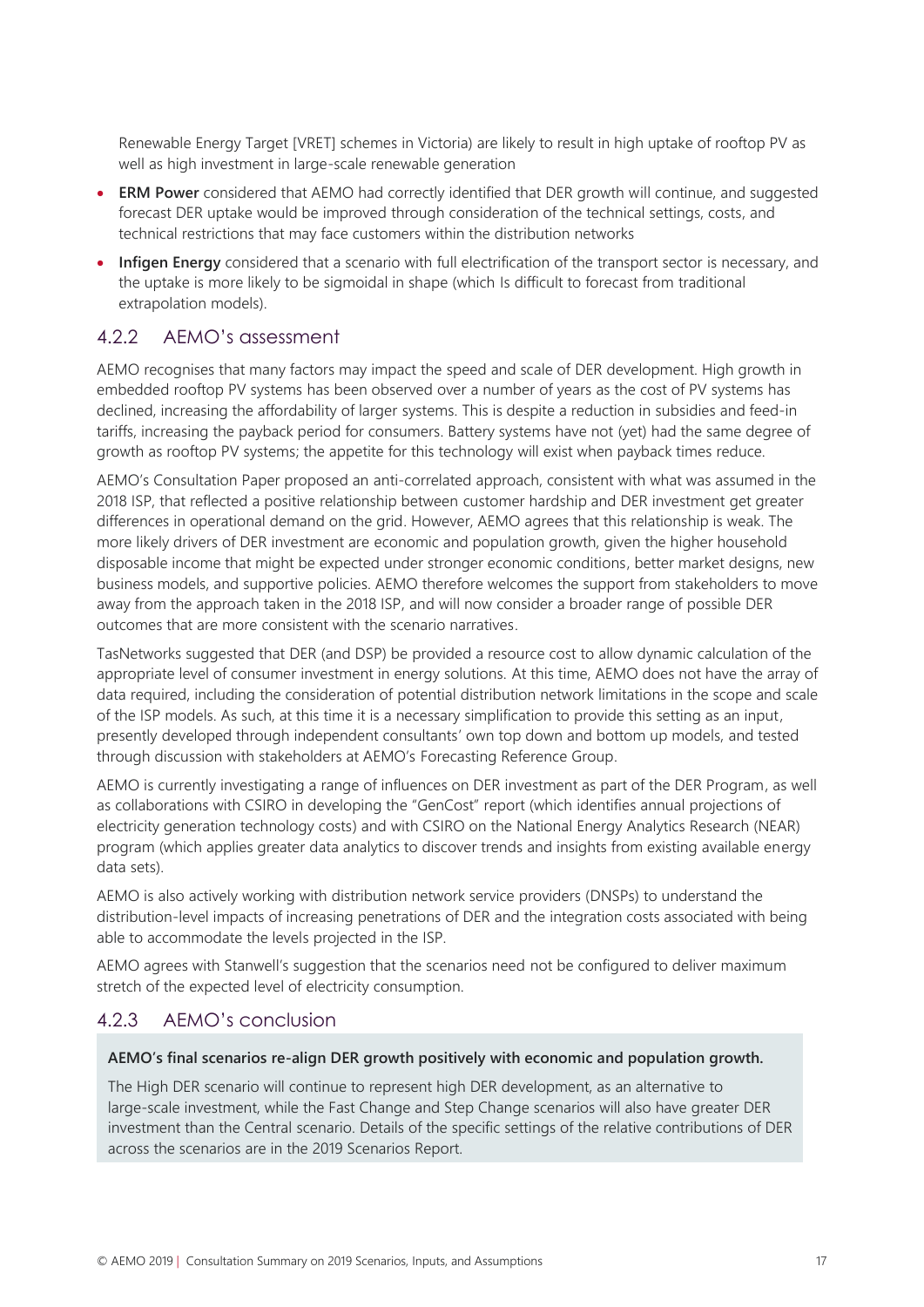Renewable Energy Target [VRET] schemes in Victoria) are likely to result in high uptake of rooftop PV as well as high investment in large-scale renewable generation

- **ERM Power** considered that AEMO had correctly identified that DER growth will continue, and suggested forecast DER uptake would be improved through consideration of the technical settings, costs, and technical restrictions that may face customers within the distribution networks
- **Infigen Energy** considered that a scenario with full electrification of the transport sector is necessary, and the uptake is more likely to be sigmoidal in shape (which Is difficult to forecast from traditional extrapolation models).

### 4.2.2 AEMO's assessment

AEMO recognises that many factors may impact the speed and scale of DER development. High growth in embedded rooftop PV systems has been observed over a number of years as the cost of PV systems has declined, increasing the affordability of larger systems. This is despite a reduction in subsidies and feed-in tariffs, increasing the payback period for consumers. Battery systems have not (yet) had the same degree of growth as rooftop PV systems; the appetite for this technology will exist when payback times reduce.

AEMO's Consultation Paper proposed an anti-correlated approach, consistent with what was assumed in the 2018 ISP, that reflected a positive relationship between customer hardship and DER investment get greater differences in operational demand on the grid. However, AEMO agrees that this relationship is weak. The more likely drivers of DER investment are economic and population growth, given the higher household disposable income that might be expected under stronger economic conditions, better market designs, new business models, and supportive policies. AEMO therefore welcomes the support from stakeholders to move away from the approach taken in the 2018 ISP, and will now consider a broader range of possible DER outcomes that are more consistent with the scenario narratives.

TasNetworks suggested that DER (and DSP) be provided a resource cost to allow dynamic calculation of the appropriate level of consumer investment in energy solutions. At this time, AEMO does not have the array of data required, including the consideration of potential distribution network limitations in the scope and scale of the ISP models. As such, at this time it is a necessary simplification to provide this setting as an input, presently developed through independent consultants' own top down and bottom up models, and tested through discussion with stakeholders at AEMO's Forecasting Reference Group.

AEMO is currently investigating a range of influences on DER investment as part of the DER Program, as well as collaborations with CSIRO in developing the "GenCost" report (which identifies annual projections of electricity generation technology costs) and with CSIRO on the National Energy Analytics Research (NEAR) program (which applies greater data analytics to discover trends and insights from existing available energy data sets).

AEMO is also actively working with distribution network service providers (DNSPs) to understand the distribution-level impacts of increasing penetrations of DER and the integration costs associated with being able to accommodate the levels projected in the ISP.

AEMO agrees with Stanwell's suggestion that the scenarios need not be configured to deliver maximum stretch of the expected level of electricity consumption.

### 4.2.3 AEMO's conclusion

**AEMO's final scenarios re-align DER growth positively with economic and population growth.**

The High DER scenario will continue to represent high DER development, as an alternative to large-scale investment, while the Fast Change and Step Change scenarios will also have greater DER investment than the Central scenario. Details of the specific settings of the relative contributions of DER across the scenarios are in the 2019 Scenarios Report.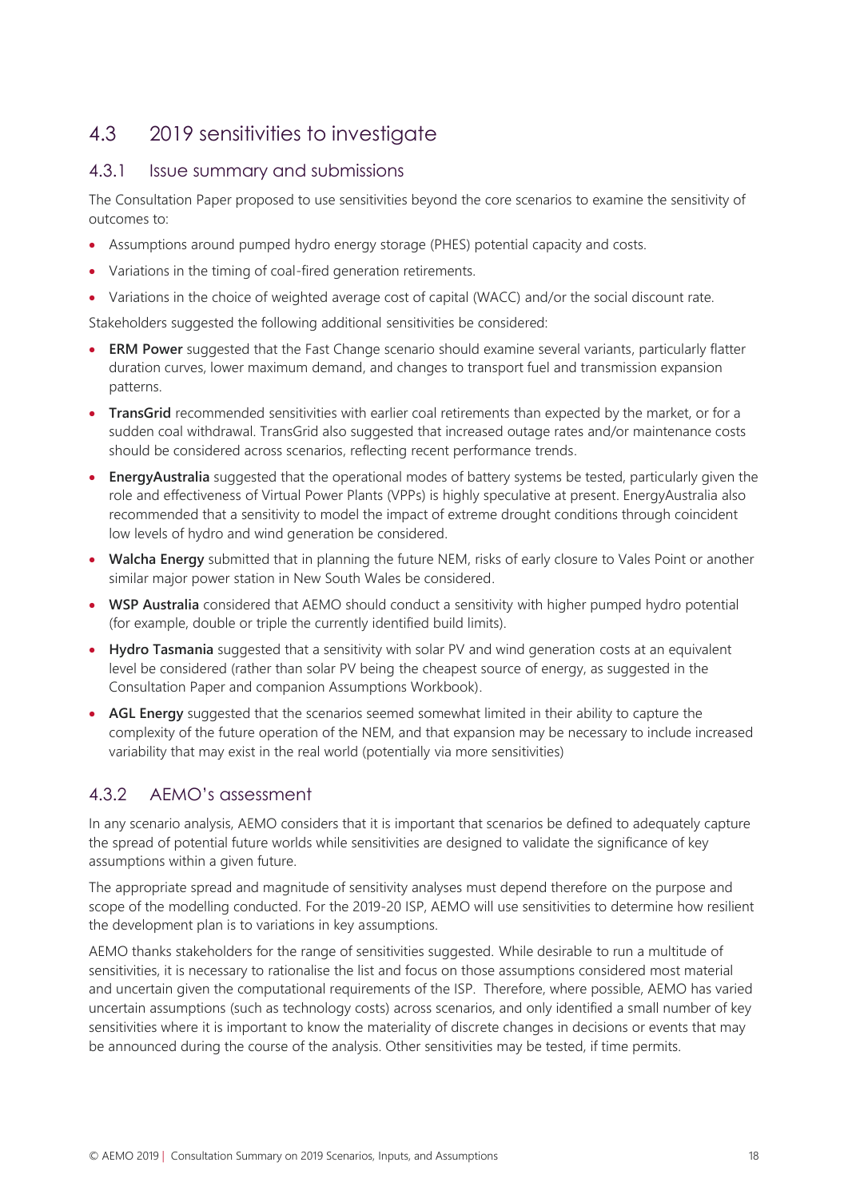## 4.3 2019 sensitivities to investigate

### 4.3.1 Issue summary and submissions

The Consultation Paper proposed to use sensitivities beyond the core scenarios to examine the sensitivity of outcomes to:

- Assumptions around pumped hydro energy storage (PHES) potential capacity and costs.
- Variations in the timing of coal-fired generation retirements.
- Variations in the choice of weighted average cost of capital (WACC) and/or the social discount rate.

Stakeholders suggested the following additional sensitivities be considered:

- **ERM Power** suggested that the Fast Change scenario should examine several variants, particularly flatter duration curves, lower maximum demand, and changes to transport fuel and transmission expansion patterns.
- **TransGrid** recommended sensitivities with earlier coal retirements than expected by the market, or for a sudden coal withdrawal. TransGrid also suggested that increased outage rates and/or maintenance costs should be considered across scenarios, reflecting recent performance trends.
- **EnergyAustralia** suggested that the operational modes of battery systems be tested, particularly given the role and effectiveness of Virtual Power Plants (VPPs) is highly speculative at present. EnergyAustralia also recommended that a sensitivity to model the impact of extreme drought conditions through coincident low levels of hydro and wind generation be considered.
- **Walcha Energy** submitted that in planning the future NEM, risks of early closure to Vales Point or another similar major power station in New South Wales be considered.
- **WSP Australia** considered that AEMO should conduct a sensitivity with higher pumped hydro potential (for example, double or triple the currently identified build limits).
- **Hydro Tasmania** suggested that a sensitivity with solar PV and wind generation costs at an equivalent level be considered (rather than solar PV being the cheapest source of energy, as suggested in the Consultation Paper and companion Assumptions Workbook).
- **AGL Energy** suggested that the scenarios seemed somewhat limited in their ability to capture the complexity of the future operation of the NEM, and that expansion may be necessary to include increased variability that may exist in the real world (potentially via more sensitivities)

### 4.3.2 AEMO's assessment

In any scenario analysis, AEMO considers that it is important that scenarios be defined to adequately capture the spread of potential future worlds while sensitivities are designed to validate the significance of key assumptions within a given future.

The appropriate spread and magnitude of sensitivity analyses must depend therefore on the purpose and scope of the modelling conducted. For the 2019-20 ISP, AEMO will use sensitivities to determine how resilient the development plan is to variations in key assumptions.

AEMO thanks stakeholders for the range of sensitivities suggested. While desirable to run a multitude of sensitivities, it is necessary to rationalise the list and focus on those assumptions considered most material and uncertain given the computational requirements of the ISP. Therefore, where possible, AEMO has varied uncertain assumptions (such as technology costs) across scenarios, and only identified a small number of key sensitivities where it is important to know the materiality of discrete changes in decisions or events that may be announced during the course of the analysis. Other sensitivities may be tested, if time permits.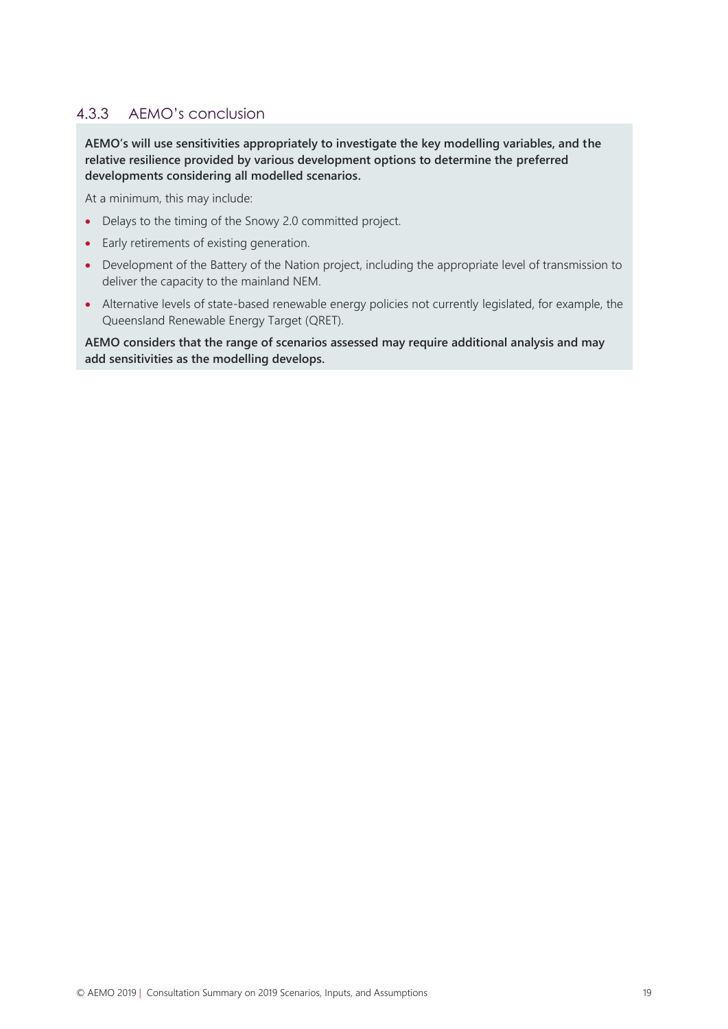### 4.3.3 AEMO's conclusion

**AEMO's will use sensitivities appropriately to investigate the key modelling variables, and the relative resilience provided by various development options to determine the preferred developments considering all modelled scenarios.**

At a minimum, this may include:

- Delays to the timing of the Snowy 2.0 committed project.
- Early retirements of existing generation.
- Development of the Battery of the Nation project, including the appropriate level of transmission to deliver the capacity to the mainland NEM.
- Alternative levels of state-based renewable energy policies not currently legislated, for example, the Queensland Renewable Energy Target (QRET).

**AEMO considers that the range of scenarios assessed may require additional analysis and may add sensitivities as the modelling develops.**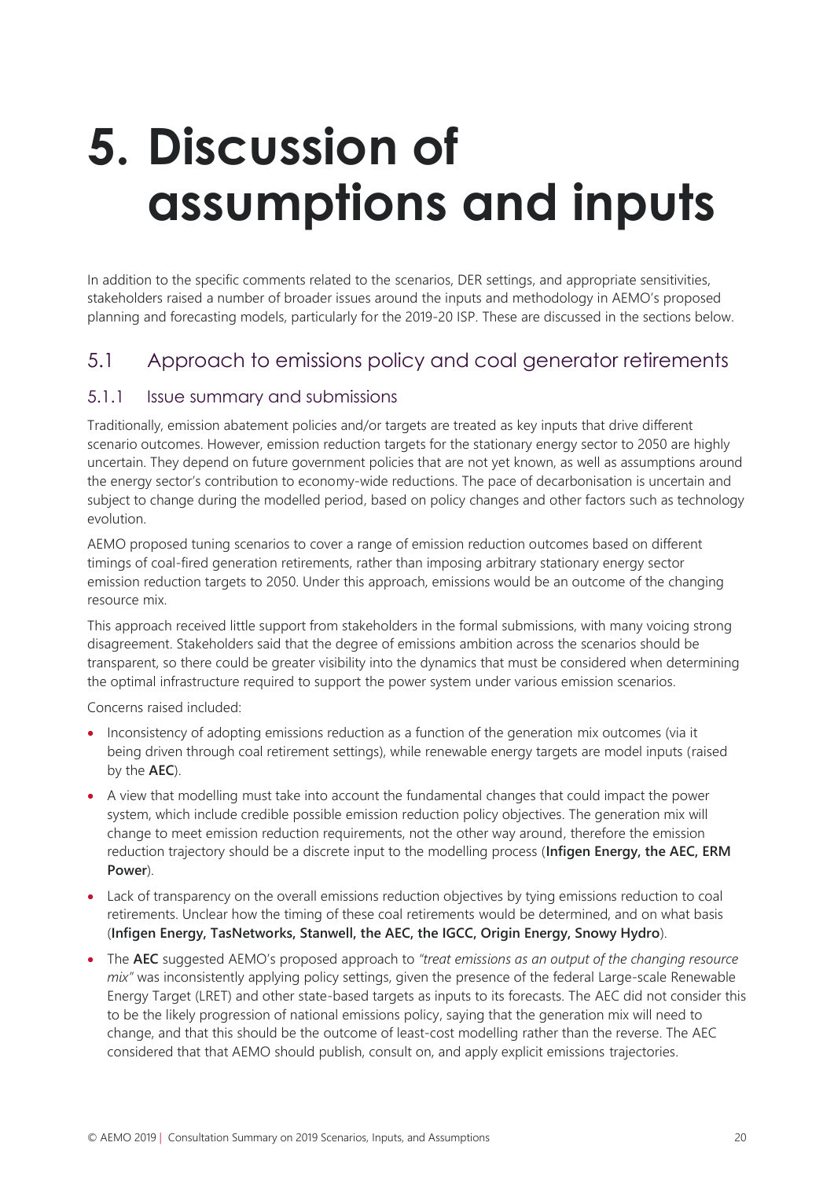# 5. Discussion of assumptions and inputs

In addition to the specific comments related to the scenarios, DER settings, and appropriate sensitivities, stakeholders raised a number of broader issues around the inputs and methodology in AEMO's proposed planning and forecasting models, particularly for the 2019-20 ISP. These are discussed in the sections below.

## 5.1 Approach to emissions policy and coal generator retirements

### 5.1.1 Issue summary and submissions

Traditionally, emission abatement policies and/or targets are treated as key inputs that drive different scenario outcomes. However, emission reduction targets for the stationary energy sector to 2050 are highly uncertain. They depend on future government policies that are not yet known, as well as assumptions around the energy sector's contribution to economy-wide reductions. The pace of decarbonisation is uncertain and subject to change during the modelled period, based on policy changes and other factors such as technology evolution.

AEMO proposed tuning scenarios to cover a range of emission reduction outcomes based on different timings of coal-fired generation retirements, rather than imposing arbitrary stationary energy sector emission reduction targets to 2050. Under this approach, emissions would be an outcome of the changing resource mix.

This approach received little support from stakeholders in the formal submissions, with many voicing strong disagreement. Stakeholders said that the degree of emissions ambition across the scenarios should be transparent, so there could be greater visibility into the dynamics that must be considered when determining the optimal infrastructure required to support the power system under various emission scenarios.

Concerns raised included:

- Inconsistency of adopting emissions reduction as a function of the generation mix outcomes (via it being driven through coal retirement settings), while renewable energy targets are model inputs (raised by the **AEC**).
- A view that modelling must take into account the fundamental changes that could impact the power system, which include credible possible emission reduction policy objectives. The generation mix will change to meet emission reduction requirements, not the other way around, therefore the emission reduction trajectory should be a discrete input to the modelling process (**Infigen Energy, the AEC, ERM Power**).
- Lack of transparency on the overall emissions reduction objectives by tying emissions reduction to coal retirements. Unclear how the timing of these coal retirements would be determined, and on what basis (**Infigen Energy, TasNetworks, Stanwell, the AEC, the IGCC, Origin Energy, Snowy Hydro**).
- The **AEC** suggested AEMO's proposed approach to *"treat emissions as an output of the changing resource mix"* was inconsistently applying policy settings, given the presence of the federal Large-scale Renewable Energy Target (LRET) and other state-based targets as inputs to its forecasts. The AEC did not consider this to be the likely progression of national emissions policy, saying that the generation mix will need to change, and that this should be the outcome of least-cost modelling rather than the reverse. The AEC considered that that AEMO should publish, consult on, and apply explicit emissions trajectories.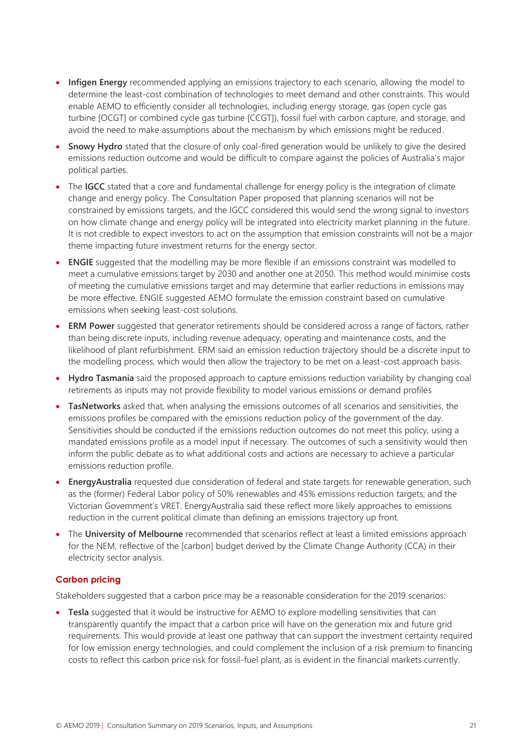- **Infigen Energy** recommended applying an emissions trajectory to each scenario, allowing the model to determine the least-cost combination of technologies to meet demand and other constraints. This would enable AEMO to efficiently consider all technologies, including energy storage, gas (open cycle gas turbine [OCGT] or combined cycle gas turbine [CCGT]), fossil fuel with carbon capture, and storage, and avoid the need to make assumptions about the mechanism by which emissions might be reduced.
- **Snowy Hydro** stated that the closure of only coal-fired generation would be unlikely to give the desired emissions reduction outcome and would be difficult to compare against the policies of Australia's major political parties.
- The **IGCC** stated that a core and fundamental challenge for energy policy is the integration of climate change and energy policy. The Consultation Paper proposed that planning scenarios will not be constrained by emissions targets, and the IGCC considered this would send the wrong signal to investors on how climate change and energy policy will be integrated into electricity market planning in the future. It is not credible to expect investors to act on the assumption that emission constraints will not be a major theme impacting future investment returns for the energy sector.
- **ENGIE** suggested that the modelling may be more flexible if an emissions constraint was modelled to meet a cumulative emissions target by 2030 and another one at 2050. This method would minimise costs of meeting the cumulative emissions target and may determine that earlier reductions in emissions may be more effective. ENGIE suggested AEMO formulate the emission constraint based on cumulative emissions when seeking least-cost solutions.
- **ERM Power** suggested that generator retirements should be considered across a range of factors, rather than being discrete inputs, including revenue adequacy, operating and maintenance costs, and the likelihood of plant refurbishment. ERM said an emission reduction trajectory should be a discrete input to the modelling process, which would then allow the trajectory to be met on a least-cost approach basis.
- **Hydro Tasmania** said the proposed approach to capture emissions reduction variability by changing coal retirements as inputs may not provide flexibility to model various emissions or demand profiles
- **TasNetworks** asked that, when analysing the emissions outcomes of all scenarios and sensitivities, the emissions profiles be compared with the emissions reduction policy of the government of the day. Sensitivities should be conducted if the emissions reduction outcomes do not meet this policy, using a mandated emissions profile as a model input if necessary. The outcomes of such a sensitivity would then inform the public debate as to what additional costs and actions are necessary to achieve a particular emissions reduction profile.
- **EnergyAustralia** requested due consideration of federal and state targets for renewable generation, such as the (former) Federal Labor policy of 50% renewables and 45% emissions reduction targets, and the Victorian Government's VRET. EnergyAustralia said these reflect more likely approaches to emissions reduction in the current political climate than defining an emissions trajectory up front.
- The **University of Melbourne** recommended that scenarios reflect at least a limited emissions approach for the NEM, reflective of the [carbon] budget derived by the Climate Change Authority (CCA) in their electricity sector analysis.

### Carbon pricing

Stakeholders suggested that a carbon price may be a reasonable consideration for the 2019 scenarios:

- **Tesla** suggested that it would be instructive for AEMO to explore modelling sensitivities that can transparently quantify the impact that a carbon price will have on the generation mix and future grid requirements. This would provide at least one pathway that can support the investment certainty required for low emission energy technologies, and could complement the inclusion of a risk premium to financing costs to reflect this carbon price risk for fossil-fuel plant, as is evident in the financial markets currently.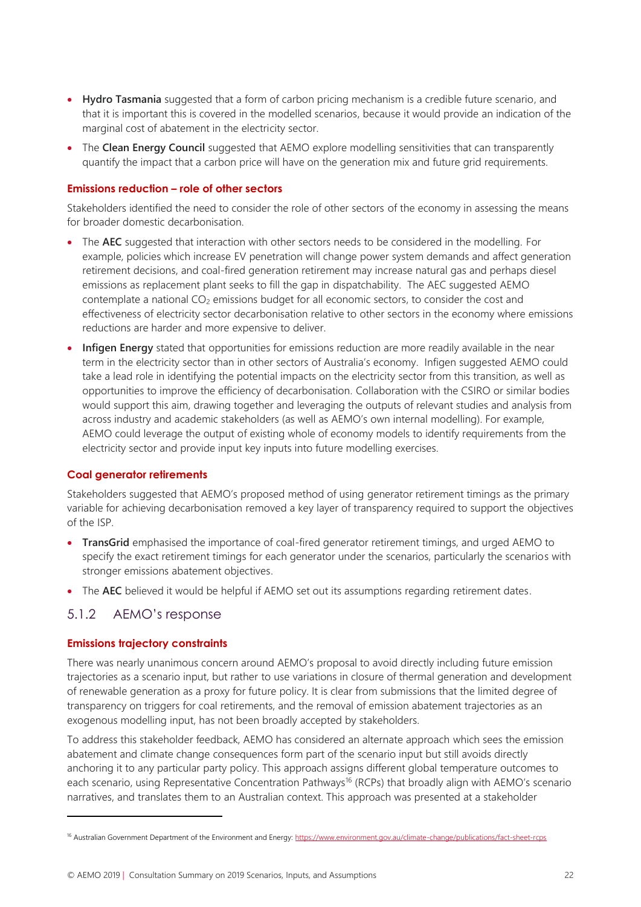- **Hydro Tasmania** suggested that a form of carbon pricing mechanism is a credible future scenario, and that it is important this is covered in the modelled scenarios, because it would provide an indication of the marginal cost of abatement in the electricity sector.
- The **Clean Energy Council** suggested that AEMO explore modelling sensitivities that can transparently quantify the impact that a carbon price will have on the generation mix and future grid requirements.

#### Emissions reduction – role of other sectors

Stakeholders identified the need to consider the role of other sectors of the economy in assessing the means for broader domestic decarbonisation.

- The **AEC** suggested that interaction with other sectors needs to be considered in the modelling. For example, policies which increase EV penetration will change power system demands and affect generation retirement decisions, and coal-fired generation retirement may increase natural gas and perhaps diesel emissions as replacement plant seeks to fill the gap in dispatchability. The AEC suggested AEMO contemplate a national $CO_2$ emissions budget for all economic sectors, to consider the cost and effectiveness of electricity sector decarbonisation relative to other sectors in the economy where emissions reductions are harder and more expensive to deliver.
- **Infigen Energy** stated that opportunities for emissions reduction are more readily available in the near term in the electricity sector than in other sectors of Australia's economy. Infigen suggested AEMO could take a lead role in identifying the potential impacts on the electricity sector from this transition, as well as opportunities to improve the efficiency of decarbonisation. Collaboration with the CSIRO or similar bodies would support this aim, drawing together and leveraging the outputs of relevant studies and analysis from across industry and academic stakeholders (as well as AEMO's own internal modelling). For example, AEMO could leverage the output of existing whole of economy models to identify requirements from the electricity sector and provide input key inputs into future modelling exercises.

#### Coal generator retirements

Stakeholders suggested that AEMO's proposed method of using generator retirement timings as the primary variable for achieving decarbonisation removed a key layer of transparency required to support the objectives of the ISP.

- **TransGrid** emphasised the importance of coal-fired generator retirement timings, and urged AEMO to specify the exact retirement timings for each generator under the scenarios, particularly the scenarios with stronger emissions abatement objectives.
- The **AEC** believed it would be helpful if AEMO set out its assumptions regarding retirement dates.

### 5.1.2 AEMO's response

#### Emissions trajectory constraints

There was nearly unanimous concern around AEMO's proposal to avoid directly including future emission trajectories as a scenario input, but rather to use variations in closure of thermal generation and development of renewable generation as a proxy for future policy. It is clear from submissions that the limited degree of transparency on triggers for coal retirements, and the removal of emission abatement trajectories as an exogenous modelling input, has not been broadly accepted by stakeholders.

To address this stakeholder feedback, AEMO has considered an alternate approach which sees the emission abatement and climate change consequences form part of the scenario input but still avoids directly anchoring it to any particular party policy. This approach assigns different global temperature outcomes to each scenario, using Representative Concentration Pathways[16] (RCPs) that broadly align with AEMO's scenario narratives, and translates them to an Australian context. This approach was presented at a stakeholder

[16] Australian Government Department of the Environment and Energy: https://www.environment.gov.au/climate-change/publications/fact-sheet-rcps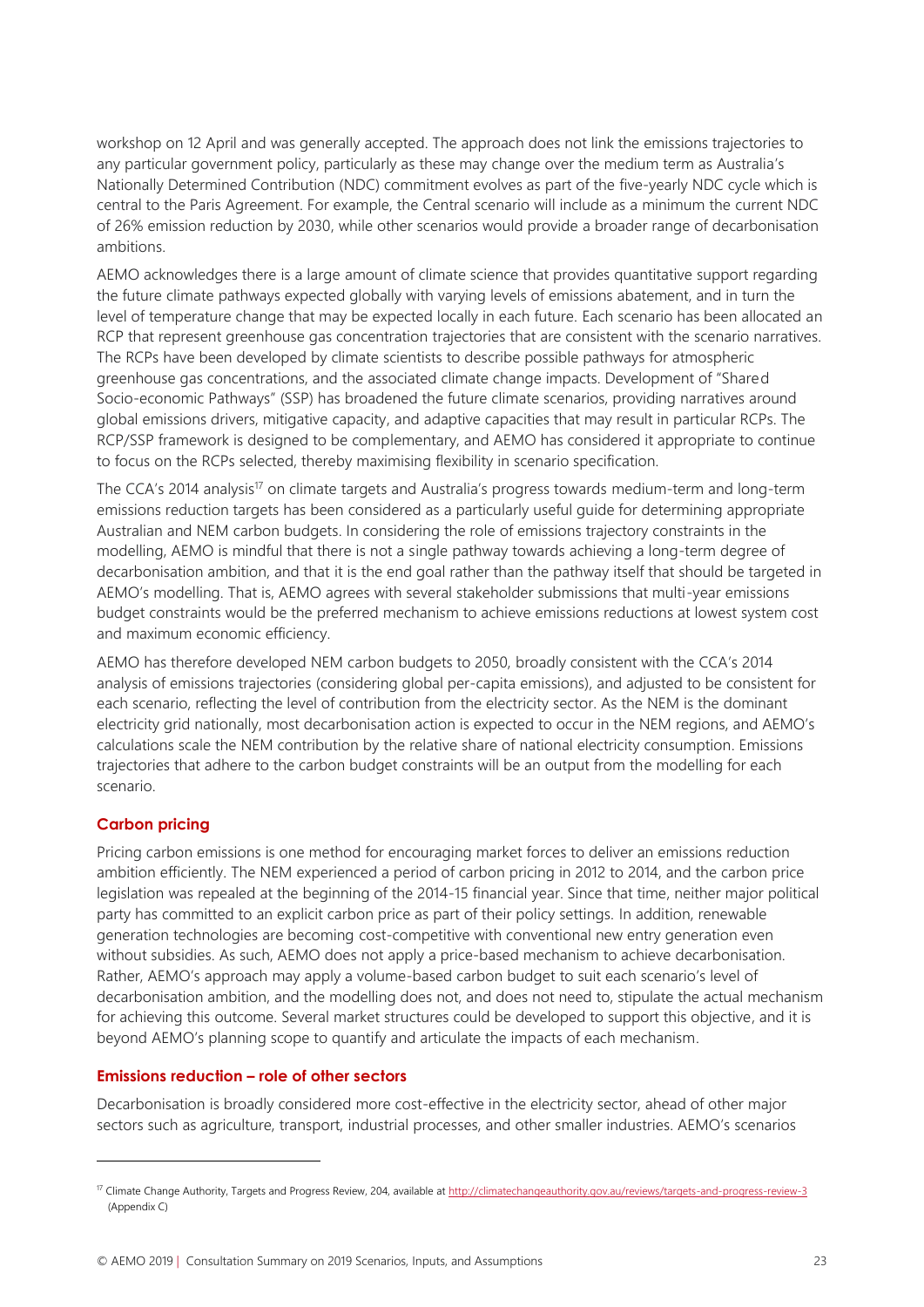workshop on 12 April and was generally accepted. The approach does not link the emissions trajectories to any particular government policy, particularly as these may change over the medium term as Australia's Nationally Determined Contribution (NDC) commitment evolves as part of the five-yearly NDC cycle which is central to the Paris Agreement. For example, the Central scenario will include as a minimum the current NDC of 26% emission reduction by 2030, while other scenarios would provide a broader range of decarbonisation ambitions.

AEMO acknowledges there is a large amount of climate science that provides quantitative support regarding the future climate pathways expected globally with varying levels of emissions abatement, and in turn the level of temperature change that may be expected locally in each future. Each scenario has been allocated an RCP that represent greenhouse gas concentration trajectories that are consistent with the scenario narratives. The RCPs have been developed by climate scientists to describe possible pathways for atmospheric greenhouse gas concentrations, and the associated climate change impacts. Development of "Shared Socio-economic Pathways" (SSP) has broadened the future climate scenarios, providing narratives around global emissions drivers, mitigative capacity, and adaptive capacities that may result in particular RCPs. The RCP/SSP framework is designed to be complementary, and AEMO has considered it appropriate to continue to focus on the RCPs selected, thereby maximising flexibility in scenario specification.

The CCA's 2014 analysis[17] on climate targets and Australia's progress towards medium-term and long-term emissions reduction targets has been considered as a particularly useful guide for determining appropriate Australian and NEM carbon budgets. In considering the role of emissions trajectory constraints in the modelling, AEMO is mindful that there is not a single pathway towards achieving a long-term degree of decarbonisation ambition, and that it is the end goal rather than the pathway itself that should be targeted in AEMO's modelling. That is, AEMO agrees with several stakeholder submissions that multi-year emissions budget constraints would be the preferred mechanism to achieve emissions reductions at lowest system cost and maximum economic efficiency.

AEMO has therefore developed NEM carbon budgets to 2050, broadly consistent with the CCA's 2014 analysis of emissions trajectories (considering global per-capita emissions), and adjusted to be consistent for each scenario, reflecting the level of contribution from the electricity sector. As the NEM is the dominant electricity grid nationally, most decarbonisation action is expected to occur in the NEM regions, and AEMO's calculations scale the NEM contribution by the relative share of national electricity consumption. Emissions trajectories that adhere to the carbon budget constraints will be an output from the modelling for each scenario.

#### Carbon pricing

Pricing carbon emissions is one method for encouraging market forces to deliver an emissions reduction ambition efficiently. The NEM experienced a period of carbon pricing in 2012 to 2014, and the carbon price legislation was repealed at the beginning of the 2014-15 financial year. Since that time, neither major political party has committed to an explicit carbon price as part of their policy settings. In addition, renewable generation technologies are becoming cost-competitive with conventional new entry generation even without subsidies. As such, AEMO does not apply a price-based mechanism to achieve decarbonisation. Rather, AEMO's approach may apply a volume-based carbon budget to suit each scenario's level of decarbonisation ambition, and the modelling does not, and does not need to, stipulate the actual mechanism for achieving this outcome. Several market structures could be developed to support this objective, and it is beyond AEMO's planning scope to quantify and articulate the impacts of each mechanism.

#### Emissions reduction – role of other sectors

Decarbonisation is broadly considered more cost-effective in the electricity sector, ahead of other major sectors such as agriculture, transport, industrial processes, and other smaller industries. AEMO's scenarios

[17] Climate Change Authority, Targets and Progress Review, 204, available at http://climatechangeauthority.gov.au/reviews/targets-and-progress-review-3 (Appendix C)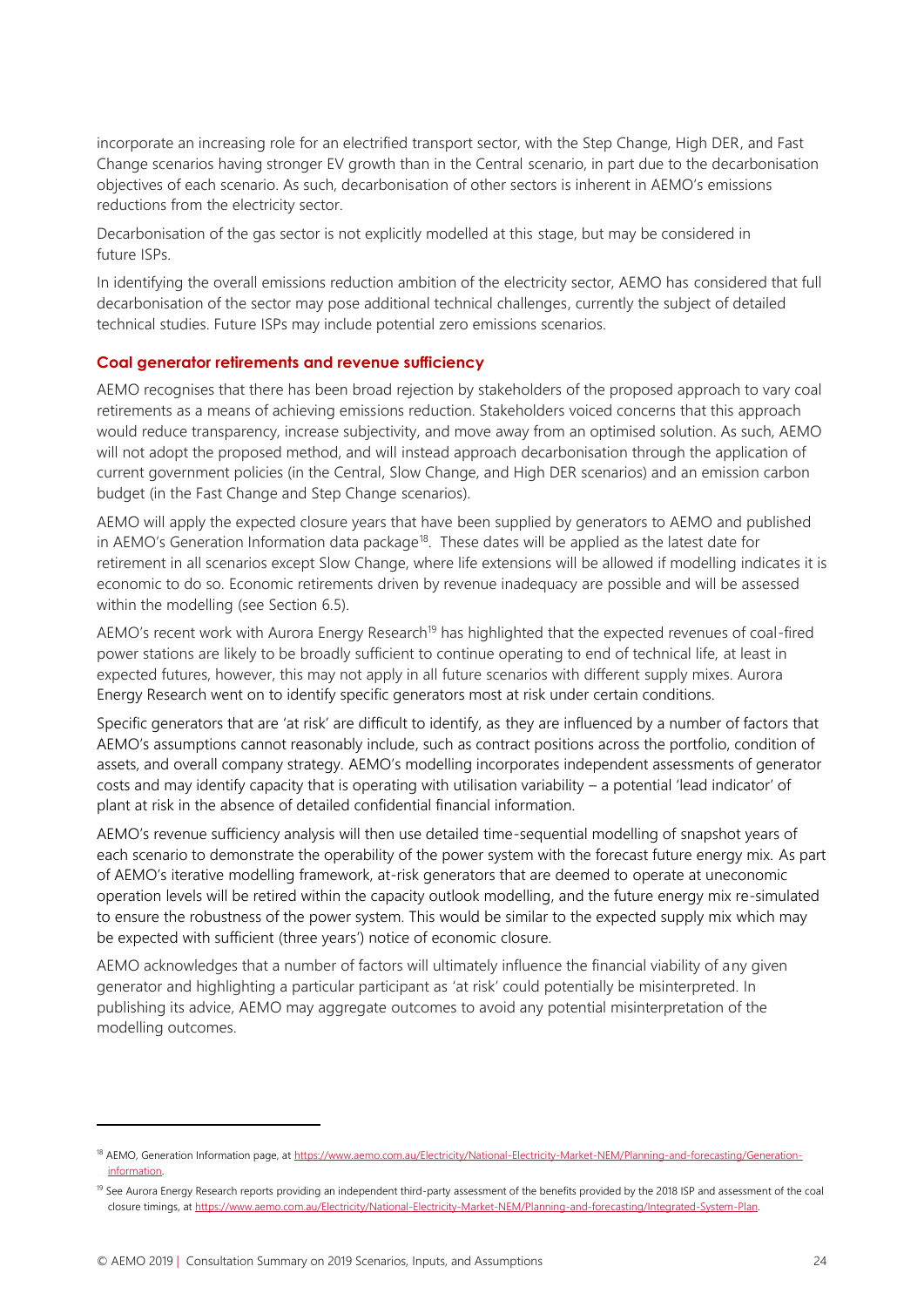incorporate an increasing role for an electrified transport sector, with the Step Change, High DER, and Fast Change scenarios having stronger EV growth than in the Central scenario, in part due to the decarbonisation objectives of each scenario. As such, decarbonisation of other sectors is inherent in AEMO's emissions reductions from the electricity sector.

Decarbonisation of the gas sector is not explicitly modelled at this stage, but may be considered in future ISPs.

In identifying the overall emissions reduction ambition of the electricity sector, AEMO has considered that full decarbonisation of the sector may pose additional technical challenges, currently the subject of detailed technical studies. Future ISPs may include potential zero emissions scenarios.

### Coal generator retirements and revenue sufficiency

AEMO recognises that there has been broad rejection by stakeholders of the proposed approach to vary coal retirements as a means of achieving emissions reduction. Stakeholders voiced concerns that this approach would reduce transparency, increase subjectivity, and move away from an optimised solution. As such, AEMO will not adopt the proposed method, and will instead approach decarbonisation through the application of current government policies (in the Central, Slow Change, and High DER scenarios) and an emission carbon budget (in the Fast Change and Step Change scenarios).

AEMO will apply the expected closure years that have been supplied by generators to AEMO and published in AEMO's Generation Information data package[18]. These dates will be applied as the latest date for retirement in all scenarios except Slow Change, where life extensions will be allowed if modelling indicates it is economic to do so. Economic retirements driven by revenue inadequacy are possible and will be assessed within the modelling (see Section 6.5).

AEMO's recent work with Aurora Energy Research[19] has highlighted that the expected revenues of coal-fired power stations are likely to be broadly sufficient to continue operating to end of technical life, at least in expected futures, however, this may not apply in all future scenarios with different supply mixes. Aurora Energy Research went on to identify specific generators most at risk under certain conditions.

Specific generators that are 'at risk' are difficult to identify, as they are influenced by a number of factors that AEMO's assumptions cannot reasonably include, such as contract positions across the portfolio, condition of assets, and overall company strategy. AEMO's modelling incorporates independent assessments of generator costs and may identify capacity that is operating with utilisation variability – a potential 'lead indicator' of plant at risk in the absence of detailed confidential financial information.

AEMO's revenue sufficiency analysis will then use detailed time-sequential modelling of snapshot years of each scenario to demonstrate the operability of the power system with the forecast future energy mix. As part of AEMO's iterative modelling framework, at-risk generators that are deemed to operate at uneconomic operation levels will be retired within the capacity outlook modelling, and the future energy mix re-simulated to ensure the robustness of the power system. This would be similar to the expected supply mix which may be expected with sufficient (three years') notice of economic closure.

AEMO acknowledges that a number of factors will ultimately influence the financial viability of any given generator and highlighting a particular participant as 'at risk' could potentially be misinterpreted. In publishing its advice, AEMO may aggregate outcomes to avoid any potential misinterpretation of the modelling outcomes.

---

[18] AEMO, Generation Information page, at https://www.aemo.com.au/Electricity/National-Electricity-Market-NEM/Planning-and-forecasting/Generation-information.

[19] See Aurora Energy Research reports providing an independent third-party assessment of the benefits provided by the 2018 ISP and assessment of the coal closure timings, at https://www.aemo.com.au/Electricity/National-Electricity-Market-NEM/Planning-and-forecasting/Integrated-System-Plan.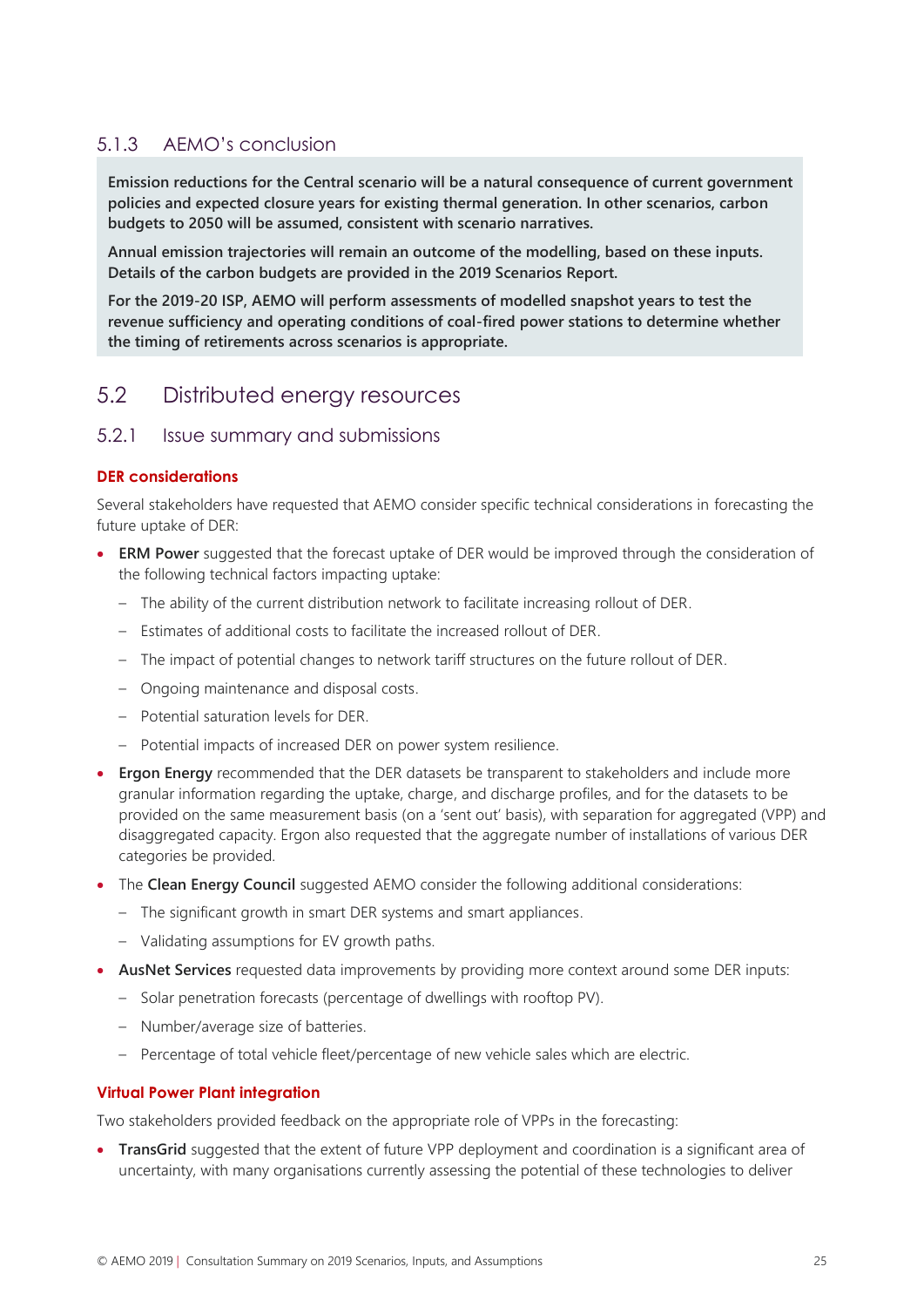### 5.1.3 AEMO's conclusion

**Emission reductions for the Central scenario will be a natural consequence of current government policies and expected closure years for existing thermal generation. In other scenarios, carbon budgets to 2050 will be assumed, consistent with scenario narratives.**

**Annual emission trajectories will remain an outcome of the modelling, based on these inputs. Details of the carbon budgets are provided in the 2019 Scenarios Report.**

**For the 2019-20 ISP, AEMO will perform assessments of modelled snapshot years to test the revenue sufficiency and operating conditions of coal-fired power stations to determine whether the timing of retirements across scenarios is appropriate.**

## 5.2 Distributed energy resources

### 5.2.1 Issue summary and submissions

#### DER considerations

Several stakeholders have requested that AEMO consider specific technical considerations in forecasting the future uptake of DER:

- **ERM Power** suggested that the forecast uptake of DER would be improved through the consideration of the following technical factors impacting uptake:
  - The ability of the current distribution network to facilitate increasing rollout of DER.
  - Estimates of additional costs to facilitate the increased rollout of DER.
  - The impact of potential changes to network tariff structures on the future rollout of DER.
  - Ongoing maintenance and disposal costs.
  - Potential saturation levels for DER.
  - Potential impacts of increased DER on power system resilience.
- **Ergon Energy** recommended that the DER datasets be transparent to stakeholders and include more granular information regarding the uptake, charge, and discharge profiles, and for the datasets to be provided on the same measurement basis (on a 'sent out' basis), with separation for aggregated (VPP) and disaggregated capacity. Ergon also requested that the aggregate number of installations of various DER categories be provided.
- The **Clean Energy Council** suggested AEMO consider the following additional considerations:
  - The significant growth in smart DER systems and smart appliances.
  - Validating assumptions for EV growth paths.
- **AusNet Services** requested data improvements by providing more context around some DER inputs:
  - Solar penetration forecasts (percentage of dwellings with rooftop PV).
  - Number/average size of batteries.
  - Percentage of total vehicle fleet/percentage of new vehicle sales which are electric.

#### Virtual Power Plant integration

Two stakeholders provided feedback on the appropriate role of VPPs in the forecasting:

- **TransGrid** suggested that the extent of future VPP deployment and coordination is a significant area of uncertainty, with many organisations currently assessing the potential of these technologies to deliver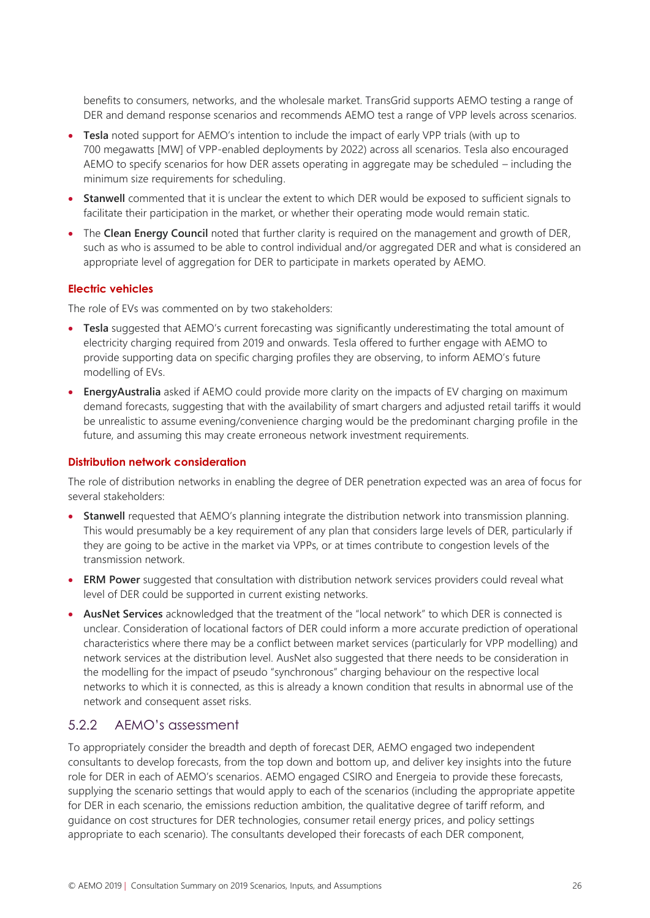benefits to consumers, networks, and the wholesale market. TransGrid supports AEMO testing a range of DER and demand response scenarios and recommends AEMO test a range of VPP levels across scenarios.

- **Tesla** noted support for AEMO's intention to include the impact of early VPP trials (with up to 700 megawatts [MW] of VPP-enabled deployments by 2022) across all scenarios. Tesla also encouraged AEMO to specify scenarios for how DER assets operating in aggregate may be scheduled – including the minimum size requirements for scheduling.
- **Stanwell** commented that it is unclear the extent to which DER would be exposed to sufficient signals to facilitate their participation in the market, or whether their operating mode would remain static.
- The **Clean Energy Council** noted that further clarity is required on the management and growth of DER, such as who is assumed to be able to control individual and/or aggregated DER and what is considered an appropriate level of aggregation for DER to participate in markets operated by AEMO.

#### Electric vehicles

The role of EVs was commented on by two stakeholders:

- **Tesla** suggested that AEMO's current forecasting was significantly underestimating the total amount of electricity charging required from 2019 and onwards. Tesla offered to further engage with AEMO to provide supporting data on specific charging profiles they are observing, to inform AEMO's future modelling of EVs.
- **EnergyAustralia** asked if AEMO could provide more clarity on the impacts of EV charging on maximum demand forecasts, suggesting that with the availability of smart chargers and adjusted retail tariffs it would be unrealistic to assume evening/convenience charging would be the predominant charging profile in the future, and assuming this may create erroneous network investment requirements.

#### Distribution network consideration

The role of distribution networks in enabling the degree of DER penetration expected was an area of focus for several stakeholders:

- **Stanwell** requested that AEMO's planning integrate the distribution network into transmission planning. This would presumably be a key requirement of any plan that considers large levels of DER, particularly if they are going to be active in the market via VPPs, or at times contribute to congestion levels of the transmission network.
- **ERM Power** suggested that consultation with distribution network services providers could reveal what level of DER could be supported in current existing networks.
- **AusNet Services** acknowledged that the treatment of the "local network" to which DER is connected is unclear. Consideration of locational factors of DER could inform a more accurate prediction of operational characteristics where there may be a conflict between market services (particularly for VPP modelling) and network services at the distribution level. AusNet also suggested that there needs to be consideration in the modelling for the impact of pseudo "synchronous" charging behaviour on the respective local networks to which it is connected, as this is already a known condition that results in abnormal use of the network and consequent asset risks.

### 5.2.2 AEMO's assessment

To appropriately consider the breadth and depth of forecast DER, AEMO engaged two independent consultants to develop forecasts, from the top down and bottom up, and deliver key insights into the future role for DER in each of AEMO's scenarios. AEMO engaged CSIRO and Energeia to provide these forecasts, supplying the scenario settings that would apply to each of the scenarios (including the appropriate appetite for DER in each scenario, the emissions reduction ambition, the qualitative degree of tariff reform, and guidance on cost structures for DER technologies, consumer retail energy prices, and policy settings appropriate to each scenario). The consultants developed their forecasts of each DER component,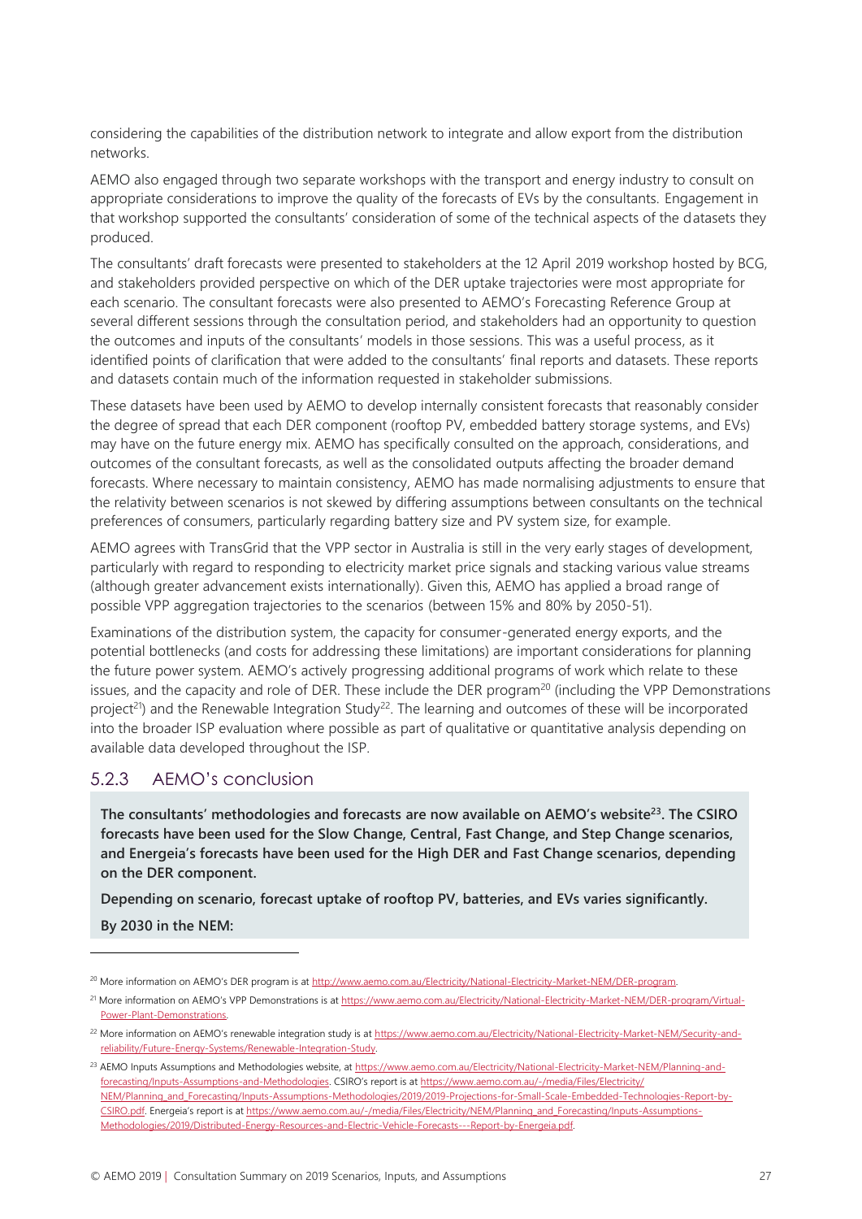considering the capabilities of the distribution network to integrate and allow export from the distribution networks.

AEMO also engaged through two separate workshops with the transport and energy industry to consult on appropriate considerations to improve the quality of the forecasts of EVs by the consultants. Engagement in that workshop supported the consultants' consideration of some of the technical aspects of the datasets they produced.

The consultants' draft forecasts were presented to stakeholders at the 12 April 2019 workshop hosted by BCG, and stakeholders provided perspective on which of the DER uptake trajectories were most appropriate for each scenario. The consultant forecasts were also presented to AEMO's Forecasting Reference Group at several different sessions through the consultation period, and stakeholders had an opportunity to question the outcomes and inputs of the consultants' models in those sessions. This was a useful process, as it identified points of clarification that were added to the consultants' final reports and datasets. These reports and datasets contain much of the information requested in stakeholder submissions.

These datasets have been used by AEMO to develop internally consistent forecasts that reasonably consider the degree of spread that each DER component (rooftop PV, embedded battery storage systems, and EVs) may have on the future energy mix. AEMO has specifically consulted on the approach, considerations, and outcomes of the consultant forecasts, as well as the consolidated outputs affecting the broader demand forecasts. Where necessary to maintain consistency, AEMO has made normalising adjustments to ensure that the relativity between scenarios is not skewed by differing assumptions between consultants on the technical preferences of consumers, particularly regarding battery size and PV system size, for example.

AEMO agrees with TransGrid that the VPP sector in Australia is still in the very early stages of development, particularly with regard to responding to electricity market price signals and stacking various value streams (although greater advancement exists internationally). Given this, AEMO has applied a broad range of possible VPP aggregation trajectories to the scenarios (between 15% and 80% by 2050-51).

Examinations of the distribution system, the capacity for consumer-generated energy exports, and the potential bottlenecks (and costs for addressing these limitations) are important considerations for planning the future power system. AEMO's actively progressing additional programs of work which relate to these issues, and the capacity and role of DER. These include the DER program[20] (including the VPP Demonstrations project[21]) and the Renewable Integration Study[22]. The learning and outcomes of these will be incorporated into the broader ISP evaluation where possible as part of qualitative or quantitative analysis depending on available data developed throughout the ISP.

### 5.2.3 AEMO's conclusion

**The consultants' methodologies and forecasts are now available on AEMO's website[23]. The CSIRO forecasts have been used for the Slow Change, Central, Fast Change, and Step Change scenarios, and Energeia's forecasts have been used for the High DER and Fast Change scenarios, depending on the DER component.**

**Depending on scenario, forecast uptake of rooftop PV, batteries, and EVs varies significantly.**

**By 2030 in the NEM:**

---

[20] More information on AEMO's DER program is at http://www.aemo.com.au/Electricity/National-Electricity-Market-NEM/DER-program.

[21] More information on AEMO's VPP Demonstrations is at https://www.aemo.com.au/Electricity/National-Electricity-Market-NEM/DER-program/Virtual-Power-Plant-Demonstrations.

[22] More information on AEMO's renewable integration study is at https://www.aemo.com.au/Electricity/National-Electricity-Market-NEM/Security-and-reliability/Future-Energy-Systems/Renewable-Integration-Study.

[23] AEMO Inputs Assumptions and Methodologies website, at https://www.aemo.com.au/Electricity/National-Electricity-Market-NEM/Planning-and-forecasting/Inputs-Assumptions-and-Methodologies. CSIRO's report is at https://www.aemo.com.au/-/media/Files/Electricity/NEM/Planning_and_Forecasting/Inputs-Assumptions-Methodologies/2019/2019-Projections-for-Small-Scale-Embedded-Technologies-Report-by-CSIRO.pdf. Energeia's report is at https://www.aemo.com.au/-/media/Files/Electricity/NEM/Planning_and_Forecasting/Inputs-Assumptions-Methodologies/2019/Distributed-Energy-Resources-and-Electric-Vehicle-Forecasts---Report-by-Energeia.pdf.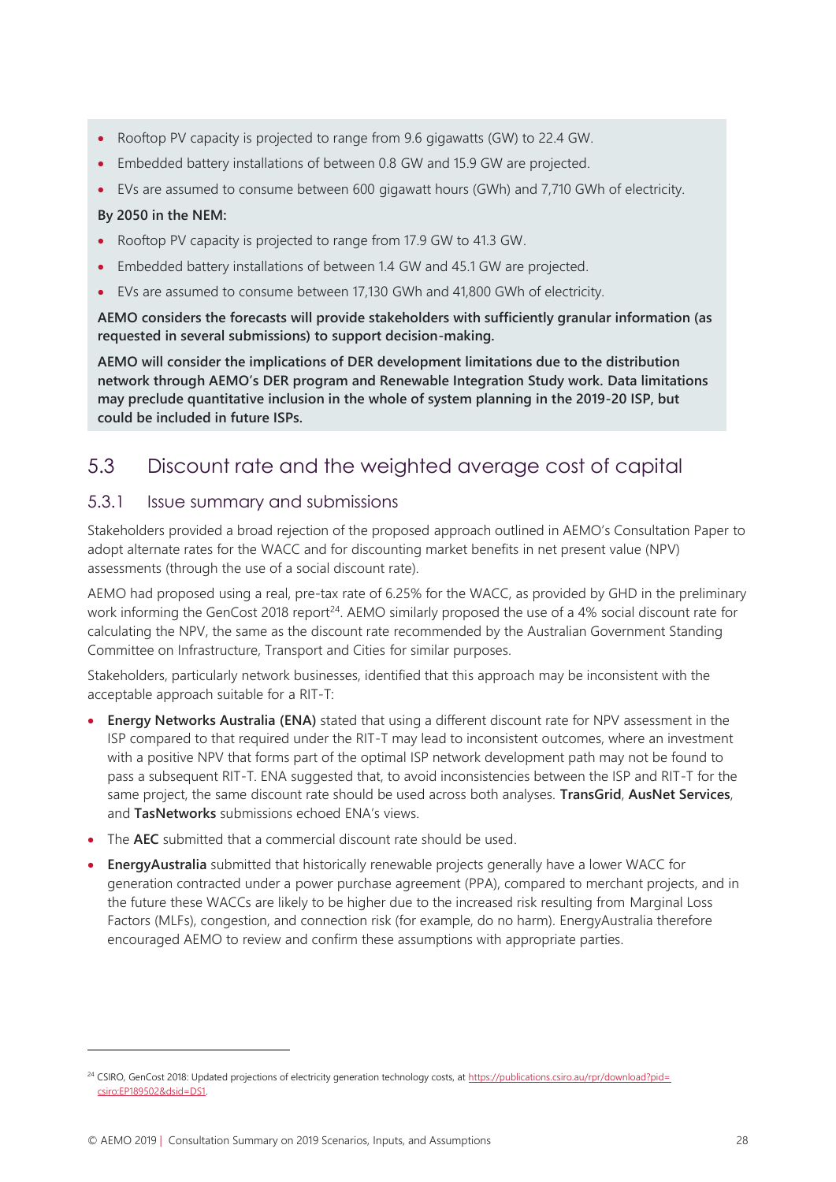- Rooftop PV capacity is projected to range from 9.6 gigawatts (GW) to 22.4 GW.
- Embedded battery installations of between 0.8 GW and 15.9 GW are projected.
- EVs are assumed to consume between 600 gigawatt hours (GWh) and 7,710 GWh of electricity.

**By 2050 in the NEM:**

- Rooftop PV capacity is projected to range from 17.9 GW to 41.3 GW.
- Embedded battery installations of between 1.4 GW and 45.1 GW are projected.
- EVs are assumed to consume between 17,130 GWh and 41,800 GWh of electricity.

**AEMO considers the forecasts will provide stakeholders with sufficiently granular information (as requested in several submissions) to support decision-making.**

**AEMO will consider the implications of DER development limitations due to the distribution network through AEMO's DER program and Renewable Integration Study work. Data limitations may preclude quantitative inclusion in the whole of system planning in the 2019-20 ISP, but could be included in future ISPs.**

## 5.3 Discount rate and the weighted average cost of capital

### 5.3.1 Issue summary and submissions

Stakeholders provided a broad rejection of the proposed approach outlined in AEMO's Consultation Paper to adopt alternate rates for the WACC and for discounting market benefits in net present value (NPV) assessments (through the use of a social discount rate).

AEMO had proposed using a real, pre-tax rate of 6.25% for the WACC, as provided by GHD in the preliminary work informing the GenCost 2018 report[24]. AEMO similarly proposed the use of a 4% social discount rate for calculating the NPV, the same as the discount rate recommended by the Australian Government Standing Committee on Infrastructure, Transport and Cities for similar purposes.

Stakeholders, particularly network businesses, identified that this approach may be inconsistent with the acceptable approach suitable for a RIT-T:

- **Energy Networks Australia (ENA)** stated that using a different discount rate for NPV assessment in the ISP compared to that required under the RIT-T may lead to inconsistent outcomes, where an investment with a positive NPV that forms part of the optimal ISP network development path may not be found to pass a subsequent RIT-T. ENA suggested that, to avoid inconsistencies between the ISP and RIT-T for the same project, the same discount rate should be used across both analyses. **TransGrid**, **AusNet Services**, and **TasNetworks** submissions echoed ENA's views.
- The **AEC** submitted that a commercial discount rate should be used.
- **EnergyAustralia** submitted that historically renewable projects generally have a lower WACC for generation contracted under a power purchase agreement (PPA), compared to merchant projects, and in the future these WACCs are likely to be higher due to the increased risk resulting from Marginal Loss Factors (MLFs), congestion, and connection risk (for example, do no harm). EnergyAustralia therefore encouraged AEMO to review and confirm these assumptions with appropriate parties.

[24] CSIRO, GenCost 2018: Updated projections of electricity generation technology costs, at https://publications.csiro.au/rpr/download?pid=csiro:EP189502&dsid=DS1.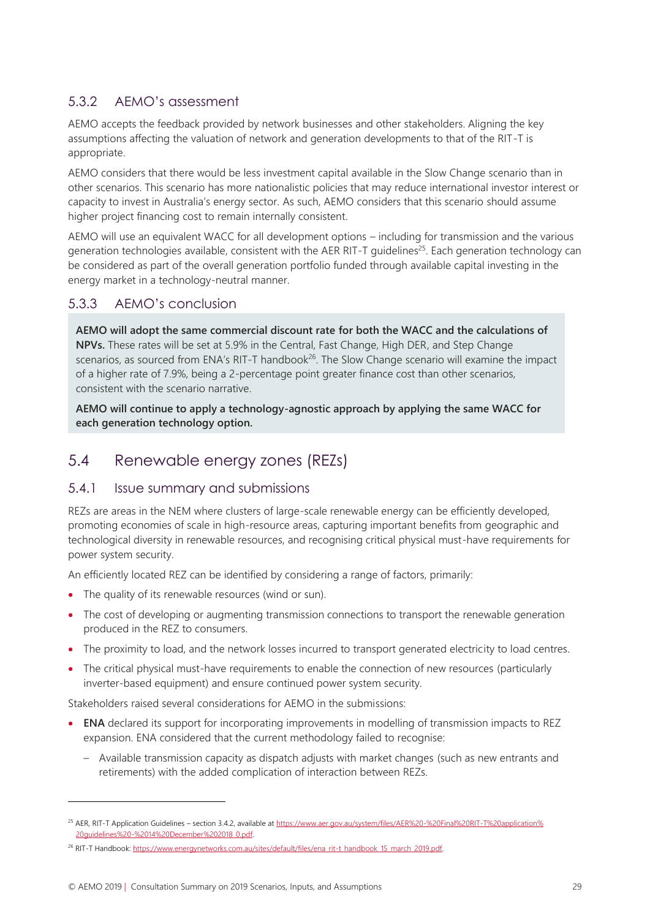### 5.3.2 AEMO's assessment

AEMO accepts the feedback provided by network businesses and other stakeholders. Aligning the key assumptions affecting the valuation of network and generation developments to that of the RIT-T is appropriate.

AEMO considers that there would be less investment capital available in the Slow Change scenario than in other scenarios. This scenario has more nationalistic policies that may reduce international investor interest or capacity to invest in Australia's energy sector. As such, AEMO considers that this scenario should assume higher project financing cost to remain internally consistent.

AEMO will use an equivalent WACC for all development options – including for transmission and the various generation technologies available, consistent with the AER RIT-T guidelines[25]. Each generation technology can be considered as part of the overall generation portfolio funded through available capital investing in the energy market in a technology-neutral manner.

### 5.3.3 AEMO's conclusion

**AEMO will adopt the same commercial discount rate for both the WACC and the calculations of NPVs.** These rates will be set at 5.9% in the Central, Fast Change, High DER, and Step Change scenarios, as sourced from ENA's RIT-T handbook[26]. The Slow Change scenario will examine the impact of a higher rate of 7.9%, being a 2-percentage point greater finance cost than other scenarios, consistent with the scenario narrative.

**AEMO will continue to apply a technology-agnostic approach by applying the same WACC for each generation technology option.**

## 5.4 Renewable energy zones (REZs)

### 5.4.1 Issue summary and submissions

REZs are areas in the NEM where clusters of large-scale renewable energy can be efficiently developed, promoting economies of scale in high-resource areas, capturing important benefits from geographic and technological diversity in renewable resources, and recognising critical physical must-have requirements for power system security.

An efficiently located REZ can be identified by considering a range of factors, primarily:

- The quality of its renewable resources (wind or sun).
- The cost of developing or augmenting transmission connections to transport the renewable generation produced in the REZ to consumers.
- The proximity to load, and the network losses incurred to transport generated electricity to load centres.
- The critical physical must-have requirements to enable the connection of new resources (particularly inverter-based equipment) and ensure continued power system security.

Stakeholders raised several considerations for AEMO in the submissions:

- **ENA** declared its support for incorporating improvements in modelling of transmission impacts to REZ expansion. ENA considered that the current methodology failed to recognise:
  - Available transmission capacity as dispatch adjusts with market changes (such as new entrants and retirements) with the added complication of interaction between REZs.

---

[25] AER, RIT-T Application Guidelines – section 3.4.2, available at https://www.aer.gov.au/system/files/AER%20-%20Final%20RIT-T%20application%20guidelines%20-%2014%20December%202018_0.pdf.

[26] RIT-T Handbook: https://www.energynetworks.com.au/sites/default/files/ena_rit-t_handbook_15_march_2019.pdf.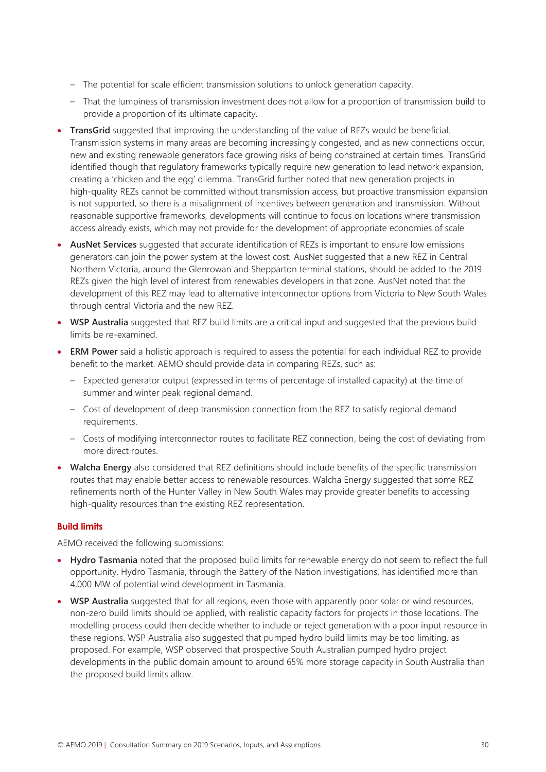- The potential for scale efficient transmission solutions to unlock generation capacity.
  - That the lumpiness of transmission investment does not allow for a proportion of transmission build to provide a proportion of its ultimate capacity.
- **TransGrid** suggested that improving the understanding of the value of REZs would be beneficial. Transmission systems in many areas are becoming increasingly congested, and as new connections occur, new and existing renewable generators face growing risks of being constrained at certain times. TransGrid identified though that regulatory frameworks typically require new generation to lead network expansion, creating a 'chicken and the egg' dilemma. TransGrid further noted that new generation projects in high-quality REZs cannot be committed without transmission access, but proactive transmission expansion is not supported, so there is a misalignment of incentives between generation and transmission. Without reasonable supportive frameworks, developments will continue to focus on locations where transmission access already exists, which may not provide for the development of appropriate economies of scale
- **AusNet Services** suggested that accurate identification of REZs is important to ensure low emissions generators can join the power system at the lowest cost. AusNet suggested that a new REZ in Central Northern Victoria, around the Glenrowan and Shepparton terminal stations, should be added to the 2019 REZs given the high level of interest from renewables developers in that zone. AusNet noted that the development of this REZ may lead to alternative interconnector options from Victoria to New South Wales through central Victoria and the new REZ.
- **WSP Australia** suggested that REZ build limits are a critical input and suggested that the previous build limits be re-examined.
- **ERM Power** said a holistic approach is required to assess the potential for each individual REZ to provide benefit to the market. AEMO should provide data in comparing REZs, such as:
  - Expected generator output (expressed in terms of percentage of installed capacity) at the time of summer and winter peak regional demand.
  - Cost of development of deep transmission connection from the REZ to satisfy regional demand requirements.
  - Costs of modifying interconnector routes to facilitate REZ connection, being the cost of deviating from more direct routes.
- **Walcha Energy** also considered that REZ definitions should include benefits of the specific transmission routes that may enable better access to renewable resources. Walcha Energy suggested that some REZ refinements north of the Hunter Valley in New South Wales may provide greater benefits to accessing high-quality resources than the existing REZ representation.

#### Build limits

AEMO received the following submissions:

- **Hydro Tasmania** noted that the proposed build limits for renewable energy do not seem to reflect the full opportunity. Hydro Tasmania, through the Battery of the Nation investigations, has identified more than 4,000 MW of potential wind development in Tasmania.
- **WSP Australia** suggested that for all regions, even those with apparently poor solar or wind resources, non-zero build limits should be applied, with realistic capacity factors for projects in those locations. The modelling process could then decide whether to include or reject generation with a poor input resource in these regions. WSP Australia also suggested that pumped hydro build limits may be too limiting, as proposed. For example, WSP observed that prospective South Australian pumped hydro project developments in the public domain amount to around 65% more storage capacity in South Australia than the proposed build limits allow.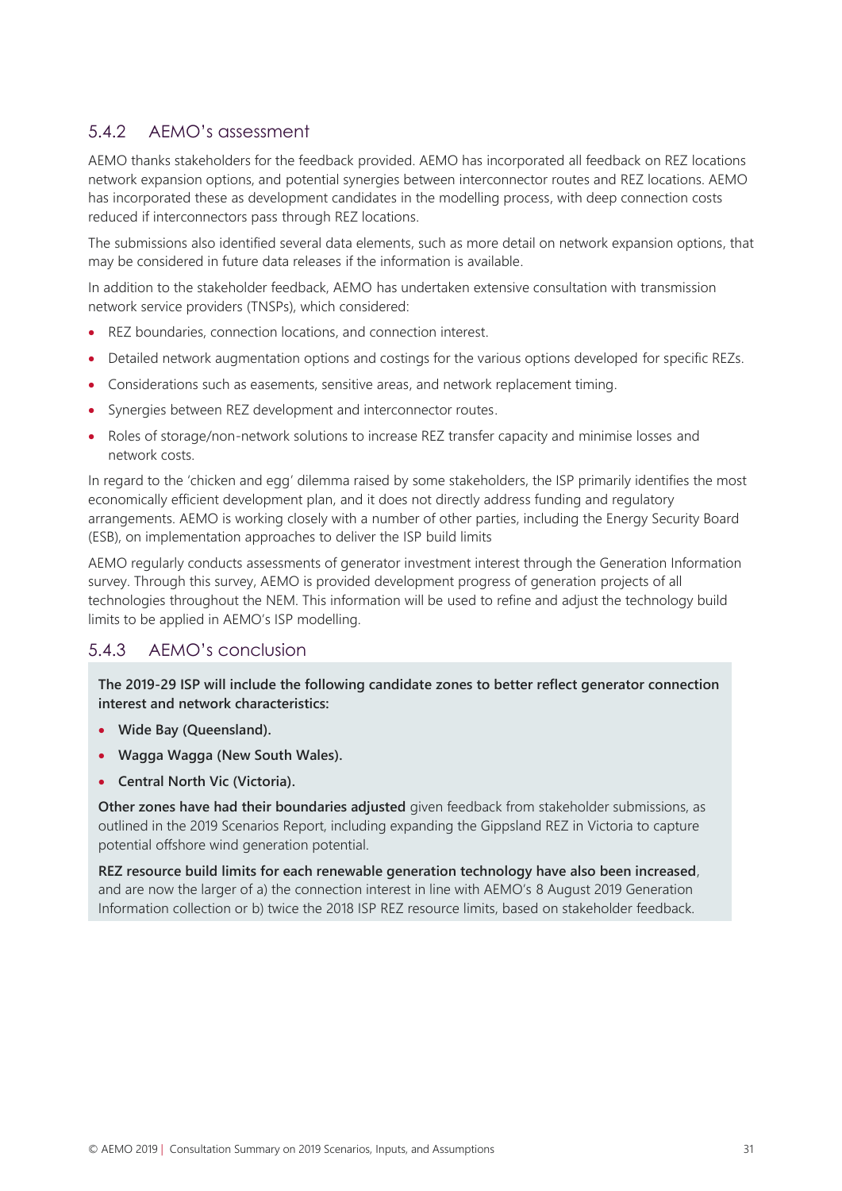### 5.4.2 AEMO's assessment

AEMO thanks stakeholders for the feedback provided. AEMO has incorporated all feedback on REZ locations network expansion options, and potential synergies between interconnector routes and REZ locations. AEMO has incorporated these as development candidates in the modelling process, with deep connection costs reduced if interconnectors pass through REZ locations.

The submissions also identified several data elements, such as more detail on network expansion options, that may be considered in future data releases if the information is available.

In addition to the stakeholder feedback, AEMO has undertaken extensive consultation with transmission network service providers (TNSPs), which considered:

- REZ boundaries, connection locations, and connection interest.
- Detailed network augmentation options and costings for the various options developed for specific REZs.
- Considerations such as easements, sensitive areas, and network replacement timing.
- Synergies between REZ development and interconnector routes.
- Roles of storage/non-network solutions to increase REZ transfer capacity and minimise losses and network costs.

In regard to the 'chicken and egg' dilemma raised by some stakeholders, the ISP primarily identifies the most economically efficient development plan, and it does not directly address funding and regulatory arrangements. AEMO is working closely with a number of other parties, including the Energy Security Board (ESB), on implementation approaches to deliver the ISP build limits

AEMO regularly conducts assessments of generator investment interest through the Generation Information survey. Through this survey, AEMO is provided development progress of generation projects of all technologies throughout the NEM. This information will be used to refine and adjust the technology build limits to be applied in AEMO's ISP modelling.

### 5.4.3 AEMO's conclusion

**The 2019-29 ISP will include the following candidate zones to better reflect generator connection interest and network characteristics:**

- **Wide Bay (Queensland).**
- **Wagga Wagga (New South Wales).**
- **Central North Vic (Victoria).**

**Other zones have had their boundaries adjusted** given feedback from stakeholder submissions, as outlined in the 2019 Scenarios Report, including expanding the Gippsland REZ in Victoria to capture potential offshore wind generation potential.

**REZ resource build limits for each renewable generation technology have also been increased**, and are now the larger of a) the connection interest in line with AEMO's 8 August 2019 Generation Information collection or b) twice the 2018 ISP REZ resource limits, based on stakeholder feedback.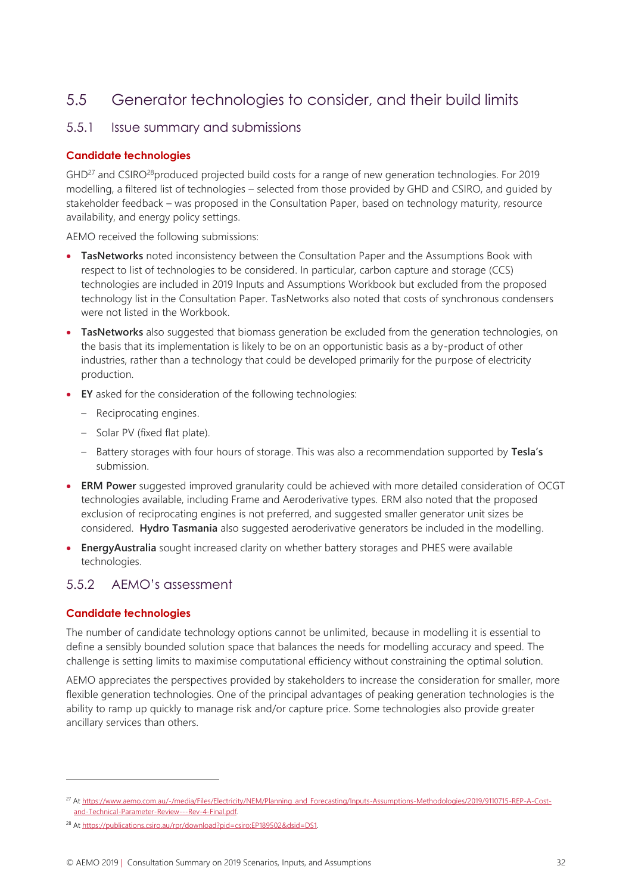## 5.5 Generator technologies to consider, and their build limits

### 5.5.1 Issue summary and submissions

**Candidate technologies**

GHD[27] and CSIRO[28]produced projected build costs for a range of new generation technologies. For 2019 modelling, a filtered list of technologies – selected from those provided by GHD and CSIRO, and guided by stakeholder feedback – was proposed in the Consultation Paper, based on technology maturity, resource availability, and energy policy settings.

AEMO received the following submissions:

- **TasNetworks** noted inconsistency between the Consultation Paper and the Assumptions Book with respect to list of technologies to be considered. In particular, carbon capture and storage (CCS) technologies are included in 2019 Inputs and Assumptions Workbook but excluded from the proposed technology list in the Consultation Paper. TasNetworks also noted that costs of synchronous condensers were not listed in the Workbook.
- **TasNetworks** also suggested that biomass generation be excluded from the generation technologies, on the basis that its implementation is likely to be on an opportunistic basis as a by-product of other industries, rather than a technology that could be developed primarily for the purpose of electricity production.
- **EY** asked for the consideration of the following technologies:
  - Reciprocating engines.
  - Solar PV (fixed flat plate).
  - Battery storages with four hours of storage. This was also a recommendation supported by **Tesla's** submission.
- **ERM Power** suggested improved granularity could be achieved with more detailed consideration of OCGT technologies available, including Frame and Aeroderivative types. ERM also noted that the proposed exclusion of reciprocating engines is not preferred, and suggested smaller generator unit sizes be considered. **Hydro Tasmania** also suggested aeroderivative generators be included in the modelling.
- **EnergyAustralia** sought increased clarity on whether battery storages and PHES were available technologies.

### 5.5.2 AEMO's assessment

**Candidate technologies**

The number of candidate technology options cannot be unlimited, because in modelling it is essential to define a sensibly bounded solution space that balances the needs for modelling accuracy and speed. The challenge is setting limits to maximise computational efficiency without constraining the optimal solution.

AEMO appreciates the perspectives provided by stakeholders to increase the consideration for smaller, more flexible generation technologies. One of the principal advantages of peaking generation technologies is the ability to ramp up quickly to manage risk and/or capture price. Some technologies also provide greater ancillary services than others.

---

[27] At https://www.aemo.com.au/-/media/Files/Electricity/NEM/Planning_and_Forecasting/Inputs-Assumptions-Methodologies/2019/9110715-REP-A-Cost-and-Technical-Parameter-Review---Rev-4-Final.pdf.

[28] At https://publications.csiro.au/rpr/download?pid=csiro:EP189502&dsid=DS1.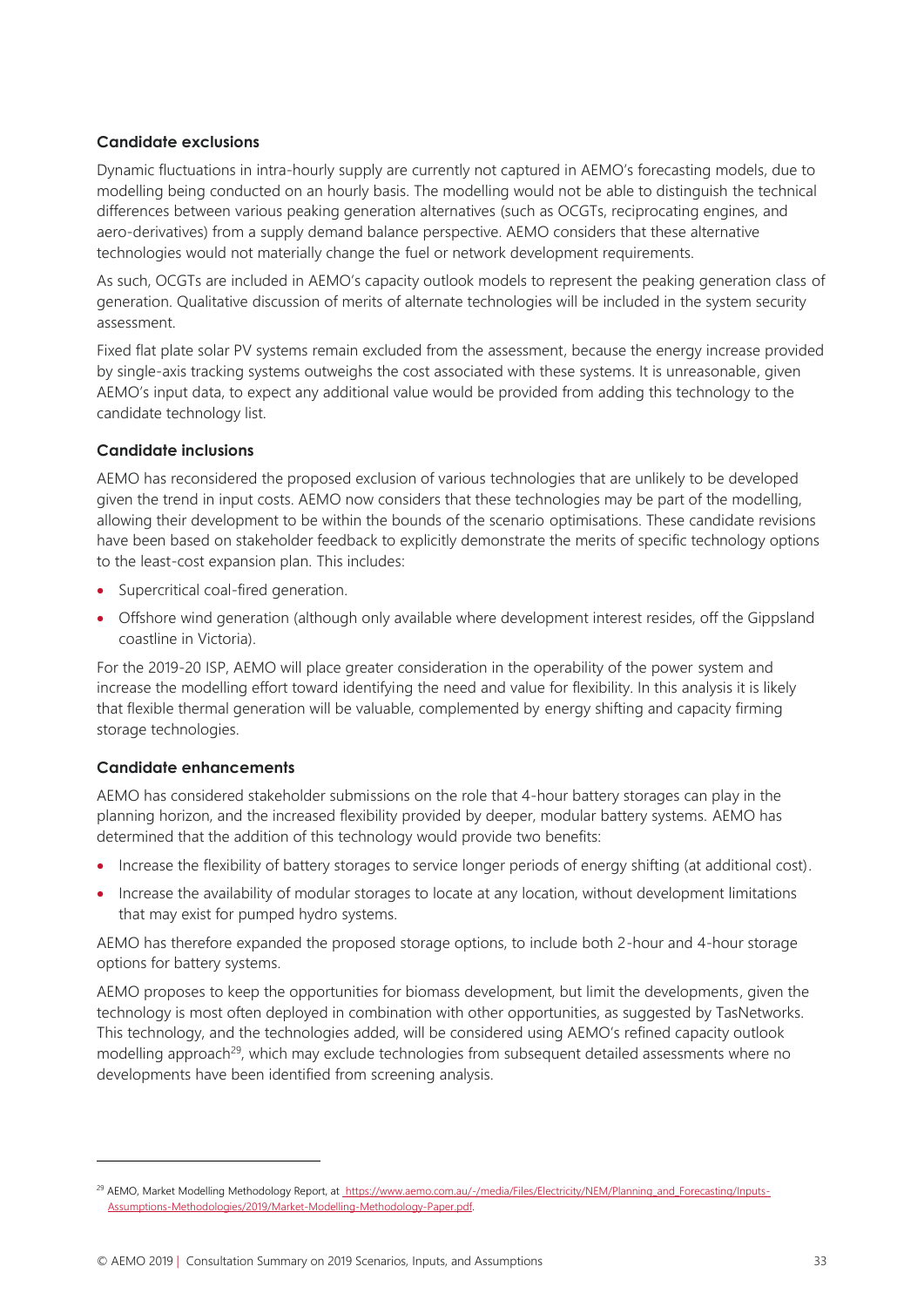### Candidate exclusions

Dynamic fluctuations in intra-hourly supply are currently not captured in AEMO's forecasting models, due to modelling being conducted on an hourly basis. The modelling would not be able to distinguish the technical differences between various peaking generation alternatives (such as OCGTs, reciprocating engines, and aero-derivatives) from a supply demand balance perspective. AEMO considers that these alternative technologies would not materially change the fuel or network development requirements.

As such, OCGTs are included in AEMO's capacity outlook models to represent the peaking generation class of generation. Qualitative discussion of merits of alternate technologies will be included in the system security assessment.

Fixed flat plate solar PV systems remain excluded from the assessment, because the energy increase provided by single-axis tracking systems outweighs the cost associated with these systems. It is unreasonable, given AEMO's input data, to expect any additional value would be provided from adding this technology to the candidate technology list.

### Candidate inclusions

AEMO has reconsidered the proposed exclusion of various technologies that are unlikely to be developed given the trend in input costs. AEMO now considers that these technologies may be part of the modelling, allowing their development to be within the bounds of the scenario optimisations. These candidate revisions have been based on stakeholder feedback to explicitly demonstrate the merits of specific technology options to the least-cost expansion plan. This includes:

- Supercritical coal-fired generation.
- Offshore wind generation (although only available where development interest resides, off the Gippsland coastline in Victoria).

For the 2019-20 ISP, AEMO will place greater consideration in the operability of the power system and increase the modelling effort toward identifying the need and value for flexibility. In this analysis it is likely that flexible thermal generation will be valuable, complemented by energy shifting and capacity firming storage technologies.

### Candidate enhancements

AEMO has considered stakeholder submissions on the role that 4-hour battery storages can play in the planning horizon, and the increased flexibility provided by deeper, modular battery systems. AEMO has determined that the addition of this technology would provide two benefits:

- Increase the flexibility of battery storages to service longer periods of energy shifting (at additional cost).
- Increase the availability of modular storages to locate at any location, without development limitations that may exist for pumped hydro systems.

AEMO has therefore expanded the proposed storage options, to include both 2-hour and 4-hour storage options for battery systems.

AEMO proposes to keep the opportunities for biomass development, but limit the developments, given the technology is most often deployed in combination with other opportunities, as suggested by TasNetworks. This technology, and the technologies added, will be considered using AEMO's refined capacity outlook modelling approach[29], which may exclude technologies from subsequent detailed assessments where no developments have been identified from screening analysis.

---

[29] AEMO, Market Modelling Methodology Report, at https://www.aemo.com.au/-/media/Files/Electricity/NEM/Planning_and_Forecasting/Inputs-Assumptions-Methodologies/2019/Market-Modelling-Methodology-Paper.pdf.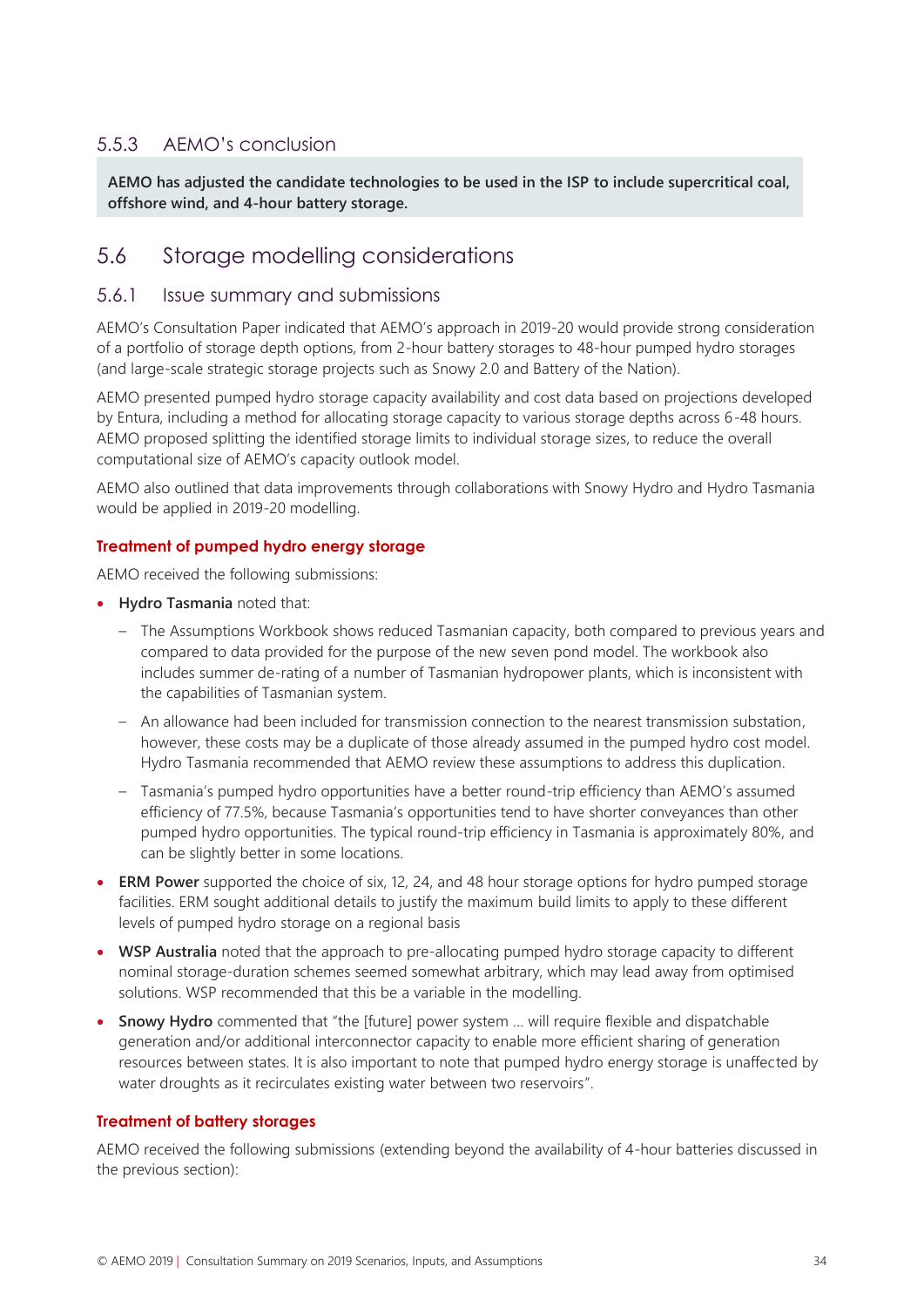### 5.5.3 AEMO's conclusion

**AEMO has adjusted the candidate technologies to be used in the ISP to include supercritical coal, offshore wind, and 4-hour battery storage.**

## 5.6 Storage modelling considerations

### 5.6.1 Issue summary and submissions

AEMO's Consultation Paper indicated that AEMO's approach in 2019-20 would provide strong consideration of a portfolio of storage depth options, from 2-hour battery storages to 48-hour pumped hydro storages (and large-scale strategic storage projects such as Snowy 2.0 and Battery of the Nation).

AEMO presented pumped hydro storage capacity availability and cost data based on projections developed by Entura, including a method for allocating storage capacity to various storage depths across 6-48 hours. AEMO proposed splitting the identified storage limits to individual storage sizes, to reduce the overall computational size of AEMO's capacity outlook model.

AEMO also outlined that data improvements through collaborations with Snowy Hydro and Hydro Tasmania would be applied in 2019-20 modelling.

#### Treatment of pumped hydro energy storage

AEMO received the following submissions:

- **Hydro Tasmania** noted that:
  - The Assumptions Workbook shows reduced Tasmanian capacity, both compared to previous years and compared to data provided for the purpose of the new seven pond model. The workbook also includes summer de-rating of a number of Tasmanian hydropower plants, which is inconsistent with the capabilities of Tasmanian system.
  - An allowance had been included for transmission connection to the nearest transmission substation, however, these costs may be a duplicate of those already assumed in the pumped hydro cost model. Hydro Tasmania recommended that AEMO review these assumptions to address this duplication.
  - Tasmania's pumped hydro opportunities have a better round-trip efficiency than AEMO's assumed efficiency of 77.5%, because Tasmania's opportunities tend to have shorter conveyances than other pumped hydro opportunities. The typical round-trip efficiency in Tasmania is approximately 80%, and can be slightly better in some locations.
- **ERM Power** supported the choice of six, 12, 24, and 48 hour storage options for hydro pumped storage facilities. ERM sought additional details to justify the maximum build limits to apply to these different levels of pumped hydro storage on a regional basis
- **WSP Australia** noted that the approach to pre-allocating pumped hydro storage capacity to different nominal storage-duration schemes seemed somewhat arbitrary, which may lead away from optimised solutions. WSP recommended that this be a variable in the modelling.
- **Snowy Hydro** commented that "the [future] power system … will require flexible and dispatchable generation and/or additional interconnector capacity to enable more efficient sharing of generation resources between states. It is also important to note that pumped hydro energy storage is unaffected by water droughts as it recirculates existing water between two reservoirs".

#### Treatment of battery storages

AEMO received the following submissions (extending beyond the availability of 4-hour batteries discussed in the previous section):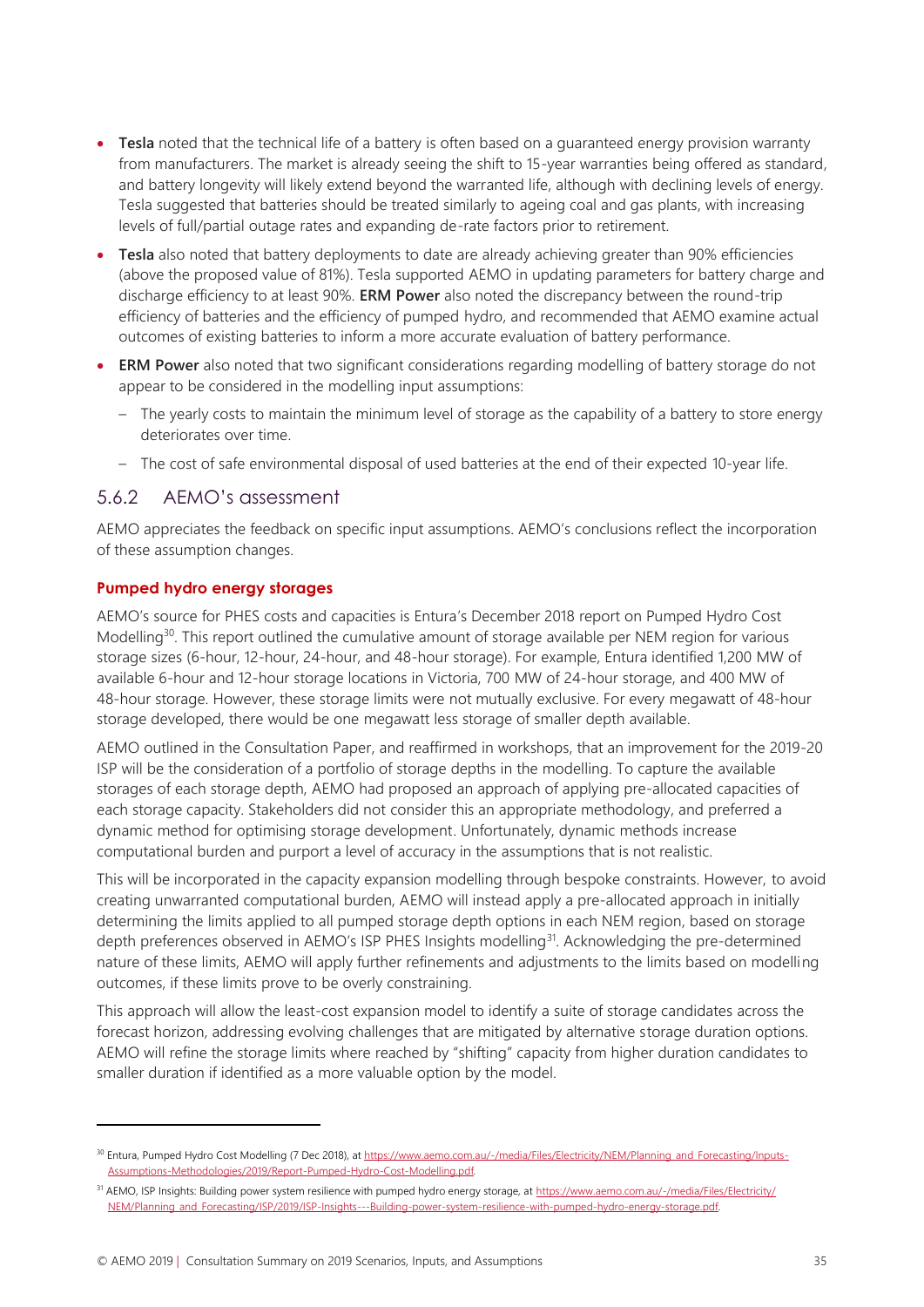- **Tesla** noted that the technical life of a battery is often based on a guaranteed energy provision warranty from manufacturers. The market is already seeing the shift to 15-year warranties being offered as standard, and battery longevity will likely extend beyond the warranted life, although with declining levels of energy. Tesla suggested that batteries should be treated similarly to ageing coal and gas plants, with increasing levels of full/partial outage rates and expanding de-rate factors prior to retirement.
- **Tesla** also noted that battery deployments to date are already achieving greater than 90% efficiencies (above the proposed value of 81%). Tesla supported AEMO in updating parameters for battery charge and discharge efficiency to at least 90%. **ERM Power** also noted the discrepancy between the round-trip efficiency of batteries and the efficiency of pumped hydro, and recommended that AEMO examine actual outcomes of existing batteries to inform a more accurate evaluation of battery performance.
- **ERM Power** also noted that two significant considerations regarding modelling of battery storage do not appear to be considered in the modelling input assumptions:
  - The yearly costs to maintain the minimum level of storage as the capability of a battery to store energy deteriorates over time.
  - The cost of safe environmental disposal of used batteries at the end of their expected 10-year life.

### 5.6.2 AEMO's assessment

AEMO appreciates the feedback on specific input assumptions. AEMO's conclusions reflect the incorporation of these assumption changes.

#### Pumped hydro energy storages

AEMO's source for PHES costs and capacities is Entura's December 2018 report on Pumped Hydro Cost Modelling[30]. This report outlined the cumulative amount of storage available per NEM region for various storage sizes (6-hour, 12-hour, 24-hour, and 48-hour storage). For example, Entura identified 1,200 MW of available 6-hour and 12-hour storage locations in Victoria, 700 MW of 24-hour storage, and 400 MW of 48-hour storage. However, these storage limits were not mutually exclusive. For every megawatt of 48-hour storage developed, there would be one megawatt less storage of smaller depth available.

AEMO outlined in the Consultation Paper, and reaffirmed in workshops, that an improvement for the 2019-20 ISP will be the consideration of a portfolio of storage depths in the modelling. To capture the available storages of each storage depth, AEMO had proposed an approach of applying pre-allocated capacities of each storage capacity. Stakeholders did not consider this an appropriate methodology, and preferred a dynamic method for optimising storage development. Unfortunately, dynamic methods increase computational burden and purport a level of accuracy in the assumptions that is not realistic.

This will be incorporated in the capacity expansion modelling through bespoke constraints. However, to avoid creating unwarranted computational burden, AEMO will instead apply a pre-allocated approach in initially determining the limits applied to all pumped storage depth options in each NEM region, based on storage depth preferences observed in AEMO's ISP PHES Insights modelling[31]. Acknowledging the pre-determined nature of these limits, AEMO will apply further refinements and adjustments to the limits based on modelling outcomes, if these limits prove to be overly constraining.

This approach will allow the least-cost expansion model to identify a suite of storage candidates across the forecast horizon, addressing evolving challenges that are mitigated by alternative storage duration options. AEMO will refine the storage limits where reached by "shifting" capacity from higher duration candidates to smaller duration if identified as a more valuable option by the model.

---

[30] Entura, Pumped Hydro Cost Modelling (7 Dec 2018), at https://www.aemo.com.au/-/media/Files/Electricity/NEM/Planning_and_Forecasting/Inputs-Assumptions-Methodologies/2019/Report-Pumped-Hydro-Cost-Modelling.pdf.

[31] AEMO, ISP Insights: Building power system resilience with pumped hydro energy storage, at https://www.aemo.com.au/-/media/Files/Electricity/NEM/Planning_and_Forecasting/ISP/2019/ISP-Insights---Building-power-system-resilience-with-pumped-hydro-energy-storage.pdf.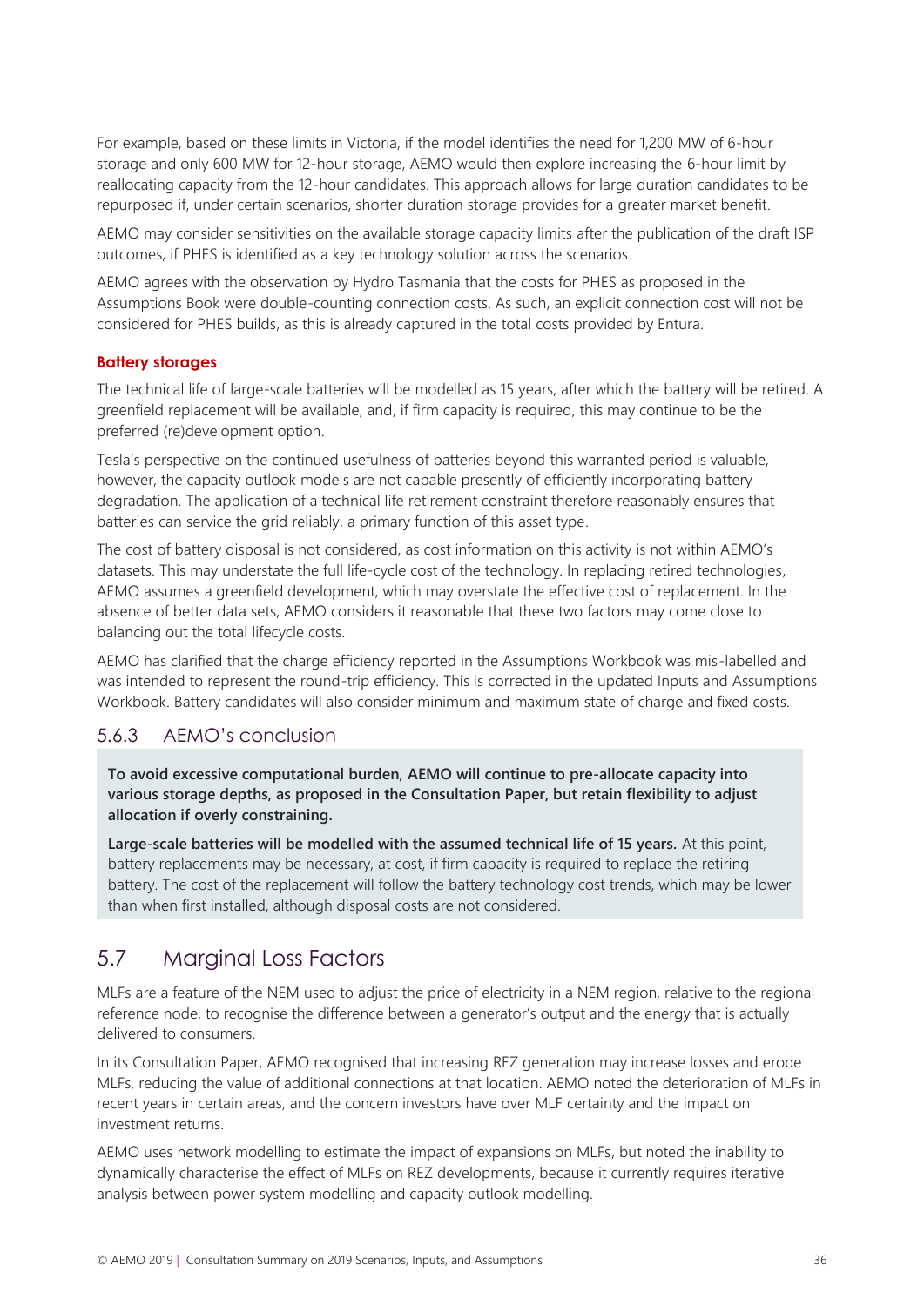For example, based on these limits in Victoria, if the model identifies the need for 1,200 MW of 6-hour storage and only 600 MW for 12-hour storage, AEMO would then explore increasing the 6-hour limit by reallocating capacity from the 12-hour candidates. This approach allows for large duration candidates to be repurposed if, under certain scenarios, shorter duration storage provides for a greater market benefit.

AEMO may consider sensitivities on the available storage capacity limits after the publication of the draft ISP outcomes, if PHES is identified as a key technology solution across the scenarios.

AEMO agrees with the observation by Hydro Tasmania that the costs for PHES as proposed in the Assumptions Book were double-counting connection costs. As such, an explicit connection cost will not be considered for PHES builds, as this is already captured in the total costs provided by Entura.

**Battery storages**

The technical life of large-scale batteries will be modelled as 15 years, after which the battery will be retired. A greenfield replacement will be available, and, if firm capacity is required, this may continue to be the preferred (re)development option.

Tesla's perspective on the continued usefulness of batteries beyond this warranted period is valuable, however, the capacity outlook models are not capable presently of efficiently incorporating battery degradation. The application of a technical life retirement constraint therefore reasonably ensures that batteries can service the grid reliably, a primary function of this asset type.

The cost of battery disposal is not considered, as cost information on this activity is not within AEMO's datasets. This may understate the full life-cycle cost of the technology. In replacing retired technologies, AEMO assumes a greenfield development, which may overstate the effective cost of replacement. In the absence of better data sets, AEMO considers it reasonable that these two factors may come close to balancing out the total lifecycle costs.

AEMO has clarified that the charge efficiency reported in the Assumptions Workbook was mis-labelled and was intended to represent the round-trip efficiency. This is corrected in the updated Inputs and Assumptions Workbook. Battery candidates will also consider minimum and maximum state of charge and fixed costs.

### 5.6.3 AEMO's conclusion

**To avoid excessive computational burden, AEMO will continue to pre-allocate capacity into various storage depths, as proposed in the Consultation Paper, but retain flexibility to adjust allocation if overly constraining.**

**Large-scale batteries will be modelled with the assumed technical life of 15 years.** At this point, battery replacements may be necessary, at cost, if firm capacity is required to replace the retiring battery. The cost of the replacement will follow the battery technology cost trends, which may be lower than when first installed, although disposal costs are not considered.

## 5.7 Marginal Loss Factors

MLFs are a feature of the NEM used to adjust the price of electricity in a NEM region, relative to the regional reference node, to recognise the difference between a generator's output and the energy that is actually delivered to consumers.

In its Consultation Paper, AEMO recognised that increasing REZ generation may increase losses and erode MLFs, reducing the value of additional connections at that location. AEMO noted the deterioration of MLFs in recent years in certain areas, and the concern investors have over MLF certainty and the impact on investment returns.

AEMO uses network modelling to estimate the impact of expansions on MLFs, but noted the inability to dynamically characterise the effect of MLFs on REZ developments, because it currently requires iterative analysis between power system modelling and capacity outlook modelling.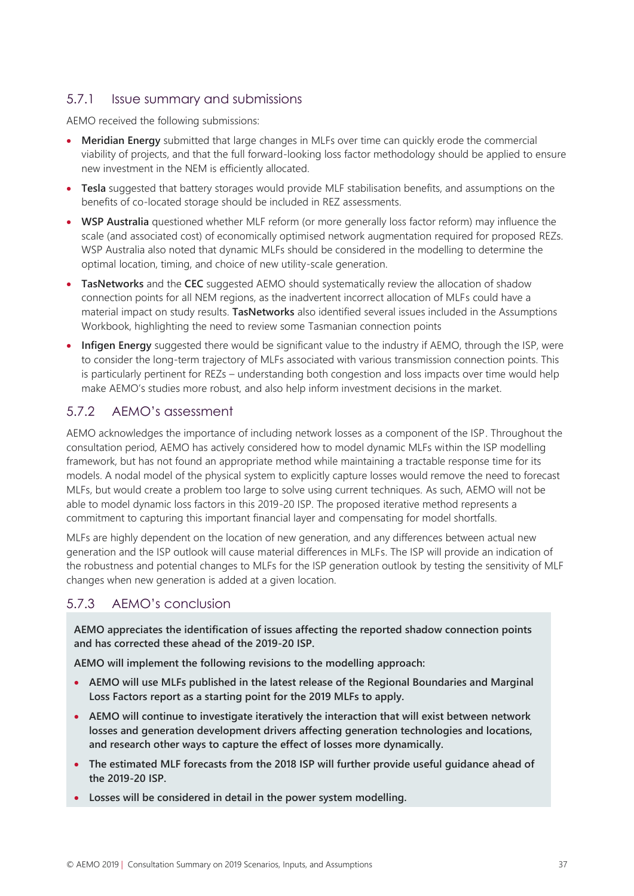### 5.7.1 Issue summary and submissions

AEMO received the following submissions:

- **Meridian Energy** submitted that large changes in MLFs over time can quickly erode the commercial viability of projects, and that the full forward-looking loss factor methodology should be applied to ensure new investment in the NEM is efficiently allocated.
- **Tesla** suggested that battery storages would provide MLF stabilisation benefits, and assumptions on the benefits of co-located storage should be included in REZ assessments.
- **WSP Australia** questioned whether MLF reform (or more generally loss factor reform) may influence the scale (and associated cost) of economically optimised network augmentation required for proposed REZs. WSP Australia also noted that dynamic MLFs should be considered in the modelling to determine the optimal location, timing, and choice of new utility-scale generation.
- **TasNetworks** and the **CEC** suggested AEMO should systematically review the allocation of shadow connection points for all NEM regions, as the inadvertent incorrect allocation of MLFs could have a material impact on study results. **TasNetworks** also identified several issues included in the Assumptions Workbook, highlighting the need to review some Tasmanian connection points
- **Infigen Energy** suggested there would be significant value to the industry if AEMO, through the ISP, were to consider the long-term trajectory of MLFs associated with various transmission connection points. This is particularly pertinent for REZs – understanding both congestion and loss impacts over time would help make AEMO's studies more robust, and also help inform investment decisions in the market.

### 5.7.2 AEMO's assessment

AEMO acknowledges the importance of including network losses as a component of the ISP. Throughout the consultation period, AEMO has actively considered how to model dynamic MLFs within the ISP modelling framework, but has not found an appropriate method while maintaining a tractable response time for its models. A nodal model of the physical system to explicitly capture losses would remove the need to forecast MLFs, but would create a problem too large to solve using current techniques. As such, AEMO will not be able to model dynamic loss factors in this 2019-20 ISP. The proposed iterative method represents a commitment to capturing this important financial layer and compensating for model shortfalls.

MLFs are highly dependent on the location of new generation, and any differences between actual new generation and the ISP outlook will cause material differences in MLFs. The ISP will provide an indication of the robustness and potential changes to MLFs for the ISP generation outlook by testing the sensitivity of MLF changes when new generation is added at a given location.

### 5.7.3 AEMO's conclusion

**AEMO appreciates the identification of issues affecting the reported shadow connection points and has corrected these ahead of the 2019-20 ISP.**

**AEMO will implement the following revisions to the modelling approach:**

- **AEMO will use MLFs published in the latest release of the Regional Boundaries and Marginal Loss Factors report as a starting point for the 2019 MLFs to apply.**
- **AEMO will continue to investigate iteratively the interaction that will exist between network losses and generation development drivers affecting generation technologies and locations, and research other ways to capture the effect of losses more dynamically.**
- **The estimated MLF forecasts from the 2018 ISP will further provide useful guidance ahead of the 2019-20 ISP.**
- **Losses will be considered in detail in the power system modelling.**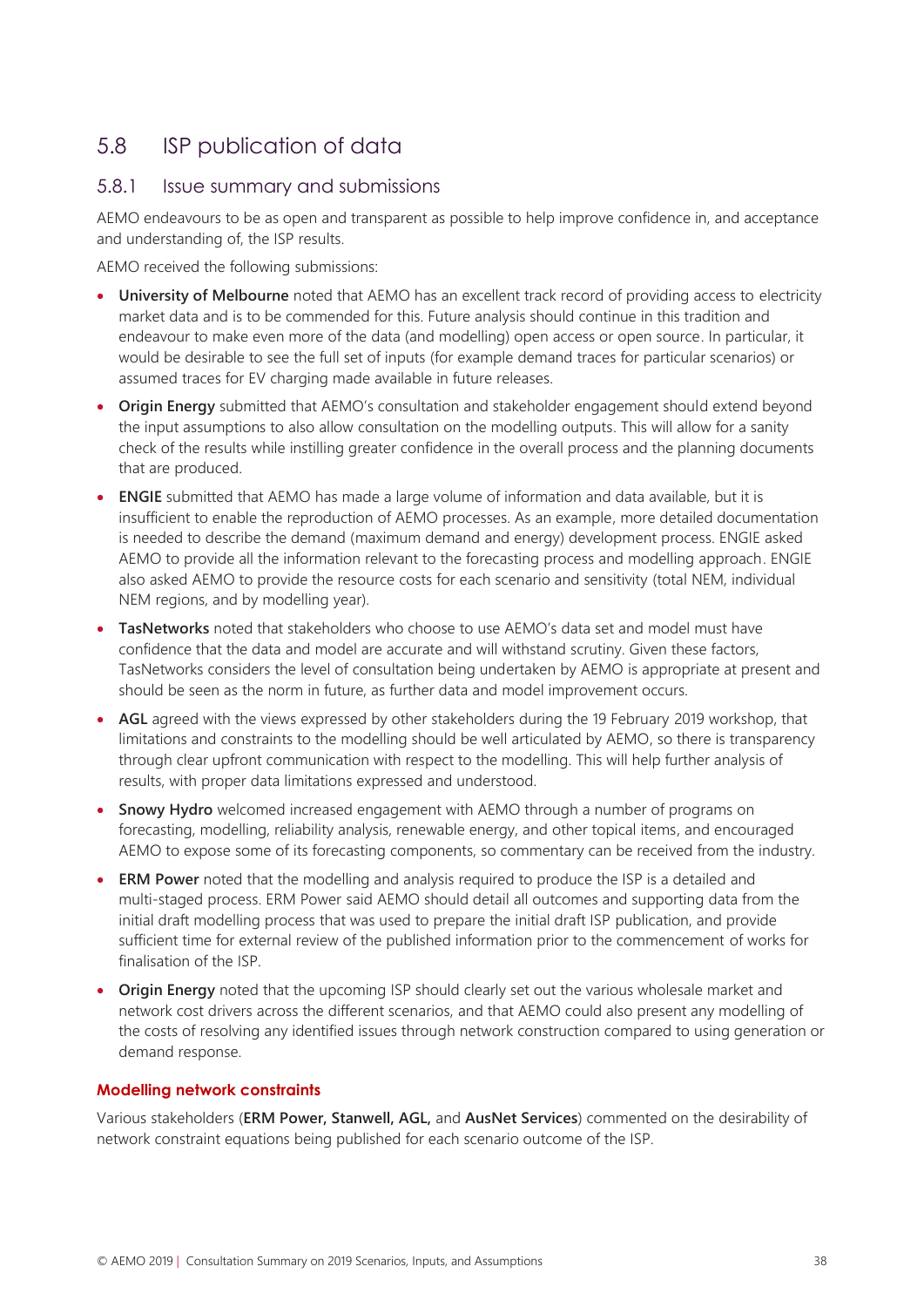## 5.8 ISP publication of data

### 5.8.1 Issue summary and submissions

AEMO endeavours to be as open and transparent as possible to help improve confidence in, and acceptance and understanding of, the ISP results.

AEMO received the following submissions:

- **University of Melbourne** noted that AEMO has an excellent track record of providing access to electricity market data and is to be commended for this. Future analysis should continue in this tradition and endeavour to make even more of the data (and modelling) open access or open source. In particular, it would be desirable to see the full set of inputs (for example demand traces for particular scenarios) or assumed traces for EV charging made available in future releases.
- **Origin Energy** submitted that AEMO's consultation and stakeholder engagement should extend beyond the input assumptions to also allow consultation on the modelling outputs. This will allow for a sanity check of the results while instilling greater confidence in the overall process and the planning documents that are produced.
- **ENGIE** submitted that AEMO has made a large volume of information and data available, but it is insufficient to enable the reproduction of AEMO processes. As an example, more detailed documentation is needed to describe the demand (maximum demand and energy) development process. ENGIE asked AEMO to provide all the information relevant to the forecasting process and modelling approach. ENGIE also asked AEMO to provide the resource costs for each scenario and sensitivity (total NEM, individual NEM regions, and by modelling year).
- **TasNetworks** noted that stakeholders who choose to use AEMO's data set and model must have confidence that the data and model are accurate and will withstand scrutiny. Given these factors, TasNetworks considers the level of consultation being undertaken by AEMO is appropriate at present and should be seen as the norm in future, as further data and model improvement occurs.
- **AGL** agreed with the views expressed by other stakeholders during the 19 February 2019 workshop, that limitations and constraints to the modelling should be well articulated by AEMO, so there is transparency through clear upfront communication with respect to the modelling. This will help further analysis of results, with proper data limitations expressed and understood.
- **Snowy Hydro** welcomed increased engagement with AEMO through a number of programs on forecasting, modelling, reliability analysis, renewable energy, and other topical items, and encouraged AEMO to expose some of its forecasting components, so commentary can be received from the industry.
- **ERM Power** noted that the modelling and analysis required to produce the ISP is a detailed and multi-staged process. ERM Power said AEMO should detail all outcomes and supporting data from the initial draft modelling process that was used to prepare the initial draft ISP publication, and provide sufficient time for external review of the published information prior to the commencement of works for finalisation of the ISP.
- **Origin Energy** noted that the upcoming ISP should clearly set out the various wholesale market and network cost drivers across the different scenarios, and that AEMO could also present any modelling of the costs of resolving any identified issues through network construction compared to using generation or demand response.

**Modelling network constraints**

Various stakeholders (**ERM Power, Stanwell, AGL,** and **AusNet Services**) commented on the desirability of network constraint equations being published for each scenario outcome of the ISP.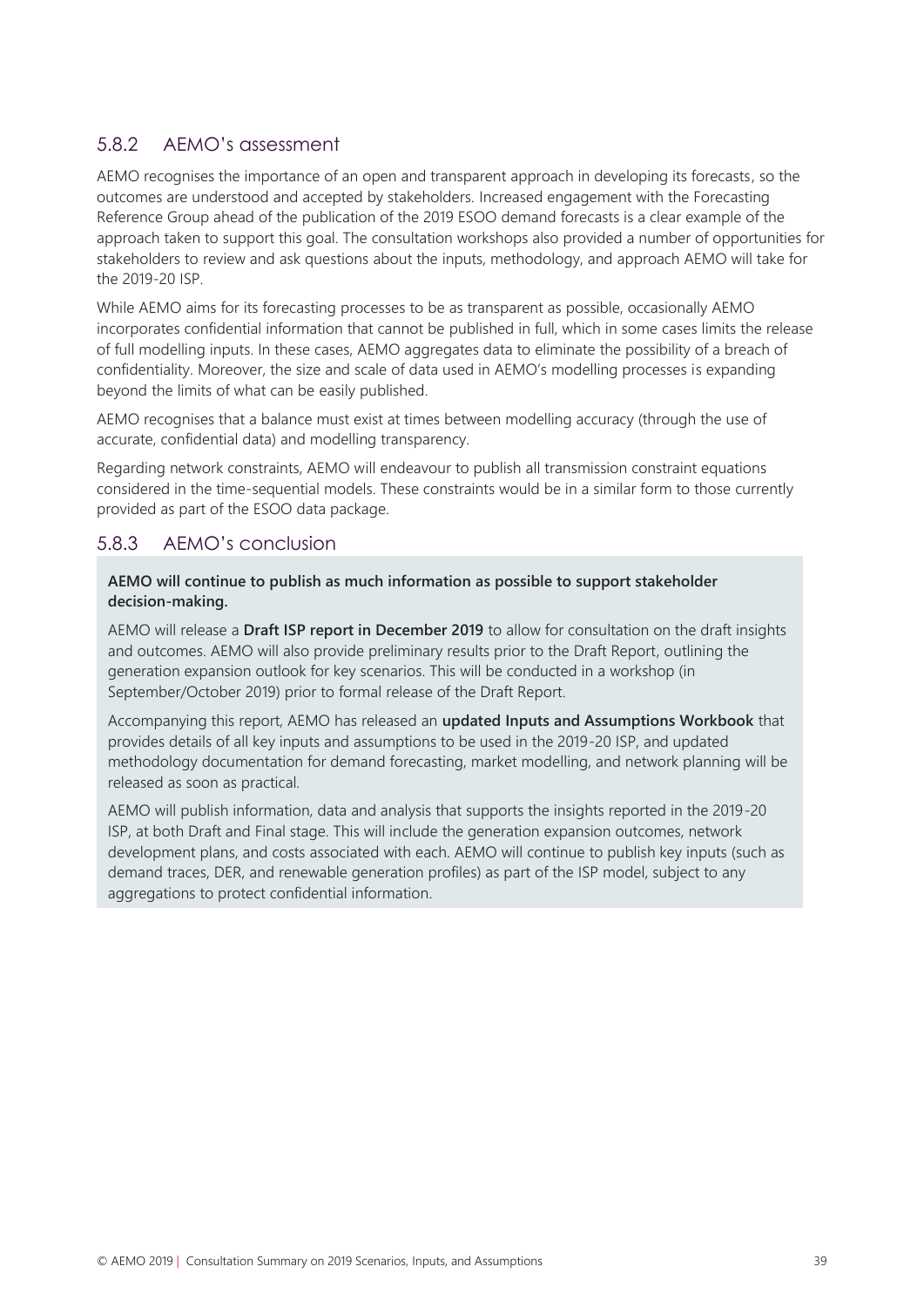### 5.8.2 AEMO's assessment

AEMO recognises the importance of an open and transparent approach in developing its forecasts, so the outcomes are understood and accepted by stakeholders. Increased engagement with the Forecasting Reference Group ahead of the publication of the 2019 ESOO demand forecasts is a clear example of the approach taken to support this goal. The consultation workshops also provided a number of opportunities for stakeholders to review and ask questions about the inputs, methodology, and approach AEMO will take for the 2019-20 ISP.

While AEMO aims for its forecasting processes to be as transparent as possible, occasionally AEMO incorporates confidential information that cannot be published in full, which in some cases limits the release of full modelling inputs. In these cases, AEMO aggregates data to eliminate the possibility of a breach of confidentiality. Moreover, the size and scale of data used in AEMO's modelling processes is expanding beyond the limits of what can be easily published.

AEMO recognises that a balance must exist at times between modelling accuracy (through the use of accurate, confidential data) and modelling transparency.

Regarding network constraints, AEMO will endeavour to publish all transmission constraint equations considered in the time-sequential models. These constraints would be in a similar form to those currently provided as part of the ESOO data package.

### 5.8.3 AEMO's conclusion

**AEMO will continue to publish as much information as possible to support stakeholder decision-making.**

AEMO will release a **Draft ISP report in December 2019** to allow for consultation on the draft insights and outcomes. AEMO will also provide preliminary results prior to the Draft Report, outlining the generation expansion outlook for key scenarios. This will be conducted in a workshop (in September/October 2019) prior to formal release of the Draft Report.

Accompanying this report, AEMO has released an **updated Inputs and Assumptions Workbook** that provides details of all key inputs and assumptions to be used in the 2019-20 ISP, and updated methodology documentation for demand forecasting, market modelling, and network planning will be released as soon as practical.

AEMO will publish information, data and analysis that supports the insights reported in the 2019-20 ISP, at both Draft and Final stage. This will include the generation expansion outcomes, network development plans, and costs associated with each. AEMO will continue to publish key inputs (such as demand traces, DER, and renewable generation profiles) as part of the ISP model, subject to any aggregations to protect confidential information.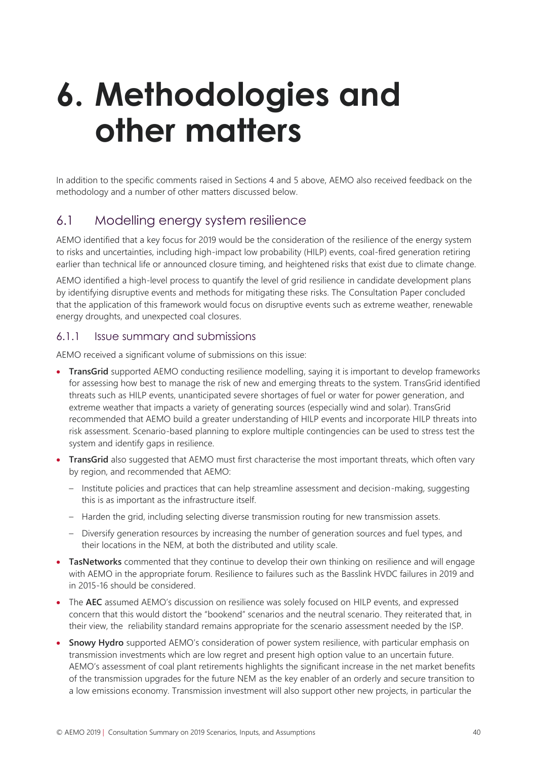# 6. Methodologies and other matters

In addition to the specific comments raised in Sections 4 and 5 above, AEMO also received feedback on the methodology and a number of other matters discussed below.

## 6.1 Modelling energy system resilience

AEMO identified that a key focus for 2019 would be the consideration of the resilience of the energy system to risks and uncertainties, including high-impact low probability (HILP) events, coal-fired generation retiring earlier than technical life or announced closure timing, and heightened risks that exist due to climate change.

AEMO identified a high-level process to quantify the level of grid resilience in candidate development plans by identifying disruptive events and methods for mitigating these risks. The Consultation Paper concluded that the application of this framework would focus on disruptive events such as extreme weather, renewable energy droughts, and unexpected coal closures.

### 6.1.1 Issue summary and submissions

AEMO received a significant volume of submissions on this issue:

- **TransGrid** supported AEMO conducting resilience modelling, saying it is important to develop frameworks for assessing how best to manage the risk of new and emerging threats to the system. TransGrid identified threats such as HILP events, unanticipated severe shortages of fuel or water for power generation, and extreme weather that impacts a variety of generating sources (especially wind and solar). TransGrid recommended that AEMO build a greater understanding of HILP events and incorporate HILP threats into risk assessment. Scenario-based planning to explore multiple contingencies can be used to stress test the system and identify gaps in resilience.
- **TransGrid** also suggested that AEMO must first characterise the most important threats, which often vary by region, and recommended that AEMO:
  - Institute policies and practices that can help streamline assessment and decision-making, suggesting this is as important as the infrastructure itself.
  - Harden the grid, including selecting diverse transmission routing for new transmission assets.
  - Diversify generation resources by increasing the number of generation sources and fuel types, and their locations in the NEM, at both the distributed and utility scale.
- **TasNetworks** commented that they continue to develop their own thinking on resilience and will engage with AEMO in the appropriate forum. Resilience to failures such as the Basslink HVDC failures in 2019 and in 2015-16 should be considered.
- The **AEC** assumed AEMO's discussion on resilience was solely focused on HILP events, and expressed concern that this would distort the "bookend" scenarios and the neutral scenario. They reiterated that, in their view, the reliability standard remains appropriate for the scenario assessment needed by the ISP.
- **Snowy Hydro** supported AEMO's consideration of power system resilience, with particular emphasis on transmission investments which are low regret and present high option value to an uncertain future. AEMO's assessment of coal plant retirements highlights the significant increase in the net market benefits of the transmission upgrades for the future NEM as the key enabler of an orderly and secure transition to a low emissions economy. Transmission investment will also support other new projects, in particular the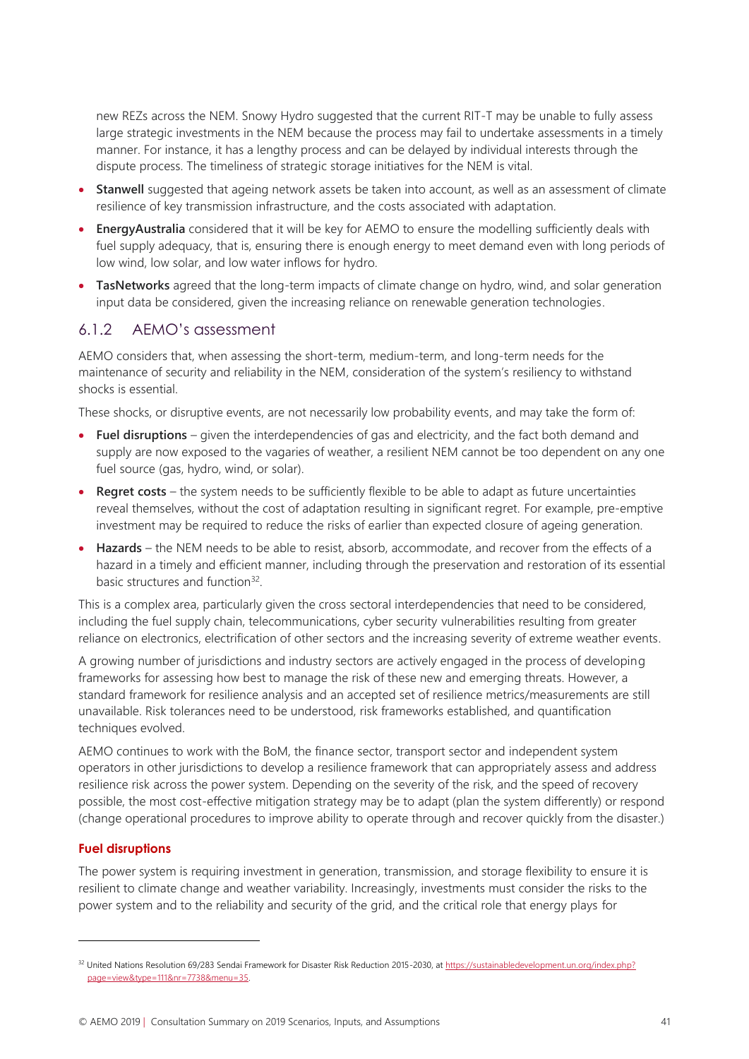new REZs across the NEM. Snowy Hydro suggested that the current RIT-T may be unable to fully assess large strategic investments in the NEM because the process may fail to undertake assessments in a timely manner. For instance, it has a lengthy process and can be delayed by individual interests through the dispute process. The timeliness of strategic storage initiatives for the NEM is vital.

- **Stanwell** suggested that ageing network assets be taken into account, as well as an assessment of climate resilience of key transmission infrastructure, and the costs associated with adaptation.
- **EnergyAustralia** considered that it will be key for AEMO to ensure the modelling sufficiently deals with fuel supply adequacy, that is, ensuring there is enough energy to meet demand even with long periods of low wind, low solar, and low water inflows for hydro.
- **TasNetworks** agreed that the long-term impacts of climate change on hydro, wind, and solar generation input data be considered, given the increasing reliance on renewable generation technologies.

### 6.1.2 AEMO's assessment

AEMO considers that, when assessing the short-term, medium-term, and long-term needs for the maintenance of security and reliability in the NEM, consideration of the system's resiliency to withstand shocks is essential.

These shocks, or disruptive events, are not necessarily low probability events, and may take the form of:

- **Fuel disruptions** – given the interdependencies of gas and electricity, and the fact both demand and supply are now exposed to the vagaries of weather, a resilient NEM cannot be too dependent on any one fuel source (gas, hydro, wind, or solar).
- **Regret costs** – the system needs to be sufficiently flexible to be able to adapt as future uncertainties reveal themselves, without the cost of adaptation resulting in significant regret. For example, pre-emptive investment may be required to reduce the risks of earlier than expected closure of ageing generation.
- **Hazards** – the NEM needs to be able to resist, absorb, accommodate, and recover from the effects of a hazard in a timely and efficient manner, including through the preservation and restoration of its essential basic structures and function[32].

This is a complex area, particularly given the cross sectoral interdependencies that need to be considered, including the fuel supply chain, telecommunications, cyber security vulnerabilities resulting from greater reliance on electronics, electrification of other sectors and the increasing severity of extreme weather events.

A growing number of jurisdictions and industry sectors are actively engaged in the process of developing frameworks for assessing how best to manage the risk of these new and emerging threats. However, a standard framework for resilience analysis and an accepted set of resilience metrics/measurements are still unavailable. Risk tolerances need to be understood, risk frameworks established, and quantification techniques evolved.

AEMO continues to work with the BoM, the finance sector, transport sector and independent system operators in other jurisdictions to develop a resilience framework that can appropriately assess and address resilience risk across the power system. Depending on the severity of the risk, and the speed of recovery possible, the most cost-effective mitigation strategy may be to adapt (plan the system differently) or respond (change operational procedures to improve ability to operate through and recover quickly from the disaster.)

#### Fuel disruptions

The power system is requiring investment in generation, transmission, and storage flexibility to ensure it is resilient to climate change and weather variability. Increasingly, investments must consider the risks to the power system and to the reliability and security of the grid, and the critical role that energy plays for

---

[32] United Nations Resolution 69/283 Sendai Framework for Disaster Risk Reduction 2015-2030, at https://sustainabledevelopment.un.org/index.php?page=view&type=111&nr=7738&menu=35.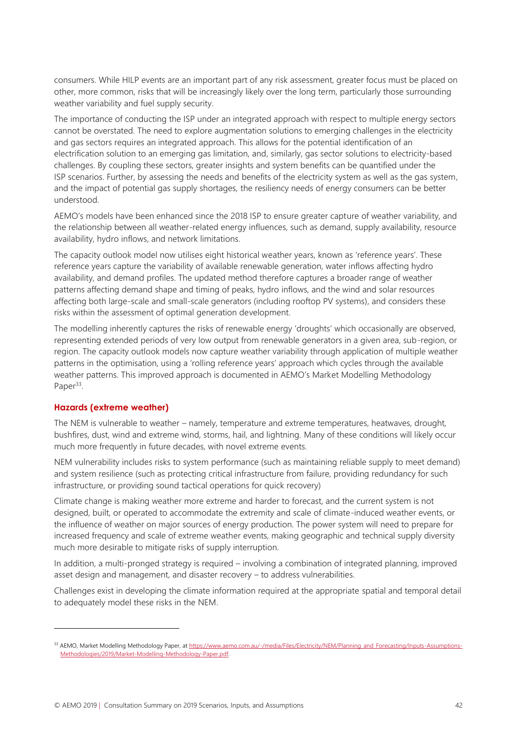consumers. While HILP events are an important part of any risk assessment, greater focus must be placed on other, more common, risks that will be increasingly likely over the long term, particularly those surrounding weather variability and fuel supply security.

The importance of conducting the ISP under an integrated approach with respect to multiple energy sectors cannot be overstated. The need to explore augmentation solutions to emerging challenges in the electricity and gas sectors requires an integrated approach. This allows for the potential identification of an electrification solution to an emerging gas limitation, and, similarly, gas sector solutions to electricity-based challenges. By coupling these sectors, greater insights and system benefits can be quantified under the ISP scenarios. Further, by assessing the needs and benefits of the electricity system as well as the gas system, and the impact of potential gas supply shortages, the resiliency needs of energy consumers can be better understood.

AEMO's models have been enhanced since the 2018 ISP to ensure greater capture of weather variability, and the relationship between all weather-related energy influences, such as demand, supply availability, resource availability, hydro inflows, and network limitations.

The capacity outlook model now utilises eight historical weather years, known as 'reference years'. These reference years capture the variability of available renewable generation, water inflows affecting hydro availability, and demand profiles. The updated method therefore captures a broader range of weather patterns affecting demand shape and timing of peaks, hydro inflows, and the wind and solar resources affecting both large-scale and small-scale generators (including rooftop PV systems), and considers these risks within the assessment of optimal generation development.

The modelling inherently captures the risks of renewable energy 'droughts' which occasionally are observed, representing extended periods of very low output from renewable generators in a given area, sub-region, or region. The capacity outlook models now capture weather variability through application of multiple weather patterns in the optimisation, using a 'rolling reference years' approach which cycles through the available weather patterns. This improved approach is documented in AEMO's Market Modelling Methodology Paper[33].

### Hazards (extreme weather)

The NEM is vulnerable to weather – namely, temperature and extreme temperatures, heatwaves, drought, bushfires, dust, wind and extreme wind, storms, hail, and lightning. Many of these conditions will likely occur much more frequently in future decades, with novel extreme events.

NEM vulnerability includes risks to system performance (such as maintaining reliable supply to meet demand) and system resilience (such as protecting critical infrastructure from failure, providing redundancy for such infrastructure, or providing sound tactical operations for quick recovery)

Climate change is making weather more extreme and harder to forecast, and the current system is not designed, built, or operated to accommodate the extremity and scale of climate-induced weather events, or the influence of weather on major sources of energy production. The power system will need to prepare for increased frequency and scale of extreme weather events, making geographic and technical supply diversity much more desirable to mitigate risks of supply interruption.

In addition, a multi-pronged strategy is required – involving a combination of integrated planning, improved asset design and management, and disaster recovery – to address vulnerabilities.

Challenges exist in developing the climate information required at the appropriate spatial and temporal detail to adequately model these risks in the NEM.

---

[33] AEMO, Market Modelling Methodology Paper, at https://www.aemo.com.au/-/media/Files/Electricity/NEM/Planning_and_Forecasting/Inputs-Assumptions-Methodologies/2019/Market-Modelling-Methodology-Paper.pdf.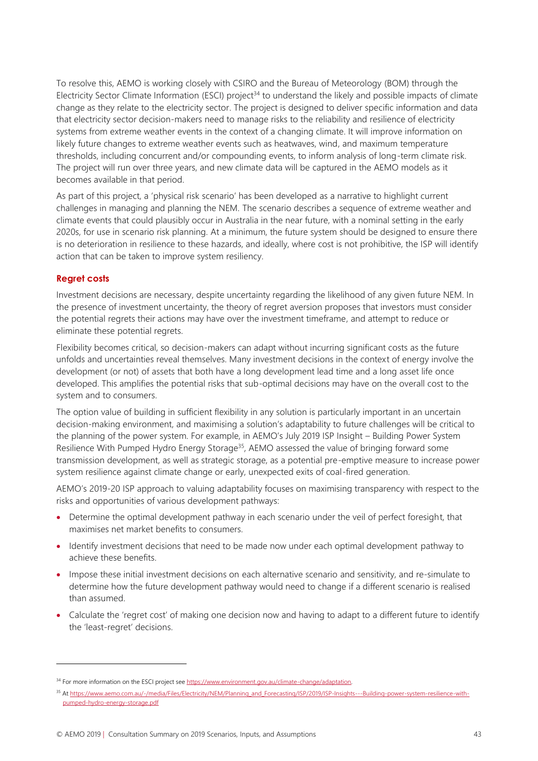To resolve this, AEMO is working closely with CSIRO and the Bureau of Meteorology (BOM) through the Electricity Sector Climate Information (ESCI) project[34] to understand the likely and possible impacts of climate change as they relate to the electricity sector. The project is designed to deliver specific information and data that electricity sector decision-makers need to manage risks to the reliability and resilience of electricity systems from extreme weather events in the context of a changing climate. It will improve information on likely future changes to extreme weather events such as heatwaves, wind, and maximum temperature thresholds, including concurrent and/or compounding events, to inform analysis of long-term climate risk. The project will run over three years, and new climate data will be captured in the AEMO models as it becomes available in that period.

As part of this project, a 'physical risk scenario' has been developed as a narrative to highlight current challenges in managing and planning the NEM. The scenario describes a sequence of extreme weather and climate events that could plausibly occur in Australia in the near future, with a nominal setting in the early 2020s, for use in scenario risk planning. At a minimum, the future system should be designed to ensure there is no deterioration in resilience to these hazards, and ideally, where cost is not prohibitive, the ISP will identify action that can be taken to improve system resiliency.

### Regret costs

Investment decisions are necessary, despite uncertainty regarding the likelihood of any given future NEM. In the presence of investment uncertainty, the theory of regret aversion proposes that investors must consider the potential regrets their actions may have over the investment timeframe, and attempt to reduce or eliminate these potential regrets.

Flexibility becomes critical, so decision-makers can adapt without incurring significant costs as the future unfolds and uncertainties reveal themselves. Many investment decisions in the context of energy involve the development (or not) of assets that both have a long development lead time and a long asset life once developed. This amplifies the potential risks that sub-optimal decisions may have on the overall cost to the system and to consumers.

The option value of building in sufficient flexibility in any solution is particularly important in an uncertain decision-making environment, and maximising a solution's adaptability to future challenges will be critical to the planning of the power system. For example, in AEMO's July 2019 ISP Insight – Building Power System Resilience With Pumped Hydro Energy Storage[35], AEMO assessed the value of bringing forward some transmission development, as well as strategic storage, as a potential pre-emptive measure to increase power system resilience against climate change or early, unexpected exits of coal-fired generation.

AEMO's 2019-20 ISP approach to valuing adaptability focuses on maximising transparency with respect to the risks and opportunities of various development pathways:

- Determine the optimal development pathway in each scenario under the veil of perfect foresight, that maximises net market benefits to consumers.
- Identify investment decisions that need to be made now under each optimal development pathway to achieve these benefits.
- Impose these initial investment decisions on each alternative scenario and sensitivity, and re-simulate to determine how the future development pathway would need to change if a different scenario is realised than assumed.
- Calculate the 'regret cost' of making one decision now and having to adapt to a different future to identify the 'least-regret' decisions.

---

[34] For more information on the ESCI project see https://www.environment.gov.au/climate-change/adaptation.

[35] At https://www.aemo.com.au/-/media/Files/Electricity/NEM/Planning_and_Forecasting/ISP/2019/ISP-Insights---Building-power-system-resilience-with-pumped-hydro-energy-storage.pdf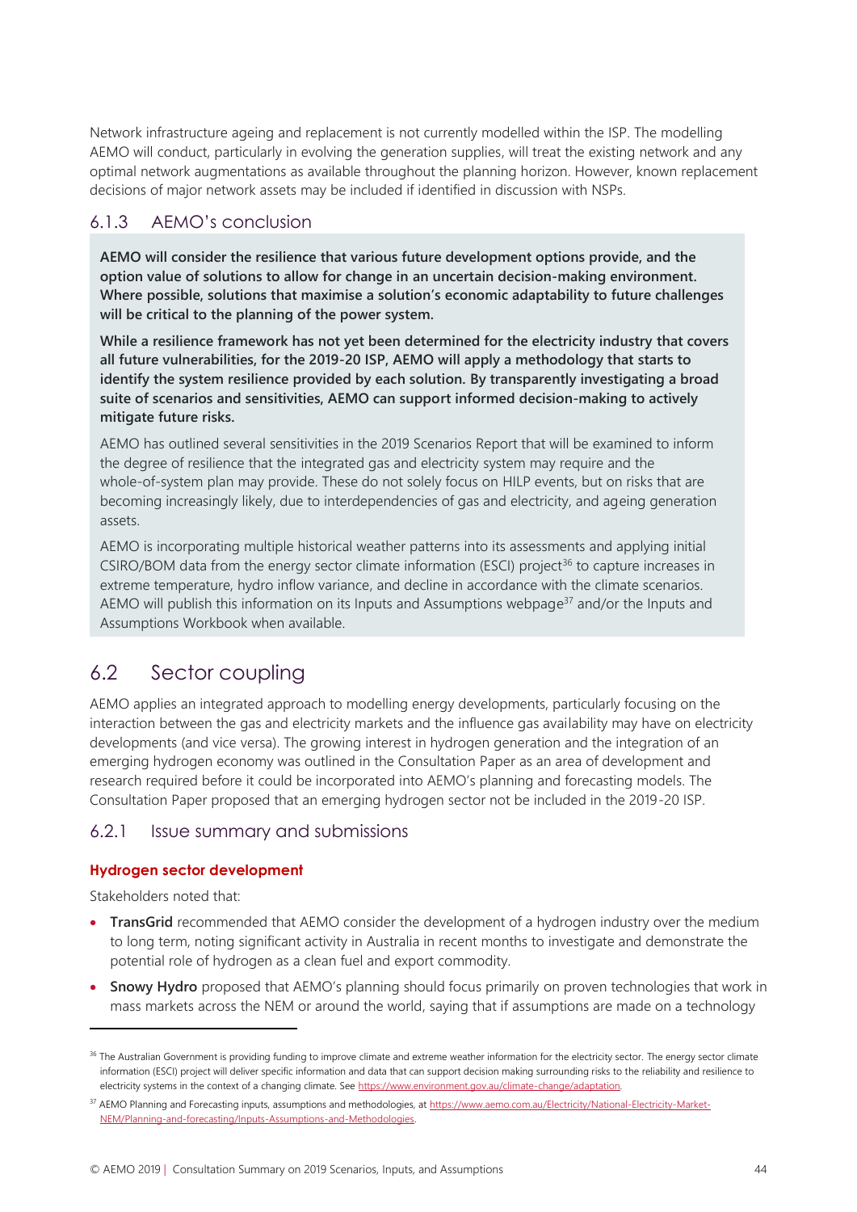Network infrastructure ageing and replacement is not currently modelled within the ISP. The modelling AEMO will conduct, particularly in evolving the generation supplies, will treat the existing network and any optimal network augmentations as available throughout the planning horizon. However, known replacement decisions of major network assets may be included if identified in discussion with NSPs.

### 6.1.3 AEMO's conclusion

**AEMO will consider the resilience that various future development options provide, and the option value of solutions to allow for change in an uncertain decision-making environment. Where possible, solutions that maximise a solution's economic adaptability to future challenges will be critical to the planning of the power system.**

**While a resilience framework has not yet been determined for the electricity industry that covers all future vulnerabilities, for the 2019-20 ISP, AEMO will apply a methodology that starts to identify the system resilience provided by each solution. By transparently investigating a broad suite of scenarios and sensitivities, AEMO can support informed decision-making to actively mitigate future risks.**

AEMO has outlined several sensitivities in the 2019 Scenarios Report that will be examined to inform the degree of resilience that the integrated gas and electricity system may require and the whole-of-system plan may provide. These do not solely focus on HILP events, but on risks that are becoming increasingly likely, due to interdependencies of gas and electricity, and ageing generation assets.

AEMO is incorporating multiple historical weather patterns into its assessments and applying initial CSIRO/BOM data from the energy sector climate information (ESCI) project[36] to capture increases in extreme temperature, hydro inflow variance, and decline in accordance with the climate scenarios. AEMO will publish this information on its Inputs and Assumptions webpage[37] and/or the Inputs and Assumptions Workbook when available.

## 6.2 Sector coupling

AEMO applies an integrated approach to modelling energy developments, particularly focusing on the interaction between the gas and electricity markets and the influence gas availability may have on electricity developments (and vice versa). The growing interest in hydrogen generation and the integration of an emerging hydrogen economy was outlined in the Consultation Paper as an area of development and research required before it could be incorporated into AEMO's planning and forecasting models. The Consultation Paper proposed that an emerging hydrogen sector not be included in the 2019-20 ISP.

### 6.2.1 Issue summary and submissions

#### Hydrogen sector development

Stakeholders noted that:

- **TransGrid** recommended that AEMO consider the development of a hydrogen industry over the medium to long term, noting significant activity in Australia in recent months to investigate and demonstrate the potential role of hydrogen as a clean fuel and export commodity.
- **Snowy Hydro** proposed that AEMO's planning should focus primarily on proven technologies that work in mass markets across the NEM or around the world, saying that if assumptions are made on a technology

---

[36] The Australian Government is providing funding to improve climate and extreme weather information for the electricity sector. The energy sector climate information (ESCI) project will deliver specific information and data that can support decision making surrounding risks to the reliability and resilience to electricity systems in the context of a changing climate. See https://www.environment.gov.au/climate-change/adaptation.

[37] AEMO Planning and Forecasting inputs, assumptions and methodologies, at https://www.aemo.com.au/Electricity/National-Electricity-Market-NEM/Planning-and-forecasting/Inputs-Assumptions-and-Methodologies.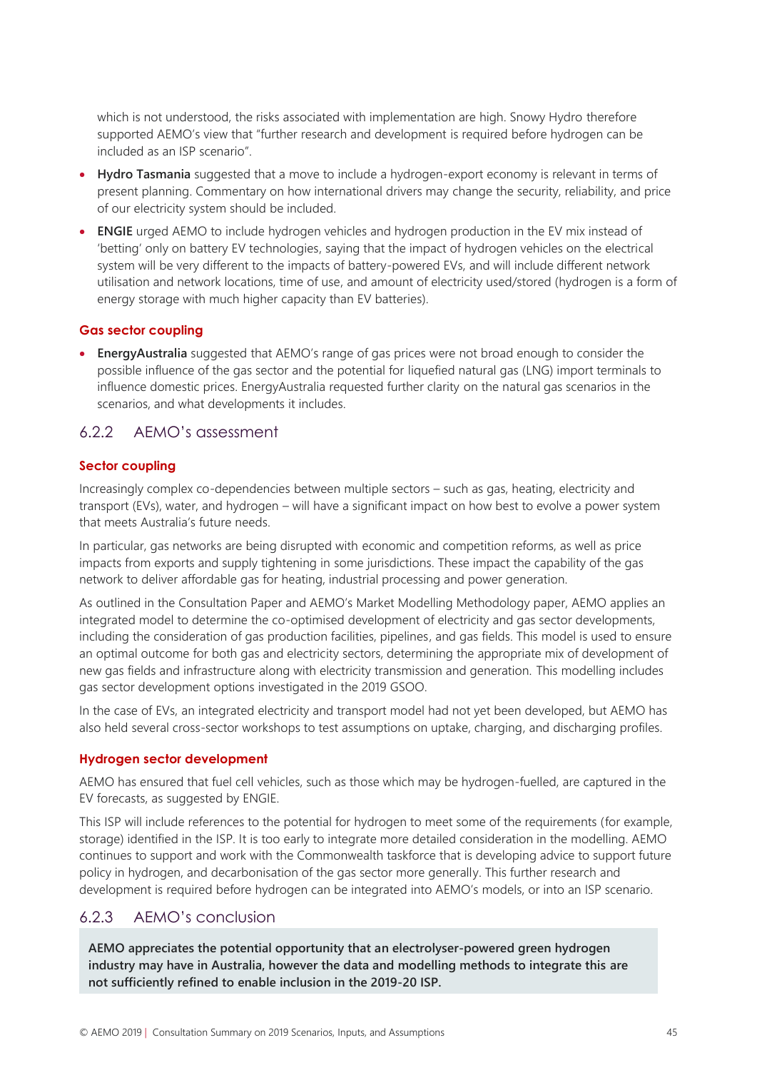which is not understood, the risks associated with implementation are high. Snowy Hydro therefore supported AEMO's view that "further research and development is required before hydrogen can be included as an ISP scenario".

- **Hydro Tasmania** suggested that a move to include a hydrogen-export economy is relevant in terms of present planning. Commentary on how international drivers may change the security, reliability, and price of our electricity system should be included.
- **ENGIE** urged AEMO to include hydrogen vehicles and hydrogen production in the EV mix instead of 'betting' only on battery EV technologies, saying that the impact of hydrogen vehicles on the electrical system will be very different to the impacts of battery-powered EVs, and will include different network utilisation and network locations, time of use, and amount of electricity used/stored (hydrogen is a form of energy storage with much higher capacity than EV batteries).

#### Gas sector coupling

- **EnergyAustralia** suggested that AEMO's range of gas prices were not broad enough to consider the possible influence of the gas sector and the potential for liquefied natural gas (LNG) import terminals to influence domestic prices. EnergyAustralia requested further clarity on the natural gas scenarios in the scenarios, and what developments it includes.

### 6.2.2 AEMO's assessment

#### Sector coupling

Increasingly complex co-dependencies between multiple sectors – such as gas, heating, electricity and transport (EVs), water, and hydrogen – will have a significant impact on how best to evolve a power system that meets Australia's future needs.

In particular, gas networks are being disrupted with economic and competition reforms, as well as price impacts from exports and supply tightening in some jurisdictions. These impact the capability of the gas network to deliver affordable gas for heating, industrial processing and power generation.

As outlined in the Consultation Paper and AEMO's Market Modelling Methodology paper, AEMO applies an integrated model to determine the co-optimised development of electricity and gas sector developments, including the consideration of gas production facilities, pipelines, and gas fields. This model is used to ensure an optimal outcome for both gas and electricity sectors, determining the appropriate mix of development of new gas fields and infrastructure along with electricity transmission and generation. This modelling includes gas sector development options investigated in the 2019 GSOO.

In the case of EVs, an integrated electricity and transport model had not yet been developed, but AEMO has also held several cross-sector workshops to test assumptions on uptake, charging, and discharging profiles.

#### Hydrogen sector development

AEMO has ensured that fuel cell vehicles, such as those which may be hydrogen-fuelled, are captured in the EV forecasts, as suggested by ENGIE.

This ISP will include references to the potential for hydrogen to meet some of the requirements (for example, storage) identified in the ISP. It is too early to integrate more detailed consideration in the modelling. AEMO continues to support and work with the Commonwealth taskforce that is developing advice to support future policy in hydrogen, and decarbonisation of the gas sector more generally. This further research and development is required before hydrogen can be integrated into AEMO's models, or into an ISP scenario.

### 6.2.3 AEMO's conclusion

**AEMO appreciates the potential opportunity that an electrolyser-powered green hydrogen industry may have in Australia, however the data and modelling methods to integrate this are not sufficiently refined to enable inclusion in the 2019-20 ISP.**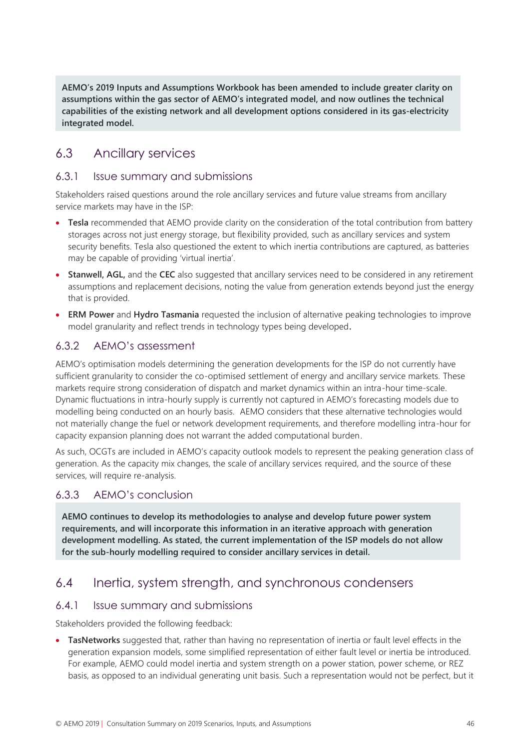**AEMO's 2019 Inputs and Assumptions Workbook has been amended to include greater clarity on assumptions within the gas sector of AEMO's integrated model, and now outlines the technical capabilities of the existing network and all development options considered in its gas-electricity integrated model.**

## 6.3 Ancillary services

### 6.3.1 Issue summary and submissions

Stakeholders raised questions around the role ancillary services and future value streams from ancillary service markets may have in the ISP:

- **Tesla** recommended that AEMO provide clarity on the consideration of the total contribution from battery storages across not just energy storage, but flexibility provided, such as ancillary services and system security benefits. Tesla also questioned the extent to which inertia contributions are captured, as batteries may be capable of providing 'virtual inertia'.
- **Stanwell, AGL,** and the **CEC** also suggested that ancillary services need to be considered in any retirement assumptions and replacement decisions, noting the value from generation extends beyond just the energy that is provided.
- **ERM Power** and **Hydro Tasmania** requested the inclusion of alternative peaking technologies to improve model granularity and reflect trends in technology types being developed**.**

### 6.3.2 AEMO's assessment

AEMO's optimisation models determining the generation developments for the ISP do not currently have sufficient granularity to consider the co-optimised settlement of energy and ancillary service markets. These markets require strong consideration of dispatch and market dynamics within an intra-hour time-scale. Dynamic fluctuations in intra-hourly supply is currently not captured in AEMO's forecasting models due to modelling being conducted on an hourly basis. AEMO considers that these alternative technologies would not materially change the fuel or network development requirements, and therefore modelling intra-hour for capacity expansion planning does not warrant the added computational burden.

As such, OCGTs are included in AEMO's capacity outlook models to represent the peaking generation class of generation. As the capacity mix changes, the scale of ancillary services required, and the source of these services, will require re-analysis.

### 6.3.3 AEMO's conclusion

**AEMO continues to develop its methodologies to analyse and develop future power system requirements, and will incorporate this information in an iterative approach with generation development modelling. As stated, the current implementation of the ISP models do not allow for the sub-hourly modelling required to consider ancillary services in detail.**

## 6.4 Inertia, system strength, and synchronous condensers

### 6.4.1 Issue summary and submissions

Stakeholders provided the following feedback:

- **TasNetworks** suggested that, rather than having no representation of inertia or fault level effects in the generation expansion models, some simplified representation of either fault level or inertia be introduced. For example, AEMO could model inertia and system strength on a power station, power scheme, or REZ basis, as opposed to an individual generating unit basis. Such a representation would not be perfect, but it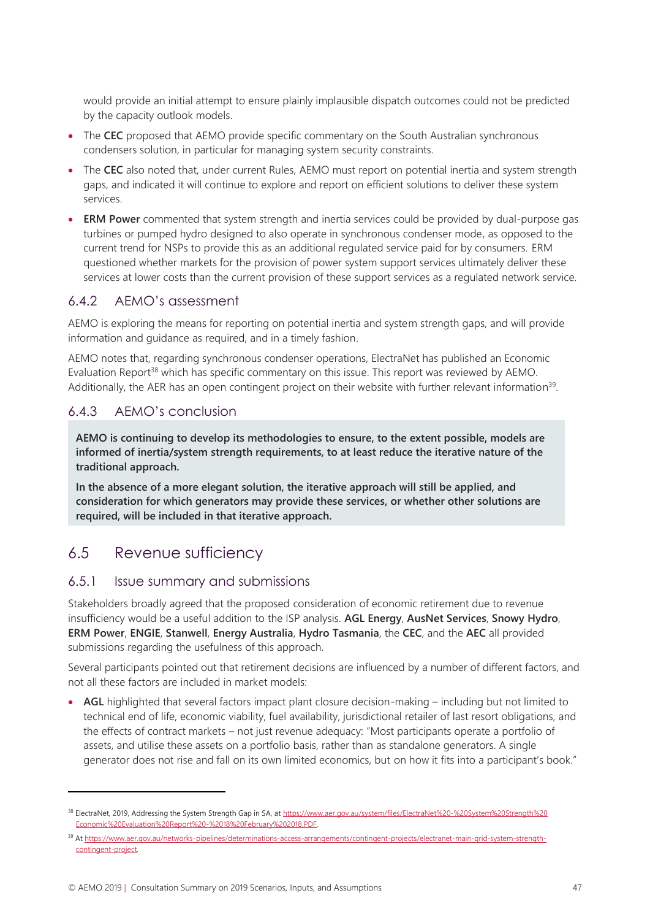would provide an initial attempt to ensure plainly implausible dispatch outcomes could not be predicted by the capacity outlook models.

- The **CEC** proposed that AEMO provide specific commentary on the South Australian synchronous condensers solution, in particular for managing system security constraints.
- The **CEC** also noted that, under current Rules, AEMO must report on potential inertia and system strength gaps, and indicated it will continue to explore and report on efficient solutions to deliver these system services.
- **ERM Power** commented that system strength and inertia services could be provided by dual-purpose gas turbines or pumped hydro designed to also operate in synchronous condenser mode, as opposed to the current trend for NSPs to provide this as an additional regulated service paid for by consumers. ERM questioned whether markets for the provision of power system support services ultimately deliver these services at lower costs than the current provision of these support services as a regulated network service.

### 6.4.2 AEMO's assessment

AEMO is exploring the means for reporting on potential inertia and system strength gaps, and will provide information and guidance as required, and in a timely fashion.

AEMO notes that, regarding synchronous condenser operations, ElectraNet has published an Economic Evaluation Report[38] which has specific commentary on this issue. This report was reviewed by AEMO. Additionally, the AER has an open contingent project on their website with further relevant information[39].

### 6.4.3 AEMO's conclusion

**AEMO is continuing to develop its methodologies to ensure, to the extent possible, models are informed of inertia/system strength requirements, to at least reduce the iterative nature of the traditional approach.**

**In the absence of a more elegant solution, the iterative approach will still be applied, and consideration for which generators may provide these services, or whether other solutions are required, will be included in that iterative approach.**

## 6.5 Revenue sufficiency

### 6.5.1 Issue summary and submissions

Stakeholders broadly agreed that the proposed consideration of economic retirement due to revenue insufficiency would be a useful addition to the ISP analysis. **AGL Energy**, **AusNet Services**, **Snowy Hydro**, **ERM Power**, **ENGIE**, **Stanwell**, **Energy Australia**, **Hydro Tasmania**, the **CEC**, and the **AEC** all provided submissions regarding the usefulness of this approach.

Several participants pointed out that retirement decisions are influenced by a number of different factors, and not all these factors are included in market models:

- **AGL** highlighted that several factors impact plant closure decision-making – including but not limited to technical end of life, economic viability, fuel availability, jurisdictional retailer of last resort obligations, and the effects of contract markets – not just revenue adequacy: "Most participants operate a portfolio of assets, and utilise these assets on a portfolio basis, rather than as standalone generators. A single generator does not rise and fall on its own limited economics, but on how it fits into a participant's book."

---

[38] ElectraNet, 2019, Addressing the System Strength Gap in SA, at https://www.aer.gov.au/system/files/ElectraNet%20-%20System%20Strength%20Economic%20Evaluation%20Report%20-%2018%20February%202018.PDF.

[39] At https://www.aer.gov.au/networks-pipelines/determinations-access-arrangements/contingent-projects/electranet-main-grid-system-strength-contingent-project.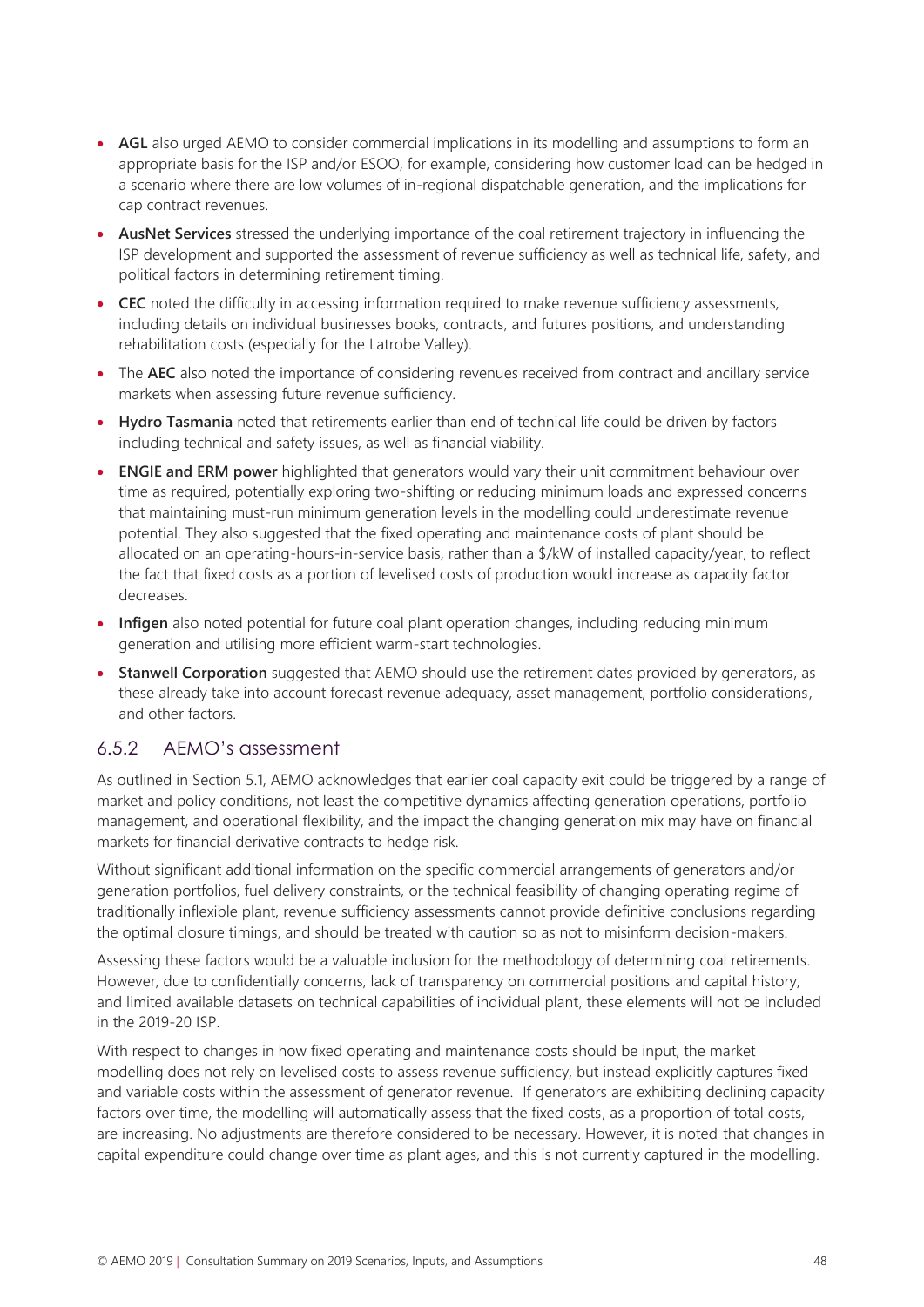- **AGL** also urged AEMO to consider commercial implications in its modelling and assumptions to form an appropriate basis for the ISP and/or ESOO, for example, considering how customer load can be hedged in a scenario where there are low volumes of in-regional dispatchable generation, and the implications for cap contract revenues.
- **AusNet Services** stressed the underlying importance of the coal retirement trajectory in influencing the ISP development and supported the assessment of revenue sufficiency as well as technical life, safety, and political factors in determining retirement timing.
- **CEC** noted the difficulty in accessing information required to make revenue sufficiency assessments, including details on individual businesses books, contracts, and futures positions, and understanding rehabilitation costs (especially for the Latrobe Valley).
- The **AEC** also noted the importance of considering revenues received from contract and ancillary service markets when assessing future revenue sufficiency.
- **Hydro Tasmania** noted that retirements earlier than end of technical life could be driven by factors including technical and safety issues, as well as financial viability.
- **ENGIE and ERM power** highlighted that generators would vary their unit commitment behaviour over time as required, potentially exploring two-shifting or reducing minimum loads and expressed concerns that maintaining must-run minimum generation levels in the modelling could underestimate revenue potential. They also suggested that the fixed operating and maintenance costs of plant should be allocated on an operating-hours-in-service basis, rather than a $/kW of installed capacity/year, to reflect the fact that fixed costs as a portion of levelised costs of production would increase as capacity factor decreases.
- **Infigen** also noted potential for future coal plant operation changes, including reducing minimum generation and utilising more efficient warm-start technologies.
- **Stanwell Corporation** suggested that AEMO should use the retirement dates provided by generators, as these already take into account forecast revenue adequacy, asset management, portfolio considerations, and other factors.

### 6.5.2 AEMO's assessment

As outlined in Section 5.1, AEMO acknowledges that earlier coal capacity exit could be triggered by a range of market and policy conditions, not least the competitive dynamics affecting generation operations, portfolio management, and operational flexibility, and the impact the changing generation mix may have on financial markets for financial derivative contracts to hedge risk.

Without significant additional information on the specific commercial arrangements of generators and/or generation portfolios, fuel delivery constraints, or the technical feasibility of changing operating regime of traditionally inflexible plant, revenue sufficiency assessments cannot provide definitive conclusions regarding the optimal closure timings, and should be treated with caution so as not to misinform decision-makers.

Assessing these factors would be a valuable inclusion for the methodology of determining coal retirements. However, due to confidentially concerns, lack of transparency on commercial positions and capital history, and limited available datasets on technical capabilities of individual plant, these elements will not be included in the 2019-20 ISP.

With respect to changes in how fixed operating and maintenance costs should be input, the market modelling does not rely on levelised costs to assess revenue sufficiency, but instead explicitly captures fixed and variable costs within the assessment of generator revenue. If generators are exhibiting declining capacity factors over time, the modelling will automatically assess that the fixed costs, as a proportion of total costs, are increasing. No adjustments are therefore considered to be necessary. However, it is noted that changes in capital expenditure could change over time as plant ages, and this is not currently captured in the modelling.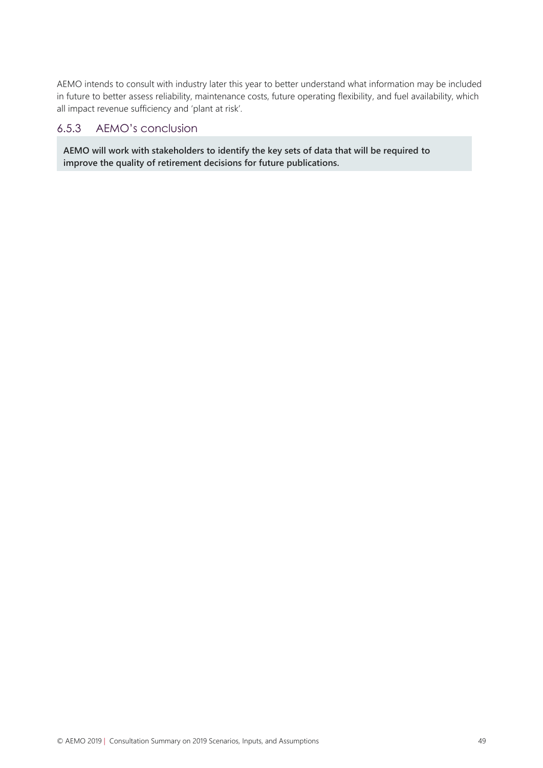AEMO intends to consult with industry later this year to better understand what information may be included in future to better assess reliability, maintenance costs, future operating flexibility, and fuel availability, which all impact revenue sufficiency and 'plant at risk'.

### 6.5.3 AEMO's conclusion

**AEMO will work with stakeholders to identify the key sets of data that will be required to improve the quality of retirement decisions for future publications.**